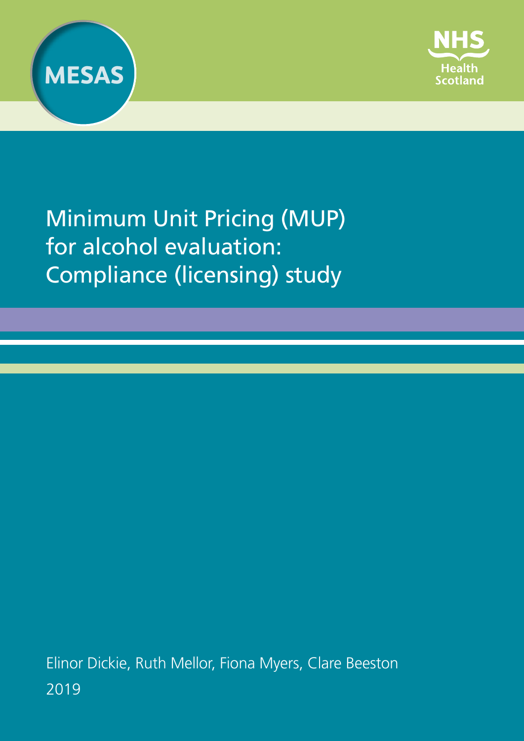MESAS

NHS Health Scotland

# Minimum Unit Pricing (MUP) for alcohol evaluation: Compliance (licensing) study

Elinor Dickie, Ruth Mellor, Fiona Myers, Clare Beeston

2019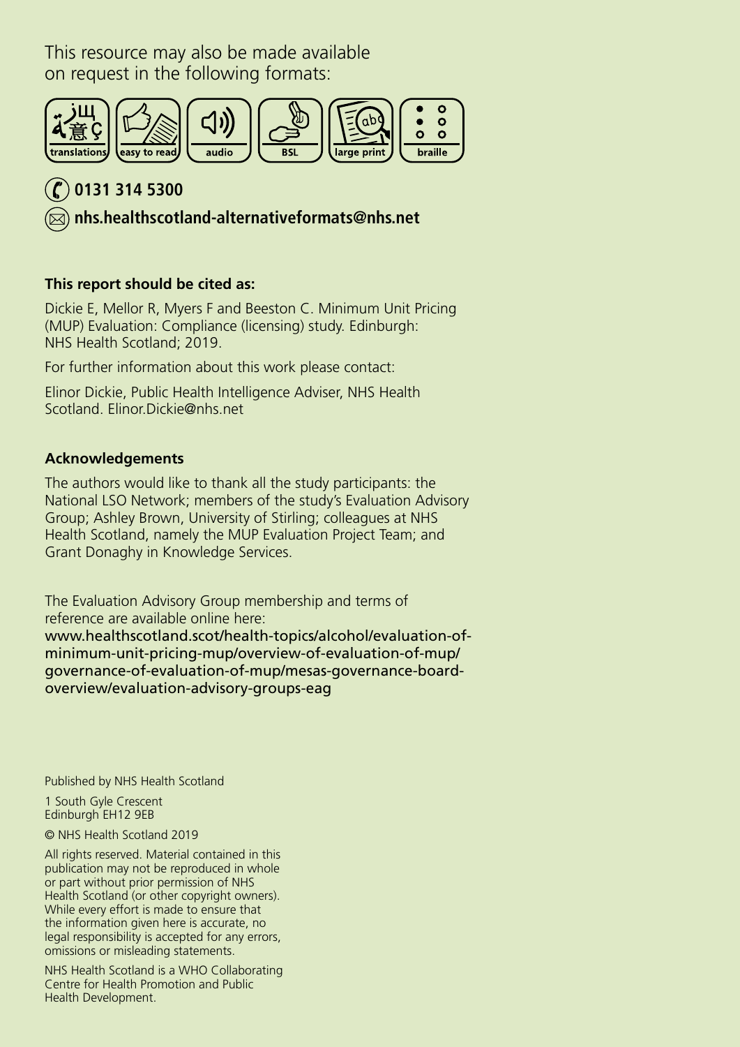This resource may also be made available on request in the following formats:

translations | easy to read | audio | BSL | large print | braille

**0131 314 5300**

**nhs.healthscotland-alternativeformats@nhs.net**

**This report should be cited as:**

Dickie E, Mellor R, Myers F and Beeston C. Minimum Unit Pricing (MUP) Evaluation: Compliance (licensing) study. Edinburgh: NHS Health Scotland; 2019.

For further information about this work please contact:

Elinor Dickie, Public Health Intelligence Adviser, NHS Health Scotland. Elinor.Dickie@nhs.net

**Acknowledgements**

The authors would like to thank all the study participants: the National LSO Network; members of the study's Evaluation Advisory Group; Ashley Brown, University of Stirling; colleagues at NHS Health Scotland, namely the MUP Evaluation Project Team; and Grant Donaghy in Knowledge Services.

The Evaluation Advisory Group membership and terms of reference are available online here:
www.healthscotland.scot/health-topics/alcohol/evaluation-of-minimum-unit-pricing-mup/overview-of-evaluation-of-mup/governance-of-evaluation-of-mup/mesas-governance-board-overview/evaluation-advisory-groups-eag

Published by NHS Health Scotland

1 South Gyle Crescent
Edinburgh EH12 9EB

© NHS Health Scotland 2019

All rights reserved. Material contained in this publication may not be reproduced in whole or part without prior permission of NHS Health Scotland (or other copyright owners). While every effort is made to ensure that the information given here is accurate, no legal responsibility is accepted for any errors, omissions or misleading statements.

NHS Health Scotland is a WHO Collaborating Centre for Health Promotion and Public Health Development.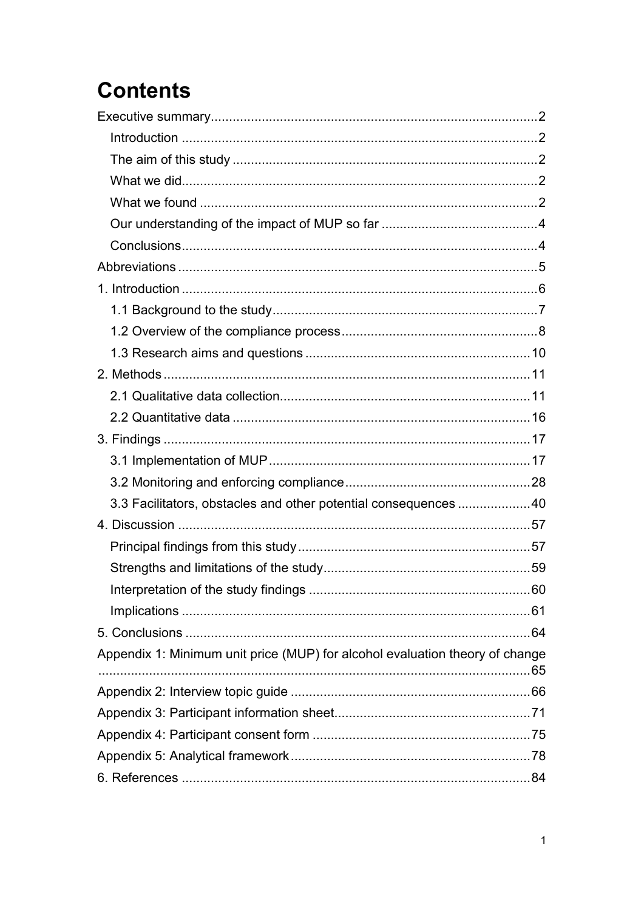# Contents

Executive summary ... 2

- Introduction ... 2
- The aim of this study ... 2
- What we did ... 2
- What we found ... 2
- Our understanding of the impact of MUP so far ... 4
- Conclusions ... 4

Abbreviations ... 5

1. Introduction ... 6
   - 1.1 Background to the study ... 7
   - 1.2 Overview of the compliance process ... 8
   - 1.3 Research aims and questions ... 10
2. Methods ... 11
   - 2.1 Qualitative data collection ... 11
   - 2.2 Quantitative data ... 16
3. Findings ... 17
   - 3.1 Implementation of MUP ... 17
   - 3.2 Monitoring and enforcing compliance ... 28
   - 3.3 Facilitators, obstacles and other potential consequences ... 40
4. Discussion ... 57
   - Principal findings from this study ... 57
   - Strengths and limitations of the study ... 59
   - Interpretation of the study findings ... 60
   - Implications ... 61
5. Conclusions ... 64

Appendix 1: Minimum unit price (MUP) for alcohol evaluation theory of change ... 65

Appendix 2: Interview topic guide ... 66

Appendix 3: Participant information sheet ... 71

Appendix 4: Participant consent form ... 75

Appendix 5: Analytical framework ... 78

6. References ... 84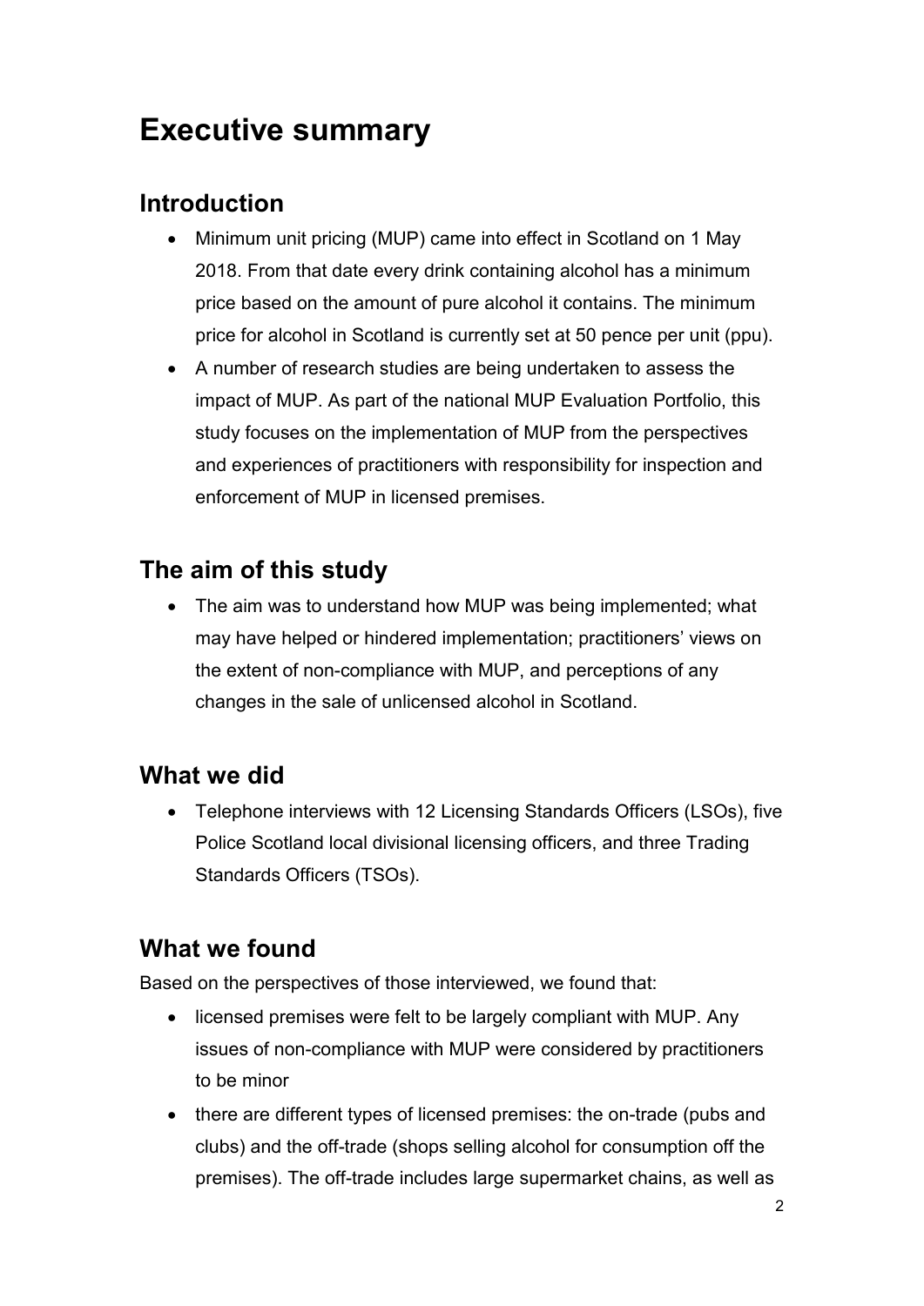# Executive summary

## Introduction

- Minimum unit pricing (MUP) came into effect in Scotland on 1 May 2018. From that date every drink containing alcohol has a minimum price based on the amount of pure alcohol it contains. The minimum price for alcohol in Scotland is currently set at 50 pence per unit (ppu).
- A number of research studies are being undertaken to assess the impact of MUP. As part of the national MUP Evaluation Portfolio, this study focuses on the implementation of MUP from the perspectives and experiences of practitioners with responsibility for inspection and enforcement of MUP in licensed premises.

## The aim of this study

- The aim was to understand how MUP was being implemented; what may have helped or hindered implementation; practitioners' views on the extent of non-compliance with MUP, and perceptions of any changes in the sale of unlicensed alcohol in Scotland.

## What we did

- Telephone interviews with 12 Licensing Standards Officers (LSOs), five Police Scotland local divisional licensing officers, and three Trading Standards Officers (TSOs).

## What we found

Based on the perspectives of those interviewed, we found that:

- licensed premises were felt to be largely compliant with MUP. Any issues of non-compliance with MUP were considered by practitioners to be minor
- there are different types of licensed premises: the on-trade (pubs and clubs) and the off-trade (shops selling alcohol for consumption off the premises). The off-trade includes large supermarket chains, as well as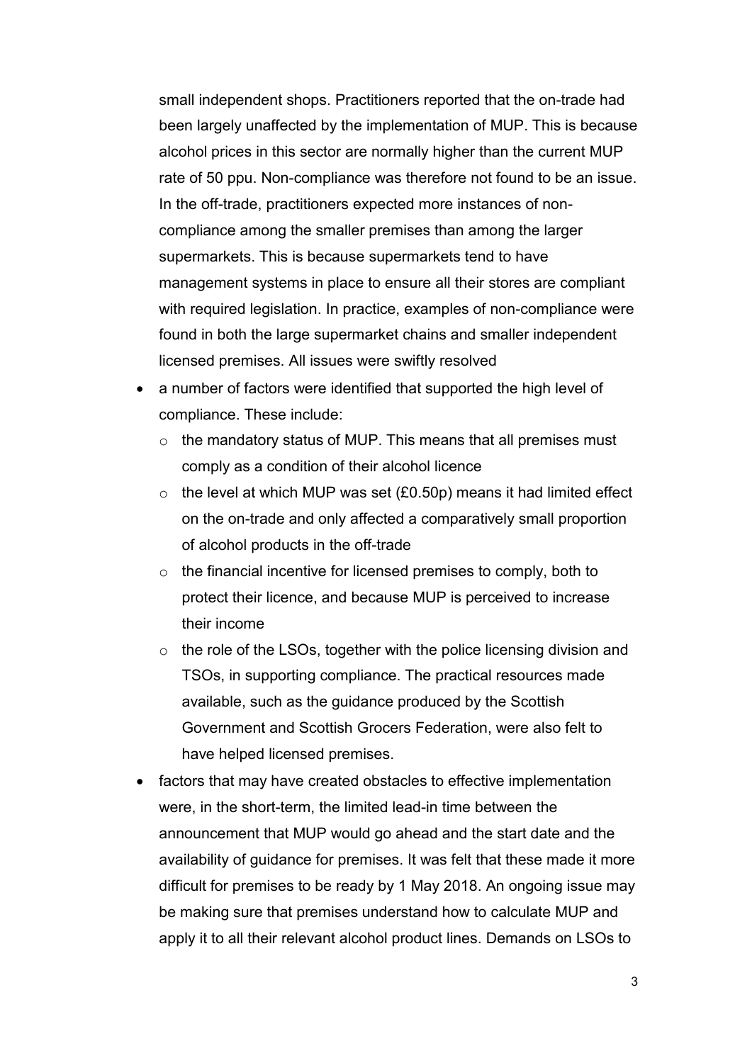small independent shops. Practitioners reported that the on-trade had been largely unaffected by the implementation of MUP. This is because alcohol prices in this sector are normally higher than the current MUP rate of 50 ppu. Non-compliance was therefore not found to be an issue. In the off-trade, practitioners expected more instances of non-compliance among the smaller premises than among the larger supermarkets. This is because supermarkets tend to have management systems in place to ensure all their stores are compliant with required legislation. In practice, examples of non-compliance were found in both the large supermarket chains and smaller independent licensed premises. All issues were swiftly resolved

- a number of factors were identified that supported the high level of compliance. These include:
  - the mandatory status of MUP. This means that all premises must comply as a condition of their alcohol licence
  - the level at which MUP was set (£0.50p) means it had limited effect on the on-trade and only affected a comparatively small proportion of alcohol products in the off-trade
  - the financial incentive for licensed premises to comply, both to protect their licence, and because MUP is perceived to increase their income
  - the role of the LSOs, together with the police licensing division and TSOs, in supporting compliance. The practical resources made available, such as the guidance produced by the Scottish Government and Scottish Grocers Federation, were also felt to have helped licensed premises.
- factors that may have created obstacles to effective implementation were, in the short-term, the limited lead-in time between the announcement that MUP would go ahead and the start date and the availability of guidance for premises. It was felt that these made it more difficult for premises to be ready by 1 May 2018. An ongoing issue may be making sure that premises understand how to calculate MUP and apply it to all their relevant alcohol product lines. Demands on LSOs to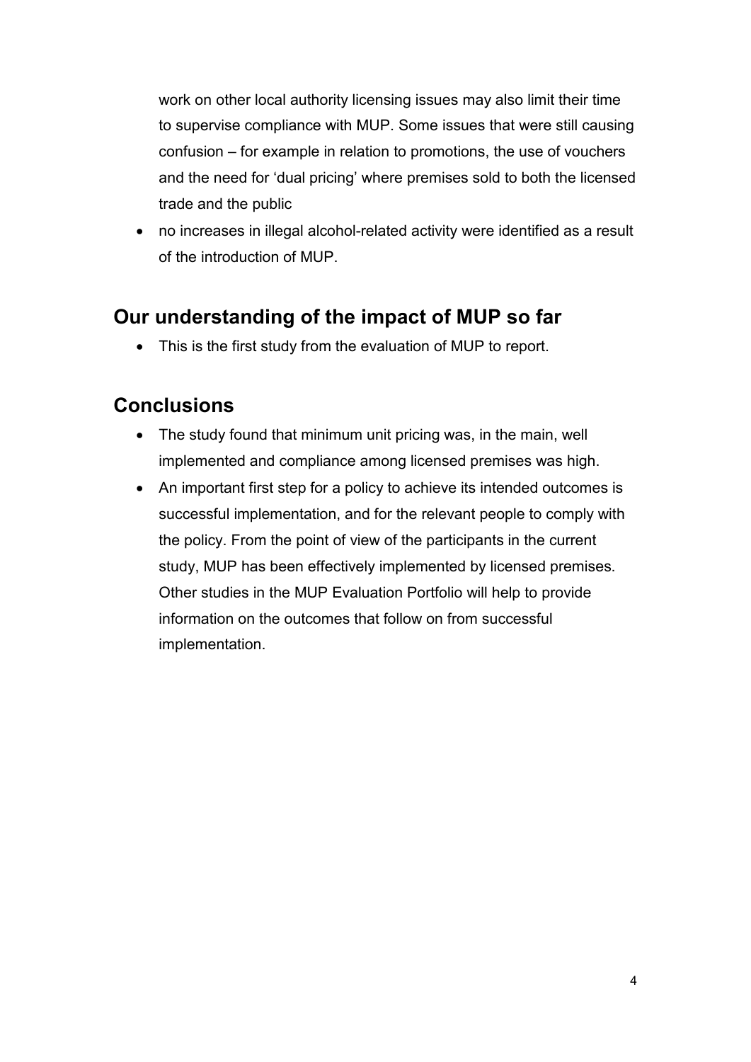work on other local authority licensing issues may also limit their time to supervise compliance with MUP. Some issues that were still causing confusion – for example in relation to promotions, the use of vouchers and the need for 'dual pricing' where premises sold to both the licensed trade and the public

- no increases in illegal alcohol-related activity were identified as a result of the introduction of MUP.

## Our understanding of the impact of MUP so far

- This is the first study from the evaluation of MUP to report.

## Conclusions

- The study found that minimum unit pricing was, in the main, well implemented and compliance among licensed premises was high.
- An important first step for a policy to achieve its intended outcomes is successful implementation, and for the relevant people to comply with the policy. From the point of view of the participants in the current study, MUP has been effectively implemented by licensed premises. Other studies in the MUP Evaluation Portfolio will help to provide information on the outcomes that follow on from successful implementation.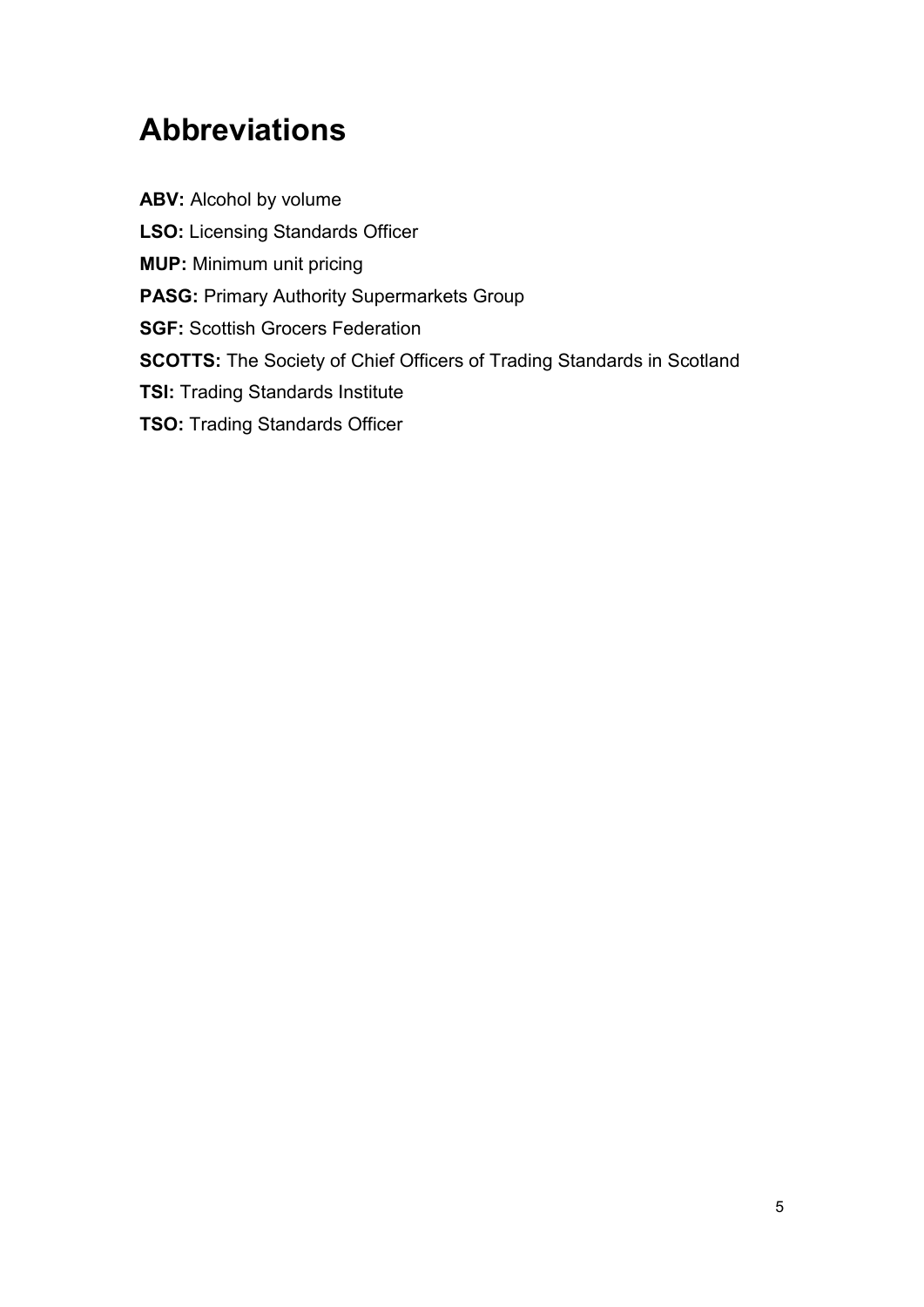# Abbreviations

**ABV:** Alcohol by volume

**LSO:** Licensing Standards Officer

**MUP:** Minimum unit pricing

**PASG:** Primary Authority Supermarkets Group

**SGF:** Scottish Grocers Federation

**SCOTTS:** The Society of Chief Officers of Trading Standards in Scotland

**TSI:** Trading Standards Institute

**TSO:** Trading Standards Officer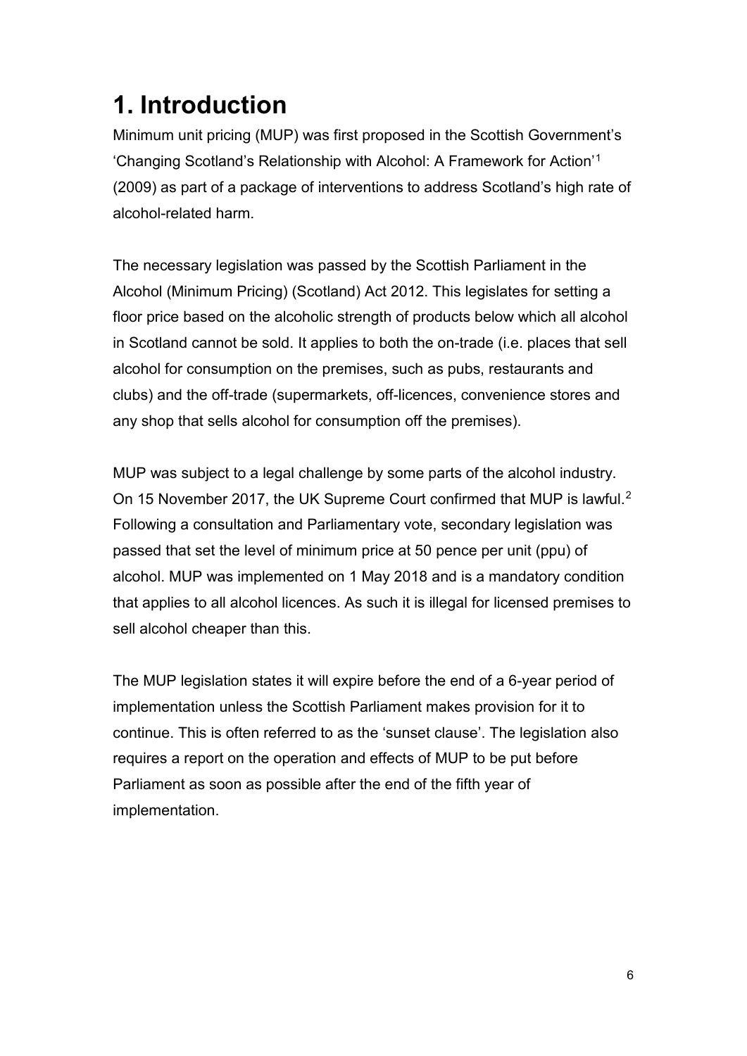# 1. Introduction

Minimum unit pricing (MUP) was first proposed in the Scottish Government's 'Changing Scotland's Relationship with Alcohol: A Framework for Action'[1] (2009) as part of a package of interventions to address Scotland's high rate of alcohol-related harm.

The necessary legislation was passed by the Scottish Parliament in the Alcohol (Minimum Pricing) (Scotland) Act 2012. This legislates for setting a floor price based on the alcoholic strength of products below which all alcohol in Scotland cannot be sold. It applies to both the on-trade (i.e. places that sell alcohol for consumption on the premises, such as pubs, restaurants and clubs) and the off-trade (supermarkets, off-licences, convenience stores and any shop that sells alcohol for consumption off the premises).

MUP was subject to a legal challenge by some parts of the alcohol industry. On 15 November 2017, the UK Supreme Court confirmed that MUP is lawful.[2] Following a consultation and Parliamentary vote, secondary legislation was passed that set the level of minimum price at 50 pence per unit (ppu) of alcohol. MUP was implemented on 1 May 2018 and is a mandatory condition that applies to all alcohol licences. As such it is illegal for licensed premises to sell alcohol cheaper than this.

The MUP legislation states it will expire before the end of a 6-year period of implementation unless the Scottish Parliament makes provision for it to continue. This is often referred to as the 'sunset clause'. The legislation also requires a report on the operation and effects of MUP to be put before Parliament as soon as possible after the end of the fifth year of implementation.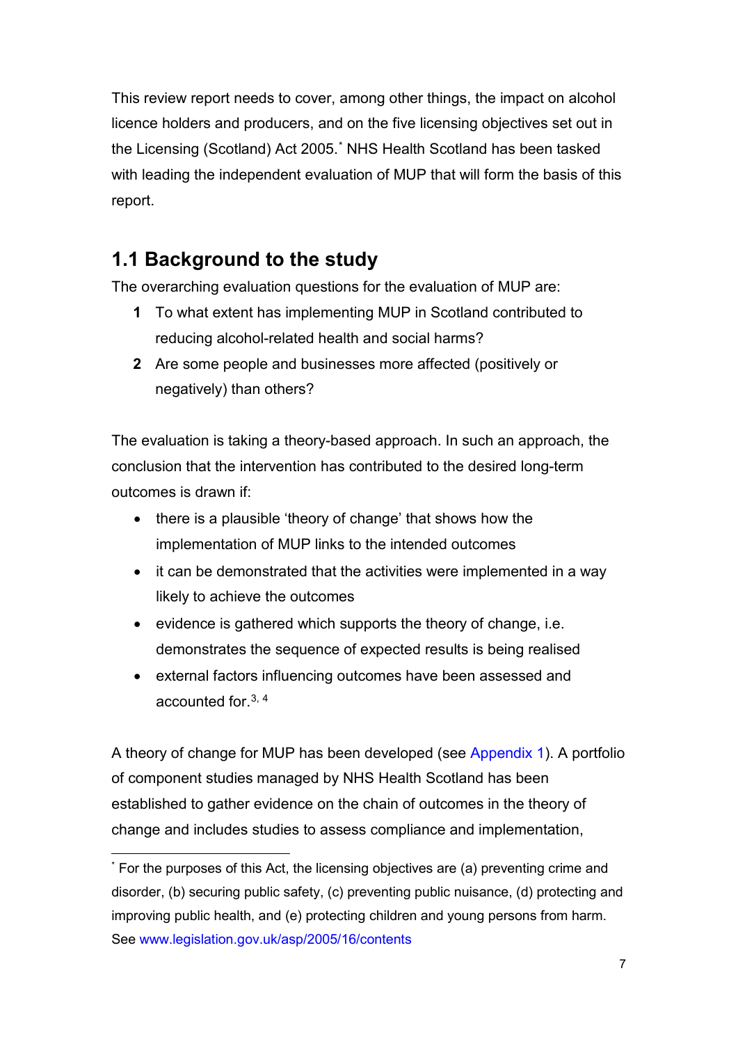This review report needs to cover, among other things, the impact on alcohol licence holders and producers, and on the five licensing objectives set out in the Licensing (Scotland) Act 2005.[*] NHS Health Scotland has been tasked with leading the independent evaluation of MUP that will form the basis of this report.

## 1.1 Background to the study

The overarching evaluation questions for the evaluation of MUP are:

1. To what extent has implementing MUP in Scotland contributed to reducing alcohol-related health and social harms?
2. Are some people and businesses more affected (positively or negatively) than others?

The evaluation is taking a theory-based approach. In such an approach, the conclusion that the intervention has contributed to the desired long-term outcomes is drawn if:

- there is a plausible 'theory of change' that shows how the implementation of MUP links to the intended outcomes
- it can be demonstrated that the activities were implemented in a way likely to achieve the outcomes
- evidence is gathered which supports the theory of change, i.e. demonstrates the sequence of expected results is being realised
- external factors influencing outcomes have been assessed and accounted for.[3, 4]

A theory of change for MUP has been developed (see Appendix 1). A portfolio of component studies managed by NHS Health Scotland has been established to gather evidence on the chain of outcomes in the theory of change and includes studies to assess compliance and implementation,

---

[*] For the purposes of this Act, the licensing objectives are (a) preventing crime and disorder, (b) securing public safety, (c) preventing public nuisance, (d) protecting and improving public health, and (e) protecting children and young persons from harm. See www.legislation.gov.uk/asp/2005/16/contents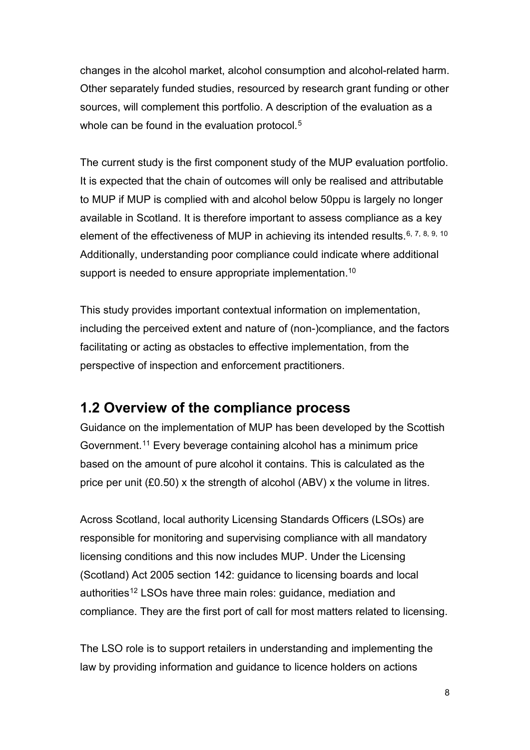changes in the alcohol market, alcohol consumption and alcohol-related harm. Other separately funded studies, resourced by research grant funding or other sources, will complement this portfolio. A description of the evaluation as a whole can be found in the evaluation protocol.[5]

The current study is the first component study of the MUP evaluation portfolio. It is expected that the chain of outcomes will only be realised and attributable to MUP if MUP is complied with and alcohol below 50ppu is largely no longer available in Scotland. It is therefore important to assess compliance as a key element of the effectiveness of MUP in achieving its intended results.[6, 7, 8, 9, 10] Additionally, understanding poor compliance could indicate where additional support is needed to ensure appropriate implementation.[10]

This study provides important contextual information on implementation, including the perceived extent and nature of (non-)compliance, and the factors facilitating or acting as obstacles to effective implementation, from the perspective of inspection and enforcement practitioners.

## 1.2 Overview of the compliance process

Guidance on the implementation of MUP has been developed by the Scottish Government.[11] Every beverage containing alcohol has a minimum price based on the amount of pure alcohol it contains. This is calculated as the price per unit (£0.50) x the strength of alcohol (ABV) x the volume in litres.

Across Scotland, local authority Licensing Standards Officers (LSOs) are responsible for monitoring and supervising compliance with all mandatory licensing conditions and this now includes MUP. Under the Licensing (Scotland) Act 2005 section 142: guidance to licensing boards and local authorities[12] LSOs have three main roles: guidance, mediation and compliance. They are the first port of call for most matters related to licensing.

The LSO role is to support retailers in understanding and implementing the law by providing information and guidance to licence holders on actions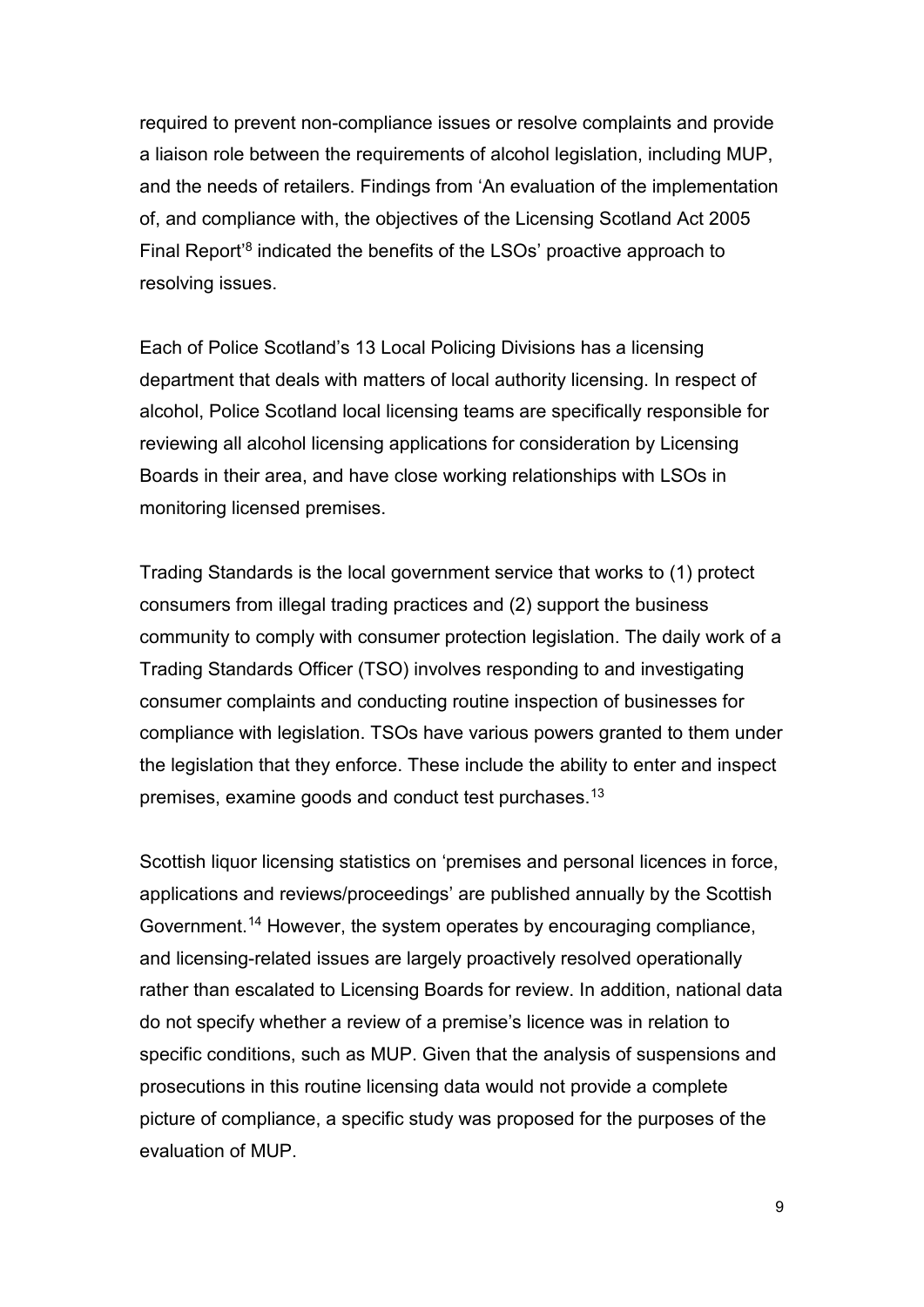required to prevent non-compliance issues or resolve complaints and provide a liaison role between the requirements of alcohol legislation, including MUP, and the needs of retailers. Findings from 'An evaluation of the implementation of, and compliance with, the objectives of the Licensing Scotland Act 2005 Final Report'[8] indicated the benefits of the LSOs' proactive approach to resolving issues.

Each of Police Scotland's 13 Local Policing Divisions has a licensing department that deals with matters of local authority licensing. In respect of alcohol, Police Scotland local licensing teams are specifically responsible for reviewing all alcohol licensing applications for consideration by Licensing Boards in their area, and have close working relationships with LSOs in monitoring licensed premises.

Trading Standards is the local government service that works to (1) protect consumers from illegal trading practices and (2) support the business community to comply with consumer protection legislation. The daily work of a Trading Standards Officer (TSO) involves responding to and investigating consumer complaints and conducting routine inspection of businesses for compliance with legislation. TSOs have various powers granted to them under the legislation that they enforce. These include the ability to enter and inspect premises, examine goods and conduct test purchases.[13]

Scottish liquor licensing statistics on 'premises and personal licences in force, applications and reviews/proceedings' are published annually by the Scottish Government.[14] However, the system operates by encouraging compliance, and licensing-related issues are largely proactively resolved operationally rather than escalated to Licensing Boards for review. In addition, national data do not specify whether a review of a premise's licence was in relation to specific conditions, such as MUP. Given that the analysis of suspensions and prosecutions in this routine licensing data would not provide a complete picture of compliance, a specific study was proposed for the purposes of the evaluation of MUP.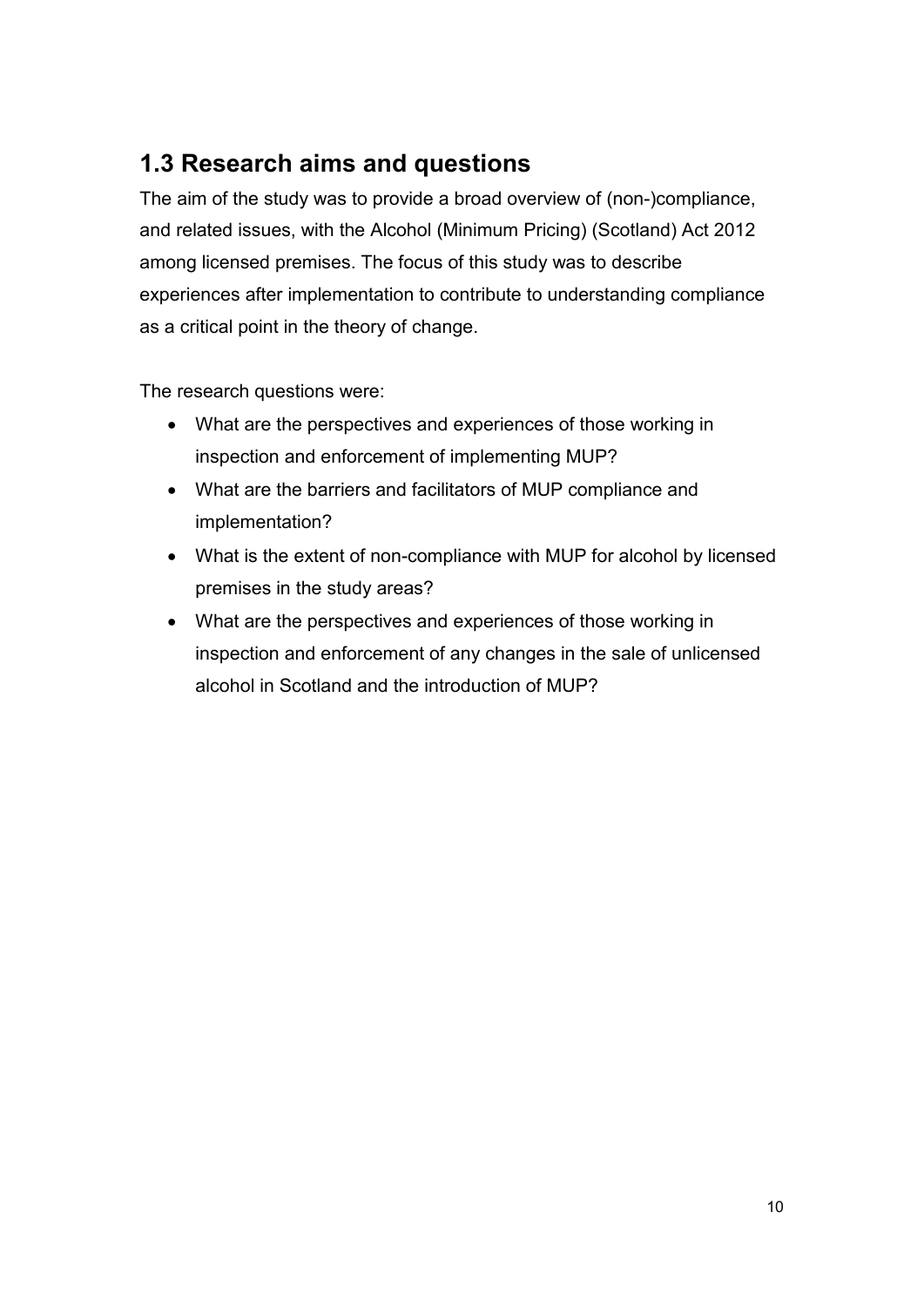## 1.3 Research aims and questions

The aim of the study was to provide a broad overview of (non-)compliance, and related issues, with the Alcohol (Minimum Pricing) (Scotland) Act 2012 among licensed premises. The focus of this study was to describe experiences after implementation to contribute to understanding compliance as a critical point in the theory of change.

The research questions were:

- What are the perspectives and experiences of those working in inspection and enforcement of implementing MUP?
- What are the barriers and facilitators of MUP compliance and implementation?
- What is the extent of non-compliance with MUP for alcohol by licensed premises in the study areas?
- What are the perspectives and experiences of those working in inspection and enforcement of any changes in the sale of unlicensed alcohol in Scotland and the introduction of MUP?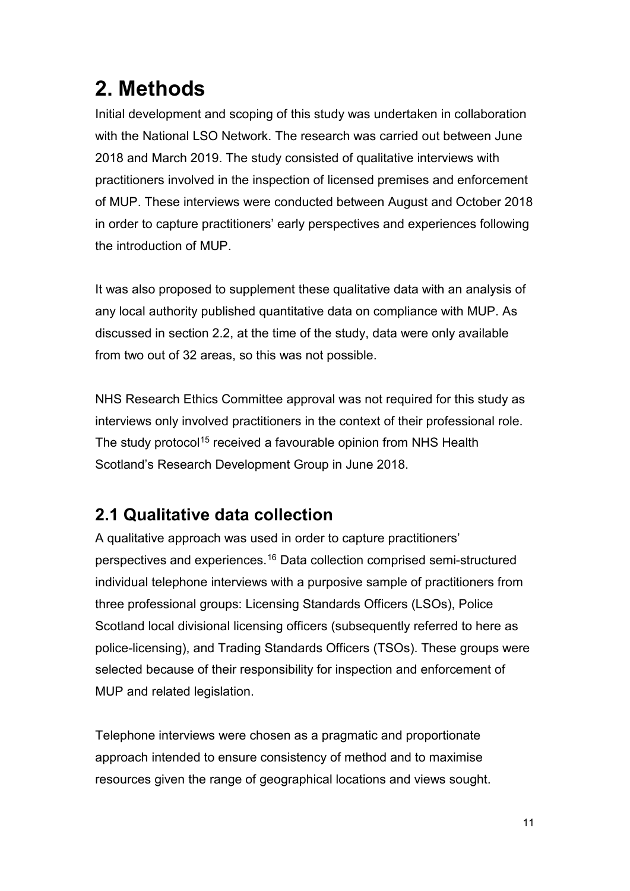# 2. Methods

Initial development and scoping of this study was undertaken in collaboration with the National LSO Network. The research was carried out between June 2018 and March 2019. The study consisted of qualitative interviews with practitioners involved in the inspection of licensed premises and enforcement of MUP. These interviews were conducted between August and October 2018 in order to capture practitioners' early perspectives and experiences following the introduction of MUP.

It was also proposed to supplement these qualitative data with an analysis of any local authority published quantitative data on compliance with MUP. As discussed in section 2.2, at the time of the study, data were only available from two out of 32 areas, so this was not possible.

NHS Research Ethics Committee approval was not required for this study as interviews only involved practitioners in the context of their professional role. The study protocol[15] received a favourable opinion from NHS Health Scotland's Research Development Group in June 2018.

## 2.1 Qualitative data collection

A qualitative approach was used in order to capture practitioners' perspectives and experiences.[16] Data collection comprised semi-structured individual telephone interviews with a purposive sample of practitioners from three professional groups: Licensing Standards Officers (LSOs), Police Scotland local divisional licensing officers (subsequently referred to here as police-licensing), and Trading Standards Officers (TSOs). These groups were selected because of their responsibility for inspection and enforcement of MUP and related legislation.

Telephone interviews were chosen as a pragmatic and proportionate approach intended to ensure consistency of method and to maximise resources given the range of geographical locations and views sought.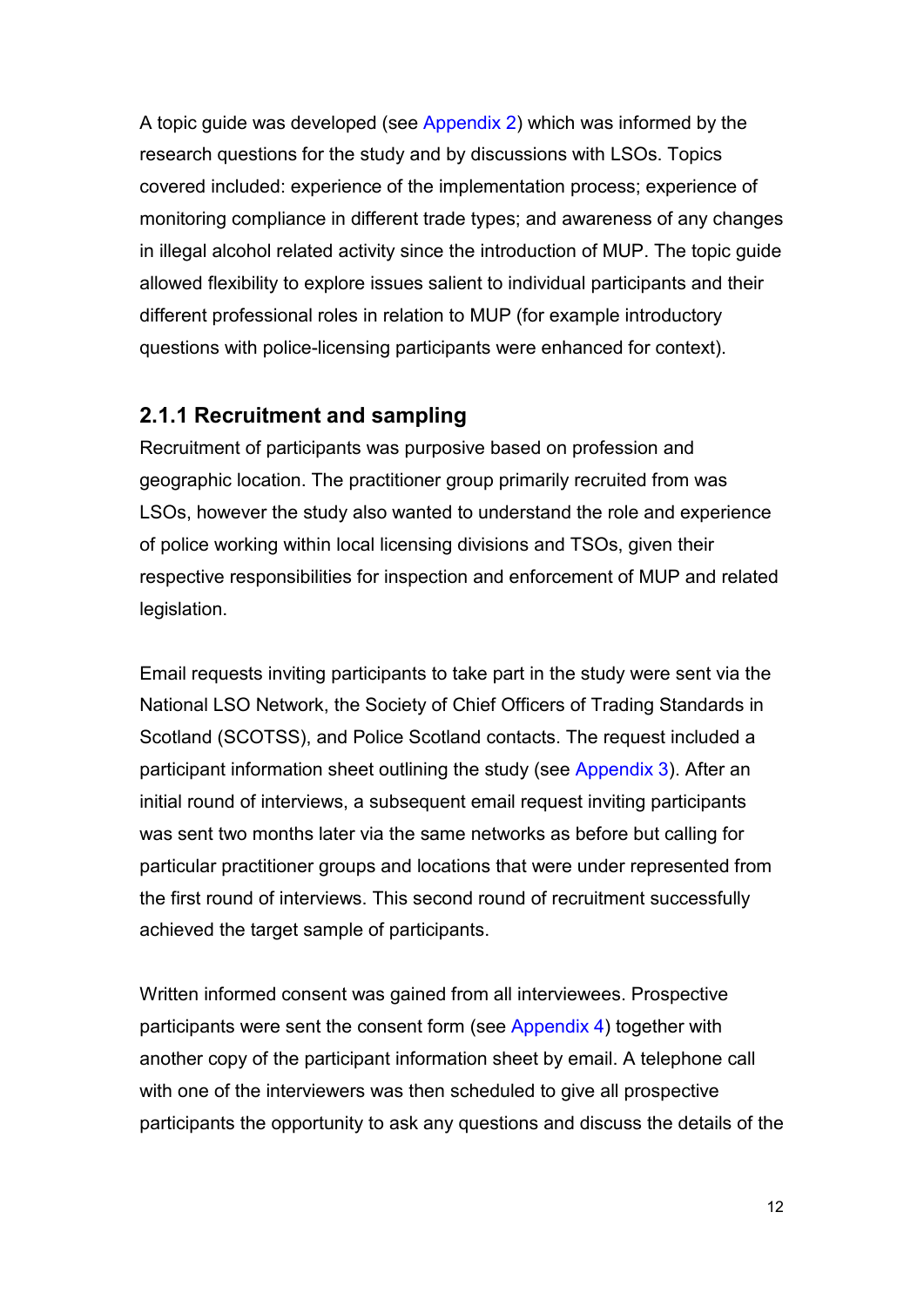A topic guide was developed (see Appendix 2) which was informed by the research questions for the study and by discussions with LSOs. Topics covered included: experience of the implementation process; experience of monitoring compliance in different trade types; and awareness of any changes in illegal alcohol related activity since the introduction of MUP. The topic guide allowed flexibility to explore issues salient to individual participants and their different professional roles in relation to MUP (for example introductory questions with police-licensing participants were enhanced for context).

### 2.1.1 Recruitment and sampling

Recruitment of participants was purposive based on profession and geographic location. The practitioner group primarily recruited from was LSOs, however the study also wanted to understand the role and experience of police working within local licensing divisions and TSOs, given their respective responsibilities for inspection and enforcement of MUP and related legislation.

Email requests inviting participants to take part in the study were sent via the National LSO Network, the Society of Chief Officers of Trading Standards in Scotland (SCOTSS), and Police Scotland contacts. The request included a participant information sheet outlining the study (see Appendix 3). After an initial round of interviews, a subsequent email request inviting participants was sent two months later via the same networks as before but calling for particular practitioner groups and locations that were under represented from the first round of interviews. This second round of recruitment successfully achieved the target sample of participants.

Written informed consent was gained from all interviewees. Prospective participants were sent the consent form (see Appendix 4) together with another copy of the participant information sheet by email. A telephone call with one of the interviewers was then scheduled to give all prospective participants the opportunity to ask any questions and discuss the details of the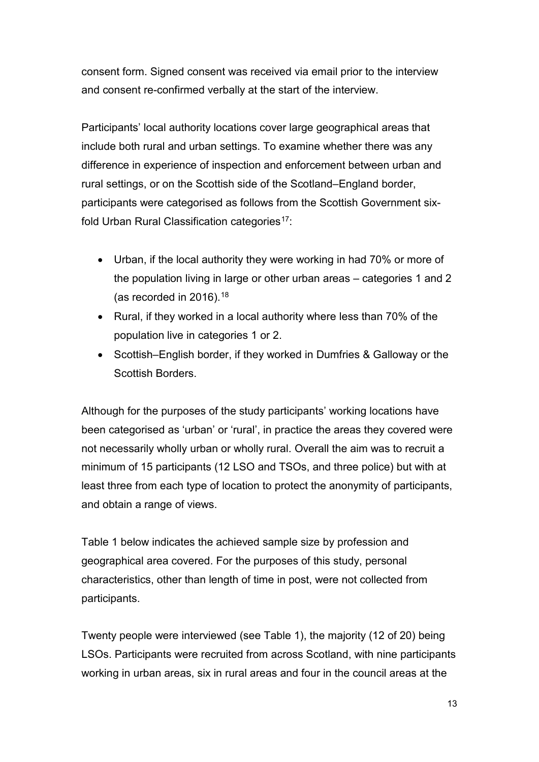consent form. Signed consent was received via email prior to the interview and consent re-confirmed verbally at the start of the interview.

Participants' local authority locations cover large geographical areas that include both rural and urban settings. To examine whether there was any difference in experience of inspection and enforcement between urban and rural settings, or on the Scottish side of the Scotland–England border, participants were categorised as follows from the Scottish Government six-fold Urban Rural Classification categories[17]:

- Urban, if the local authority they were working in had 70% or more of the population living in large or other urban areas – categories 1 and 2 (as recorded in 2016).[18]
- Rural, if they worked in a local authority where less than 70% of the population live in categories 1 or 2.
- Scottish–English border, if they worked in Dumfries & Galloway or the Scottish Borders.

Although for the purposes of the study participants' working locations have been categorised as 'urban' or 'rural', in practice the areas they covered were not necessarily wholly urban or wholly rural. Overall the aim was to recruit a minimum of 15 participants (12 LSO and TSOs, and three police) but with at least three from each type of location to protect the anonymity of participants, and obtain a range of views.

Table 1 below indicates the achieved sample size by profession and geographical area covered. For the purposes of this study, personal characteristics, other than length of time in post, were not collected from participants.

Twenty people were interviewed (see Table 1), the majority (12 of 20) being LSOs. Participants were recruited from across Scotland, with nine participants working in urban areas, six in rural areas and four in the council areas at the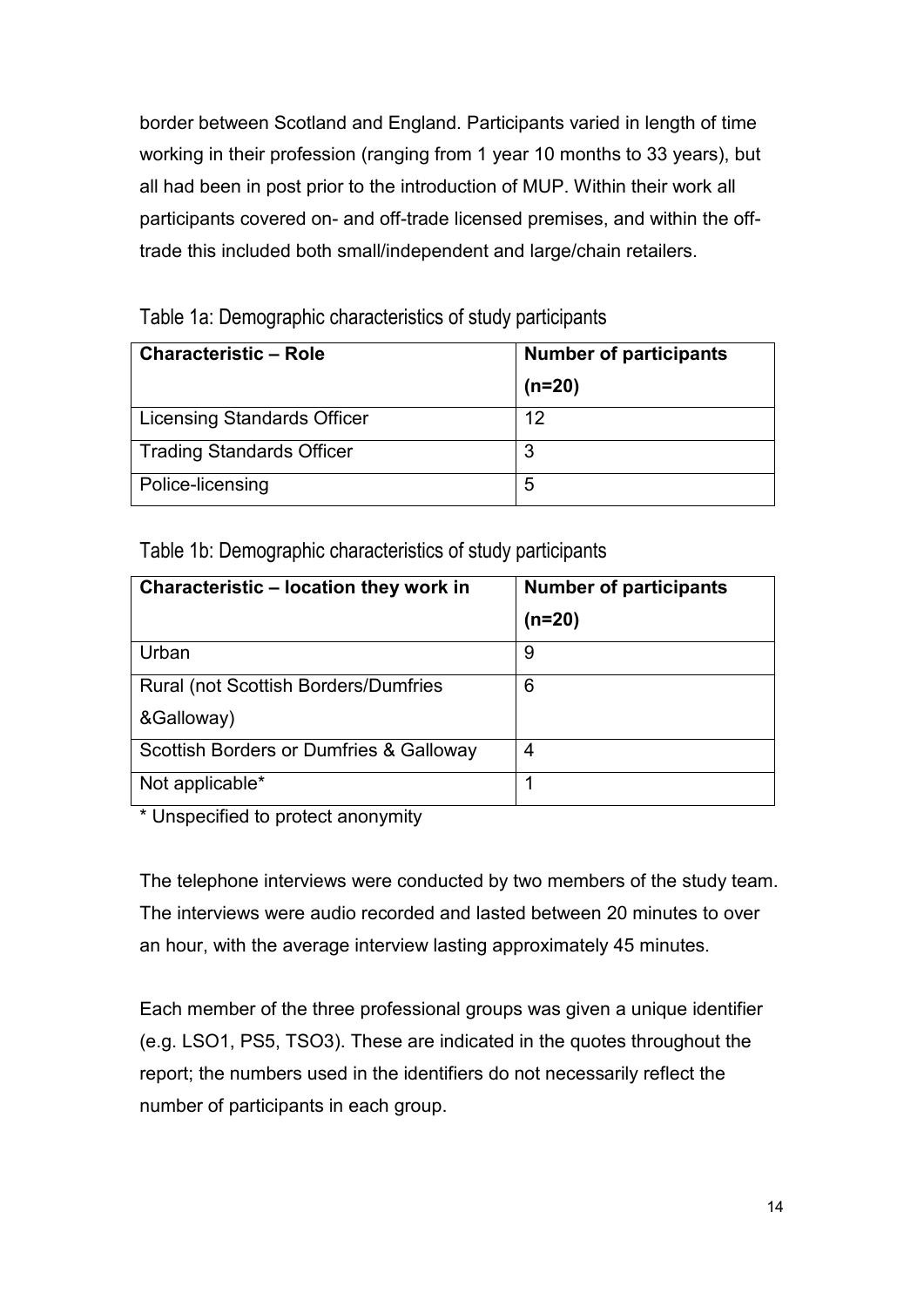border between Scotland and England. Participants varied in length of time working in their profession (ranging from 1 year 10 months to 33 years), but all had been in post prior to the introduction of MUP. Within their work all participants covered on- and off-trade licensed premises, and within the off-trade this included both small/independent and large/chain retailers.

Table 1a: Demographic characteristics of study participants

| Characteristic – Role | Number of participants (n=20) |
|---|---|
| Licensing Standards Officer | 12 |
| Trading Standards Officer | 3 |
| Police-licensing | 5 |

Table 1b: Demographic characteristics of study participants

| Characteristic – location they work in | Number of participants (n=20) |
|---|---|
| Urban | 9 |
| Rural (not Scottish Borders/Dumfries &Galloway) | 6 |
| Scottish Borders or Dumfries & Galloway | 4 |
| Not applicable* | 1 |

\* Unspecified to protect anonymity

The telephone interviews were conducted by two members of the study team. The interviews were audio recorded and lasted between 20 minutes to over an hour, with the average interview lasting approximately 45 minutes.

Each member of the three professional groups was given a unique identifier (e.g. LSO1, PS5, TSO3). These are indicated in the quotes throughout the report; the numbers used in the identifiers do not necessarily reflect the number of participants in each group.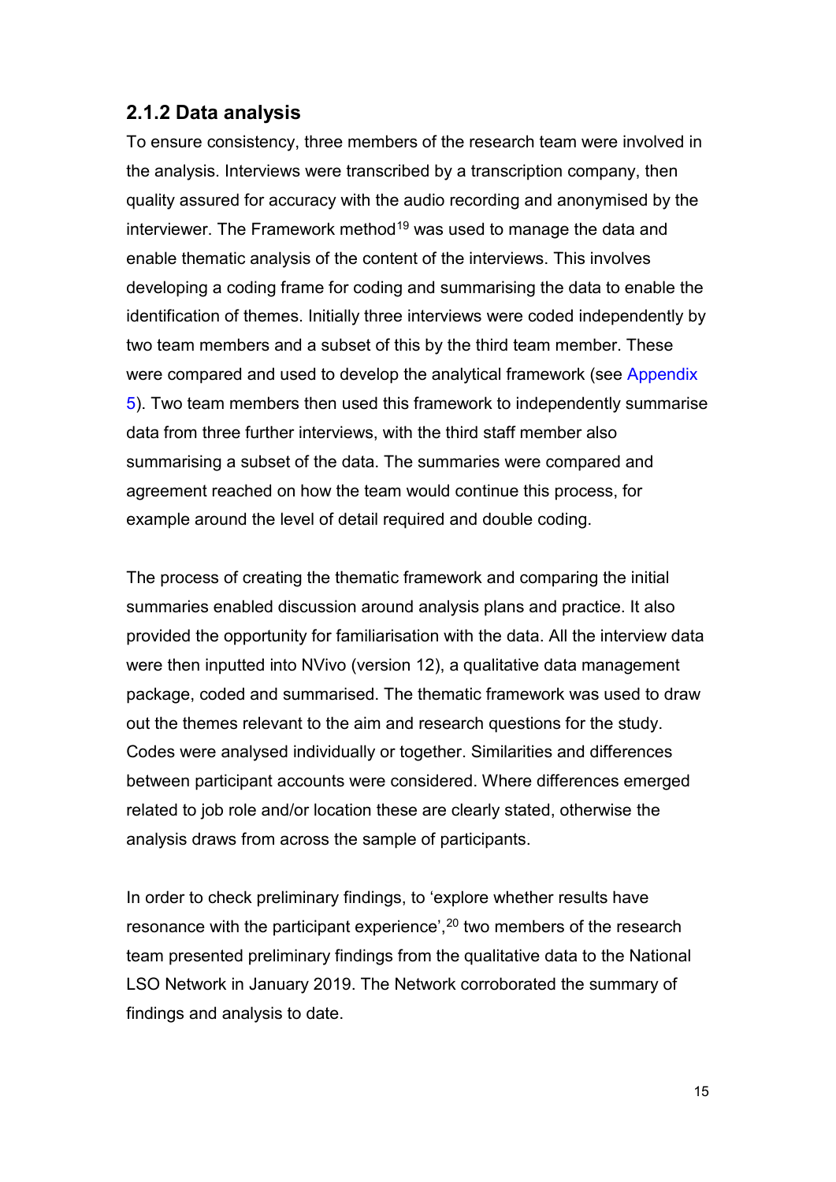### 2.1.2 Data analysis

To ensure consistency, three members of the research team were involved in the analysis. Interviews were transcribed by a transcription company, then quality assured for accuracy with the audio recording and anonymised by the interviewer. The Framework method[19] was used to manage the data and enable thematic analysis of the content of the interviews. This involves developing a coding frame for coding and summarising the data to enable the identification of themes. Initially three interviews were coded independently by two team members and a subset of this by the third team member. These were compared and used to develop the analytical framework (see Appendix 5). Two team members then used this framework to independently summarise data from three further interviews, with the third staff member also summarising a subset of the data. The summaries were compared and agreement reached on how the team would continue this process, for example around the level of detail required and double coding.

The process of creating the thematic framework and comparing the initial summaries enabled discussion around analysis plans and practice. It also provided the opportunity for familiarisation with the data. All the interview data were then inputted into NVivo (version 12), a qualitative data management package, coded and summarised. The thematic framework was used to draw out the themes relevant to the aim and research questions for the study. Codes were analysed individually or together. Similarities and differences between participant accounts were considered. Where differences emerged related to job role and/or location these are clearly stated, otherwise the analysis draws from across the sample of participants.

In order to check preliminary findings, to 'explore whether results have resonance with the participant experience',[20] two members of the research team presented preliminary findings from the qualitative data to the National LSO Network in January 2019. The Network corroborated the summary of findings and analysis to date.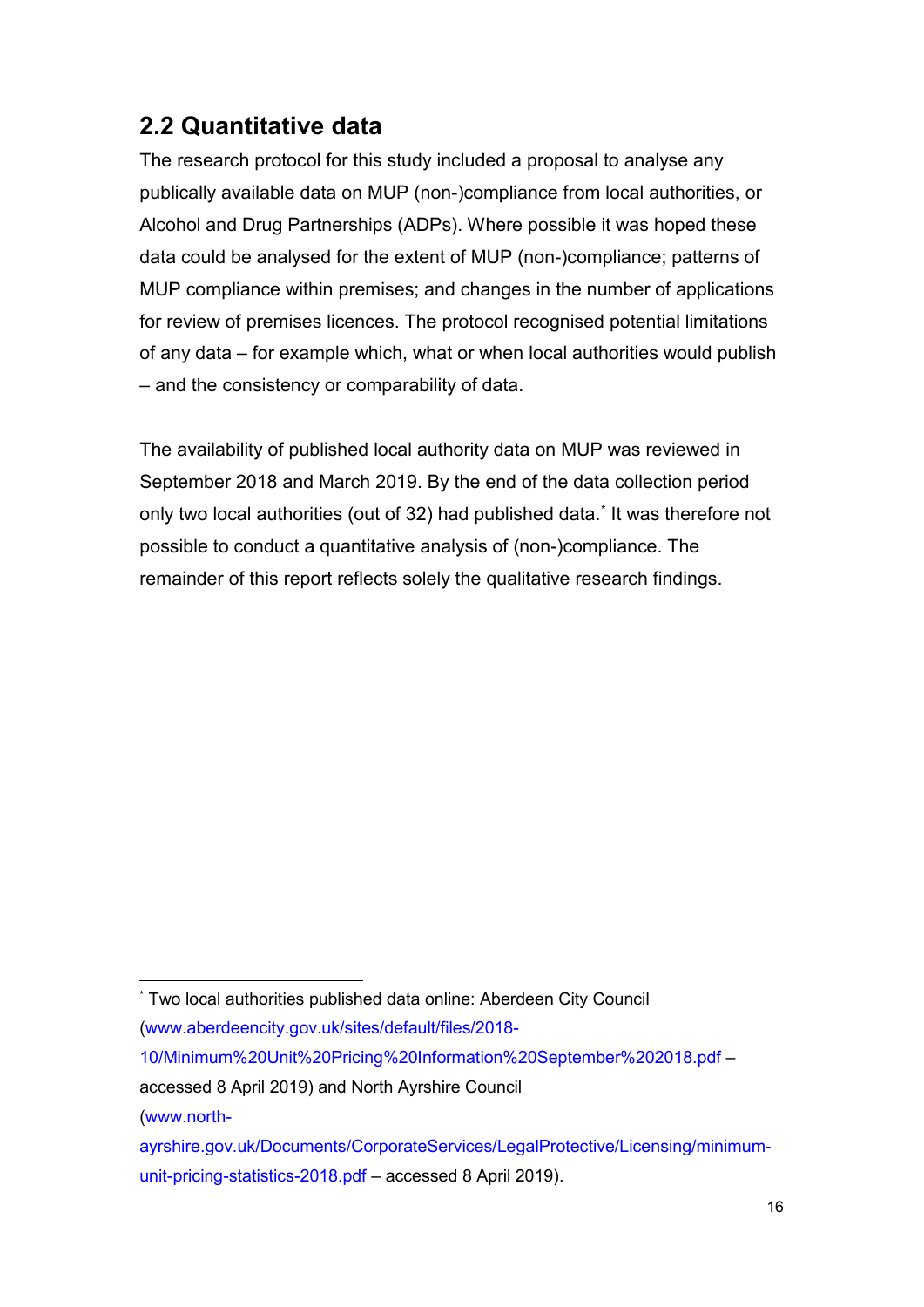## 2.2 Quantitative data

The research protocol for this study included a proposal to analyse any publically available data on MUP (non-)compliance from local authorities, or Alcohol and Drug Partnerships (ADPs). Where possible it was hoped these data could be analysed for the extent of MUP (non-)compliance; patterns of MUP compliance within premises; and changes in the number of applications for review of premises licences. The protocol recognised potential limitations of any data – for example which, what or when local authorities would publish – and the consistency or comparability of data.

The availability of published local authority data on MUP was reviewed in September 2018 and March 2019. By the end of the data collection period only two local authorities (out of 32) had published data.[*] It was therefore not possible to conduct a quantitative analysis of (non-)compliance. The remainder of this report reflects solely the qualitative research findings.

---

[*] Two local authorities published data online: Aberdeen City Council (www.aberdeencity.gov.uk/sites/default/files/2018-10/Minimum%20Unit%20Pricing%20Information%20September%202018.pdf – accessed 8 April 2019) and North Ayrshire Council (www.north-ayrshire.gov.uk/Documents/CorporateServices/LegalProtective/Licensing/minimum-unit-pricing-statistics-2018.pdf – accessed 8 April 2019).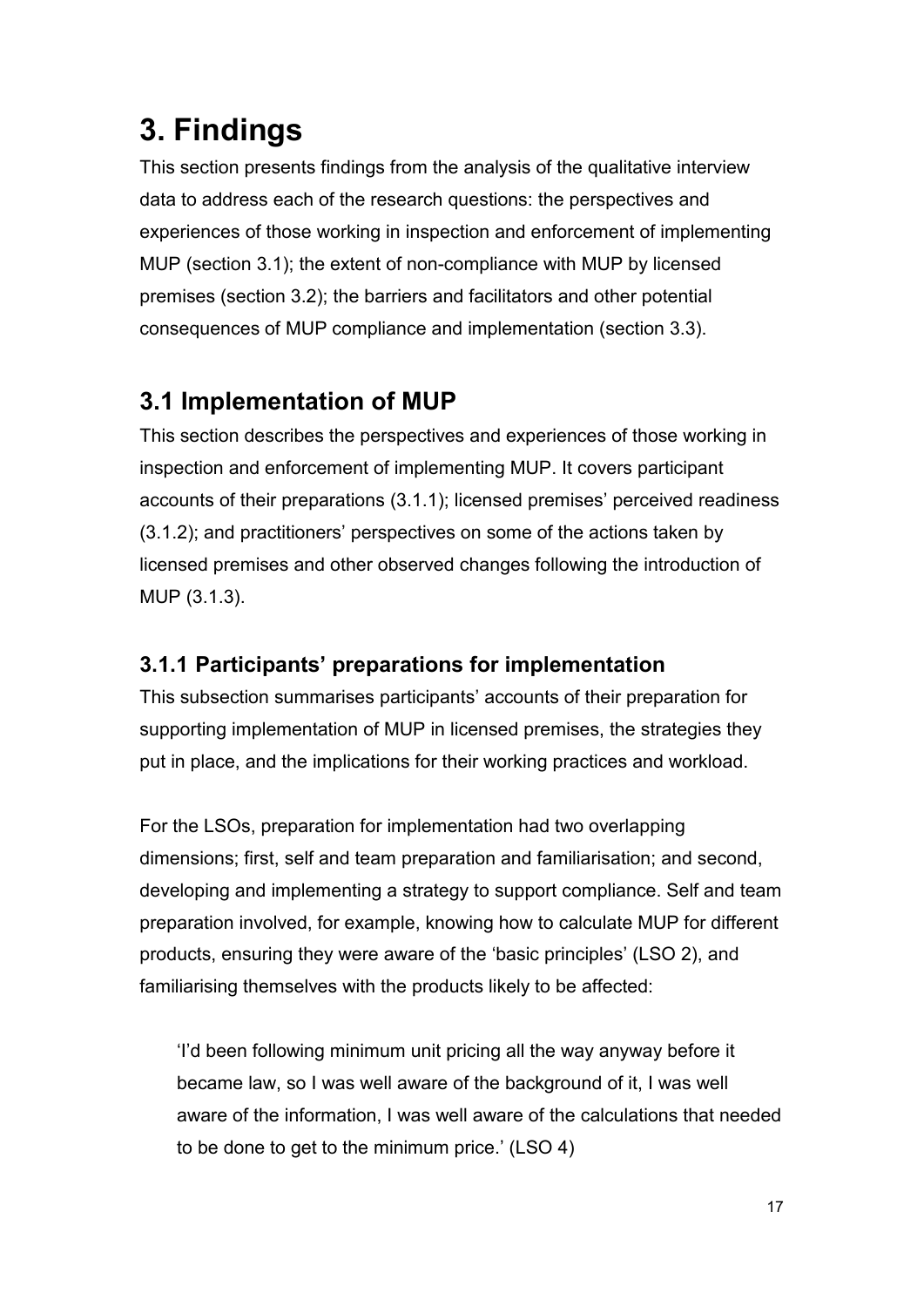# 3. Findings

This section presents findings from the analysis of the qualitative interview data to address each of the research questions: the perspectives and experiences of those working in inspection and enforcement of implementing MUP (section 3.1); the extent of non-compliance with MUP by licensed premises (section 3.2); the barriers and facilitators and other potential consequences of MUP compliance and implementation (section 3.3).

## 3.1 Implementation of MUP

This section describes the perspectives and experiences of those working in inspection and enforcement of implementing MUP. It covers participant accounts of their preparations (3.1.1); licensed premises' perceived readiness (3.1.2); and practitioners' perspectives on some of the actions taken by licensed premises and other observed changes following the introduction of MUP (3.1.3).

### 3.1.1 Participants' preparations for implementation

This subsection summarises participants' accounts of their preparation for supporting implementation of MUP in licensed premises, the strategies they put in place, and the implications for their working practices and workload.

For the LSOs, preparation for implementation had two overlapping dimensions; first, self and team preparation and familiarisation; and second, developing and implementing a strategy to support compliance. Self and team preparation involved, for example, knowing how to calculate MUP for different products, ensuring they were aware of the 'basic principles' (LSO 2), and familiarising themselves with the products likely to be affected:

> 'I'd been following minimum unit pricing all the way anyway before it became law, so I was well aware of the background of it, I was well aware of the information, I was well aware of the calculations that needed to be done to get to the minimum price.' (LSO 4)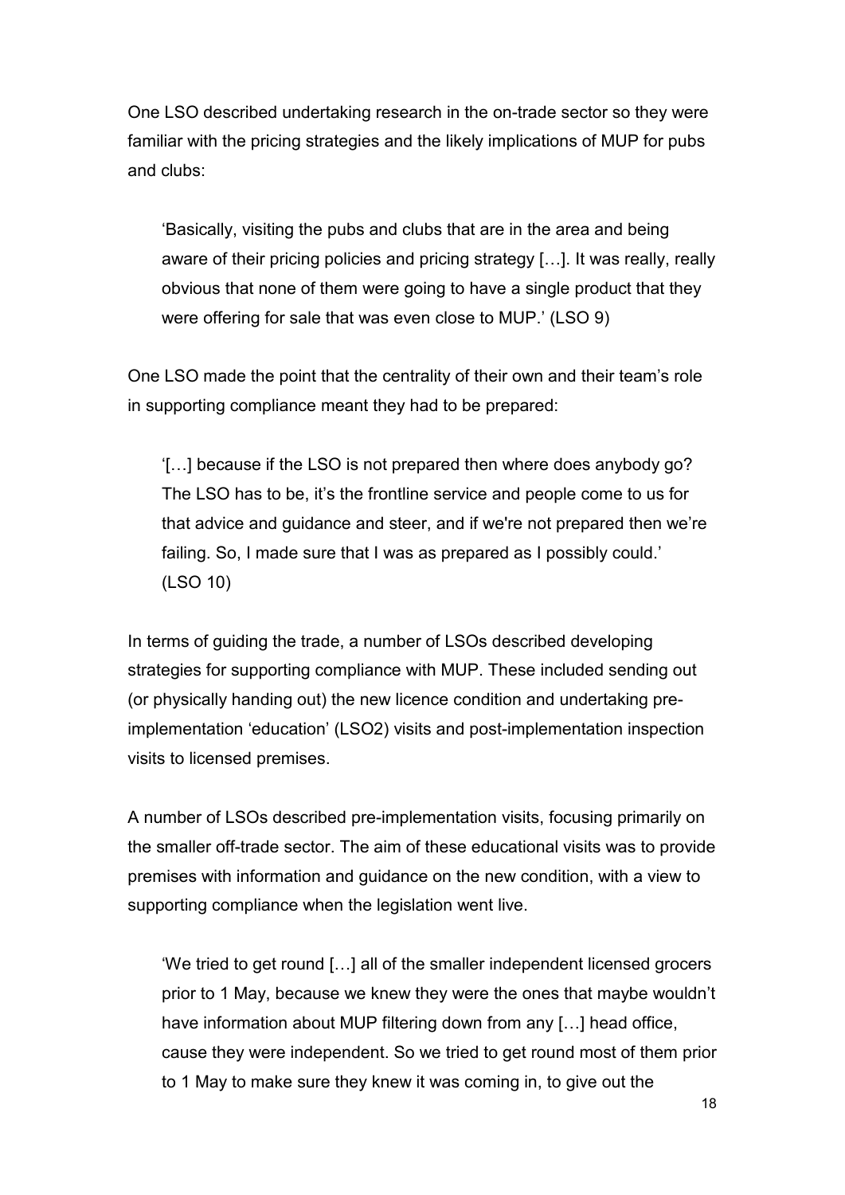One LSO described undertaking research in the on-trade sector so they were familiar with the pricing strategies and the likely implications of MUP for pubs and clubs:

> 'Basically, visiting the pubs and clubs that are in the area and being aware of their pricing policies and pricing strategy […]. It was really, really obvious that none of them were going to have a single product that they were offering for sale that was even close to MUP.' (LSO 9)

One LSO made the point that the centrality of their own and their team's role in supporting compliance meant they had to be prepared:

> '[…] because if the LSO is not prepared then where does anybody go? The LSO has to be, it's the frontline service and people come to us for that advice and guidance and steer, and if we're not prepared then we're failing. So, I made sure that I was as prepared as I possibly could.' (LSO 10)

In terms of guiding the trade, a number of LSOs described developing strategies for supporting compliance with MUP. These included sending out (or physically handing out) the new licence condition and undertaking pre-implementation 'education' (LSO2) visits and post-implementation inspection visits to licensed premises.

A number of LSOs described pre-implementation visits, focusing primarily on the smaller off-trade sector. The aim of these educational visits was to provide premises with information and guidance on the new condition, with a view to supporting compliance when the legislation went live.

> 'We tried to get round […] all of the smaller independent licensed grocers prior to 1 May, because we knew they were the ones that maybe wouldn't have information about MUP filtering down from any […] head office, cause they were independent. So we tried to get round most of them prior to 1 May to make sure they knew it was coming in, to give out the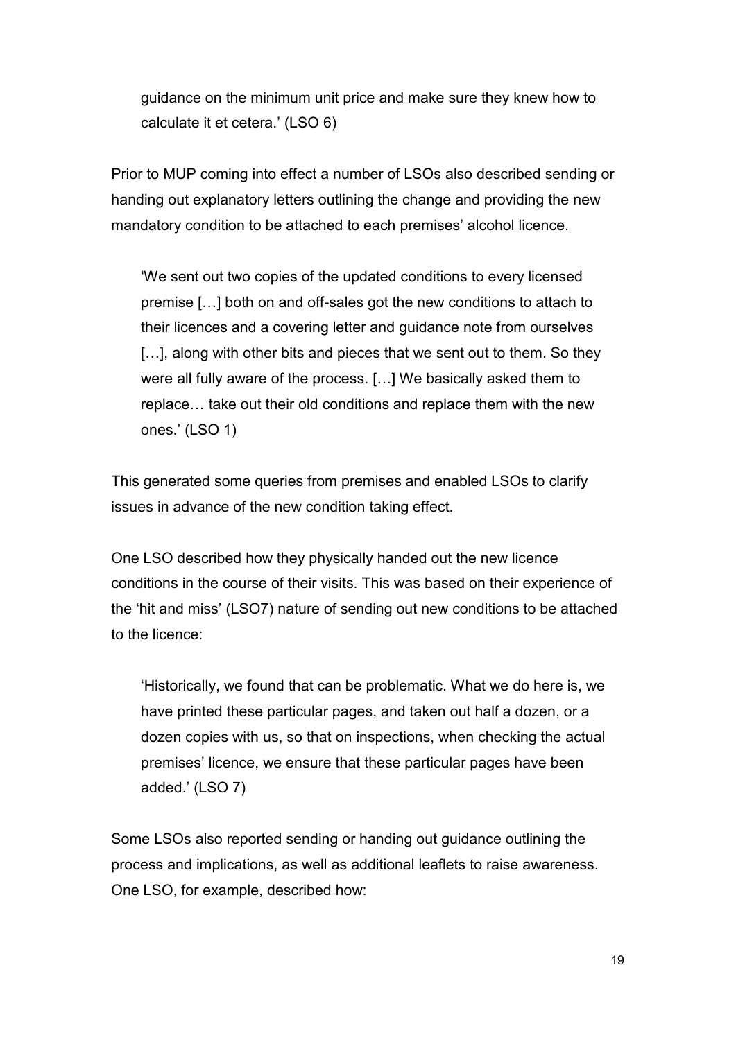> guidance on the minimum unit price and make sure they knew how to calculate it et cetera.' (LSO 6)

Prior to MUP coming into effect a number of LSOs also described sending or handing out explanatory letters outlining the change and providing the new mandatory condition to be attached to each premises' alcohol licence.

> 'We sent out two copies of the updated conditions to every licensed premise […] both on and off-sales got the new conditions to attach to their licences and a covering letter and guidance note from ourselves […], along with other bits and pieces that we sent out to them. So they were all fully aware of the process. […] We basically asked them to replace… take out their old conditions and replace them with the new ones.' (LSO 1)

This generated some queries from premises and enabled LSOs to clarify issues in advance of the new condition taking effect.

One LSO described how they physically handed out the new licence conditions in the course of their visits. This was based on their experience of the 'hit and miss' (LSO7) nature of sending out new conditions to be attached to the licence:

> 'Historically, we found that can be problematic. What we do here is, we have printed these particular pages, and taken out half a dozen, or a dozen copies with us, so that on inspections, when checking the actual premises' licence, we ensure that these particular pages have been added.' (LSO 7)

Some LSOs also reported sending or handing out guidance outlining the process and implications, as well as additional leaflets to raise awareness. One LSO, for example, described how: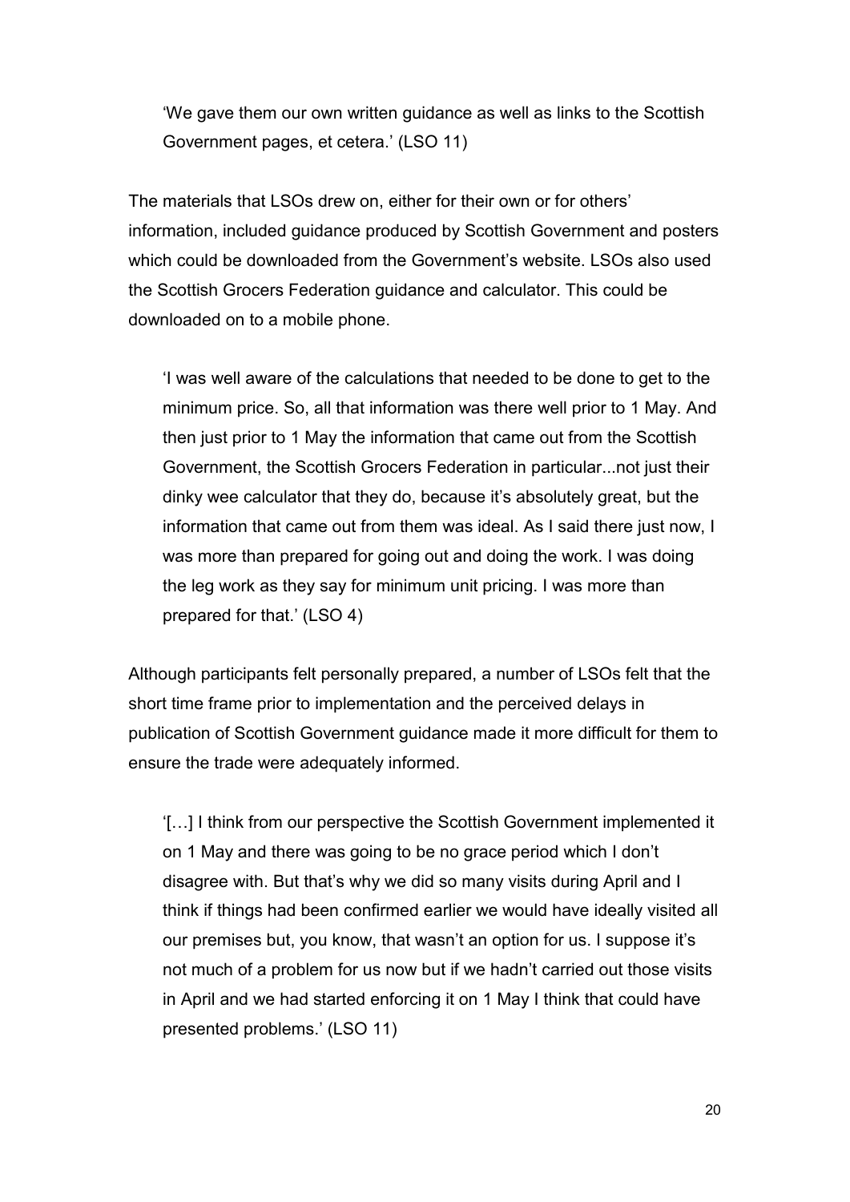> 'We gave them our own written guidance as well as links to the Scottish Government pages, et cetera.' (LSO 11)

The materials that LSOs drew on, either for their own or for others' information, included guidance produced by Scottish Government and posters which could be downloaded from the Government's website. LSOs also used the Scottish Grocers Federation guidance and calculator. This could be downloaded on to a mobile phone.

> 'I was well aware of the calculations that needed to be done to get to the minimum price. So, all that information was there well prior to 1 May. And then just prior to 1 May the information that came out from the Scottish Government, the Scottish Grocers Federation in particular...not just their dinky wee calculator that they do, because it's absolutely great, but the information that came out from them was ideal. As I said there just now, I was more than prepared for going out and doing the work. I was doing the leg work as they say for minimum unit pricing. I was more than prepared for that.' (LSO 4)

Although participants felt personally prepared, a number of LSOs felt that the short time frame prior to implementation and the perceived delays in publication of Scottish Government guidance made it more difficult for them to ensure the trade were adequately informed.

> '[…] I think from our perspective the Scottish Government implemented it on 1 May and there was going to be no grace period which I don't disagree with. But that's why we did so many visits during April and I think if things had been confirmed earlier we would have ideally visited all our premises but, you know, that wasn't an option for us. I suppose it's not much of a problem for us now but if we hadn't carried out those visits in April and we had started enforcing it on 1 May I think that could have presented problems.' (LSO 11)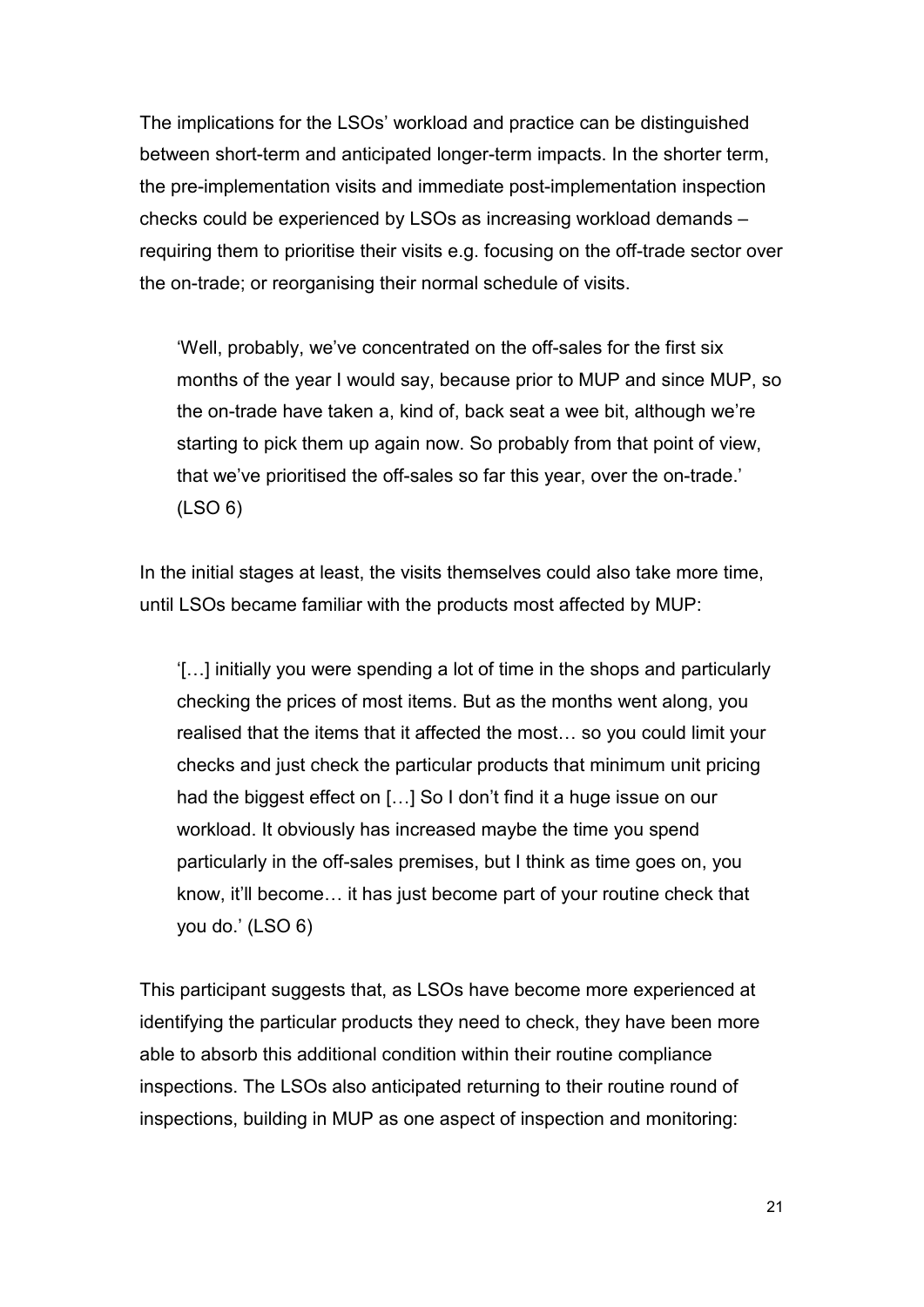The implications for the LSOs' workload and practice can be distinguished between short-term and anticipated longer-term impacts. In the shorter term, the pre-implementation visits and immediate post-implementation inspection checks could be experienced by LSOs as increasing workload demands – requiring them to prioritise their visits e.g. focusing on the off-trade sector over the on-trade; or reorganising their normal schedule of visits.

> 'Well, probably, we've concentrated on the off-sales for the first six months of the year I would say, because prior to MUP and since MUP, so the on-trade have taken a, kind of, back seat a wee bit, although we're starting to pick them up again now. So probably from that point of view, that we've prioritised the off-sales so far this year, over the on-trade.' (LSO 6)

In the initial stages at least, the visits themselves could also take more time, until LSOs became familiar with the products most affected by MUP:

> '[…] initially you were spending a lot of time in the shops and particularly checking the prices of most items. But as the months went along, you realised that the items that it affected the most… so you could limit your checks and just check the particular products that minimum unit pricing had the biggest effect on […] So I don't find it a huge issue on our workload. It obviously has increased maybe the time you spend particularly in the off-sales premises, but I think as time goes on, you know, it'll become… it has just become part of your routine check that you do.' (LSO 6)

This participant suggests that, as LSOs have become more experienced at identifying the particular products they need to check, they have been more able to absorb this additional condition within their routine compliance inspections. The LSOs also anticipated returning to their routine round of inspections, building in MUP as one aspect of inspection and monitoring: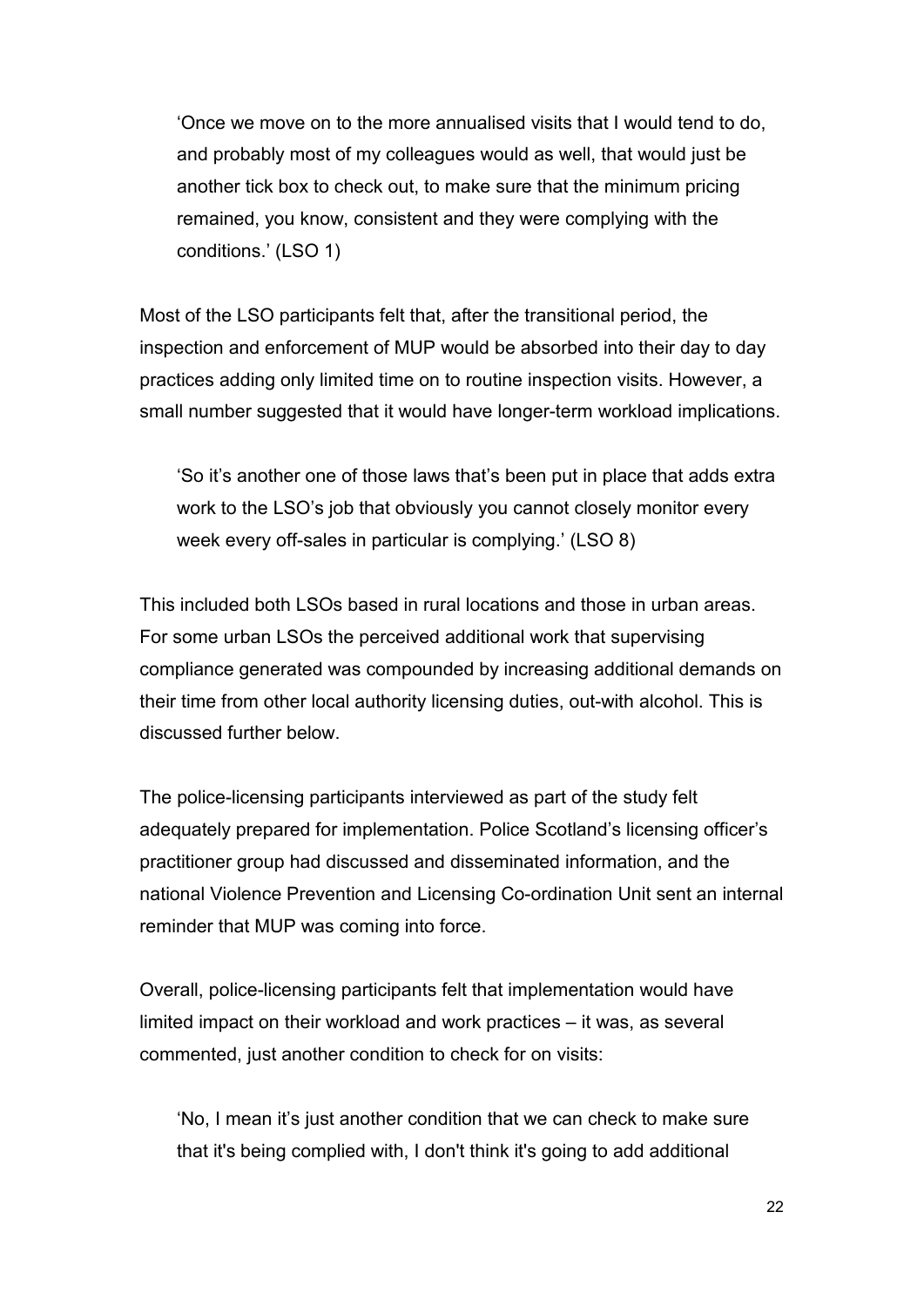> 'Once we move on to the more annualised visits that I would tend to do, and probably most of my colleagues would as well, that would just be another tick box to check out, to make sure that the minimum pricing remained, you know, consistent and they were complying with the conditions.' (LSO 1)

Most of the LSO participants felt that, after the transitional period, the inspection and enforcement of MUP would be absorbed into their day to day practices adding only limited time on to routine inspection visits. However, a small number suggested that it would have longer-term workload implications.

> 'So it's another one of those laws that's been put in place that adds extra work to the LSO's job that obviously you cannot closely monitor every week every off-sales in particular is complying.' (LSO 8)

This included both LSOs based in rural locations and those in urban areas. For some urban LSOs the perceived additional work that supervising compliance generated was compounded by increasing additional demands on their time from other local authority licensing duties, out-with alcohol. This is discussed further below.

The police-licensing participants interviewed as part of the study felt adequately prepared for implementation. Police Scotland's licensing officer's practitioner group had discussed and disseminated information, and the national Violence Prevention and Licensing Co-ordination Unit sent an internal reminder that MUP was coming into force.

Overall, police-licensing participants felt that implementation would have limited impact on their workload and work practices – it was, as several commented, just another condition to check for on visits:

> 'No, I mean it's just another condition that we can check to make sure that it's being complied with, I don't think it's going to add additional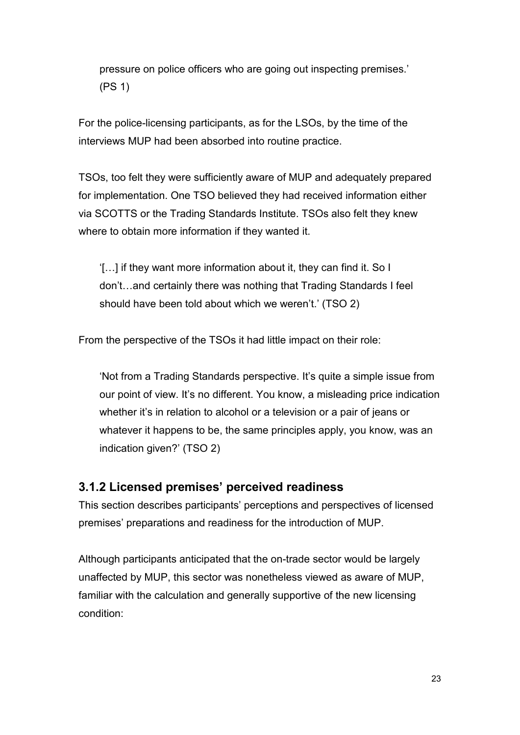pressure on police officers who are going out inspecting premises.' (PS 1)

For the police-licensing participants, as for the LSOs, by the time of the interviews MUP had been absorbed into routine practice.

TSOs, too felt they were sufficiently aware of MUP and adequately prepared for implementation. One TSO believed they had received information either via SCOTTS or the Trading Standards Institute. TSOs also felt they knew where to obtain more information if they wanted it.

> '[…] if they want more information about it, they can find it. So I don't…and certainly there was nothing that Trading Standards I feel should have been told about which we weren't.' (TSO 2)

From the perspective of the TSOs it had little impact on their role:

> 'Not from a Trading Standards perspective. It's quite a simple issue from our point of view. It's no different. You know, a misleading price indication whether it's in relation to alcohol or a television or a pair of jeans or whatever it happens to be, the same principles apply, you know, was an indication given?' (TSO 2)

### 3.1.2 Licensed premises' perceived readiness

This section describes participants' perceptions and perspectives of licensed premises' preparations and readiness for the introduction of MUP.

Although participants anticipated that the on-trade sector would be largely unaffected by MUP, this sector was nonetheless viewed as aware of MUP, familiar with the calculation and generally supportive of the new licensing condition: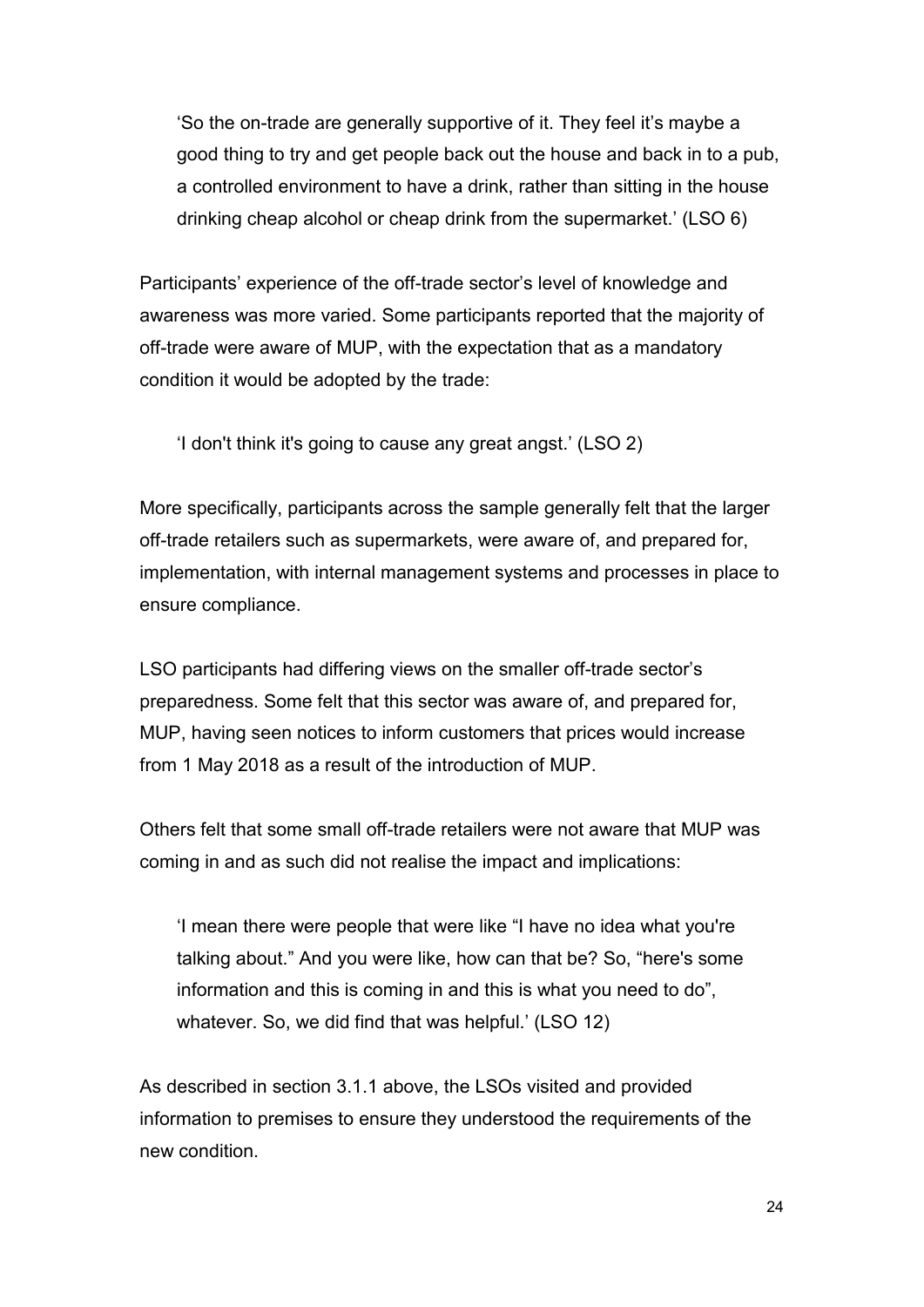> 'So the on-trade are generally supportive of it. They feel it's maybe a good thing to try and get people back out the house and back in to a pub, a controlled environment to have a drink, rather than sitting in the house drinking cheap alcohol or cheap drink from the supermarket.' (LSO 6)

Participants' experience of the off-trade sector's level of knowledge and awareness was more varied. Some participants reported that the majority of off-trade were aware of MUP, with the expectation that as a mandatory condition it would be adopted by the trade:

> 'I don't think it's going to cause any great angst.' (LSO 2)

More specifically, participants across the sample generally felt that the larger off-trade retailers such as supermarkets, were aware of, and prepared for, implementation, with internal management systems and processes in place to ensure compliance.

LSO participants had differing views on the smaller off-trade sector's preparedness. Some felt that this sector was aware of, and prepared for, MUP, having seen notices to inform customers that prices would increase from 1 May 2018 as a result of the introduction of MUP.

Others felt that some small off-trade retailers were not aware that MUP was coming in and as such did not realise the impact and implications:

> 'I mean there were people that were like "I have no idea what you're talking about." And you were like, how can that be? So, "here's some information and this is coming in and this is what you need to do", whatever. So, we did find that was helpful.' (LSO 12)

As described in section 3.1.1 above, the LSOs visited and provided information to premises to ensure they understood the requirements of the new condition.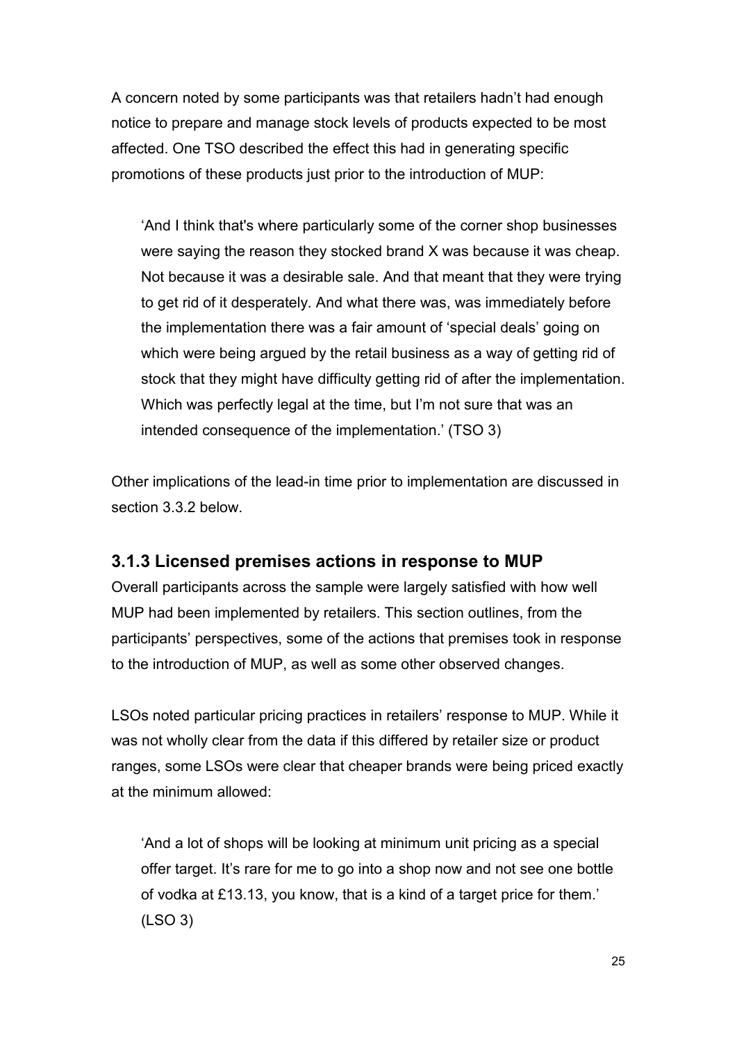A concern noted by some participants was that retailers hadn't had enough notice to prepare and manage stock levels of products expected to be most affected. One TSO described the effect this had in generating specific promotions of these products just prior to the introduction of MUP:

> 'And I think that's where particularly some of the corner shop businesses were saying the reason they stocked brand X was because it was cheap. Not because it was a desirable sale. And that meant that they were trying to get rid of it desperately. And what there was, was immediately before the implementation there was a fair amount of 'special deals' going on which were being argued by the retail business as a way of getting rid of stock that they might have difficulty getting rid of after the implementation. Which was perfectly legal at the time, but I'm not sure that was an intended consequence of the implementation.' (TSO 3)

Other implications of the lead-in time prior to implementation are discussed in section 3.3.2 below.

### 3.1.3 Licensed premises actions in response to MUP

Overall participants across the sample were largely satisfied with how well MUP had been implemented by retailers. This section outlines, from the participants' perspectives, some of the actions that premises took in response to the introduction of MUP, as well as some other observed changes.

LSOs noted particular pricing practices in retailers' response to MUP. While it was not wholly clear from the data if this differed by retailer size or product ranges, some LSOs were clear that cheaper brands were being priced exactly at the minimum allowed:

> 'And a lot of shops will be looking at minimum unit pricing as a special offer target. It's rare for me to go into a shop now and not see one bottle of vodka at £13.13, you know, that is a kind of a target price for them.' (LSO 3)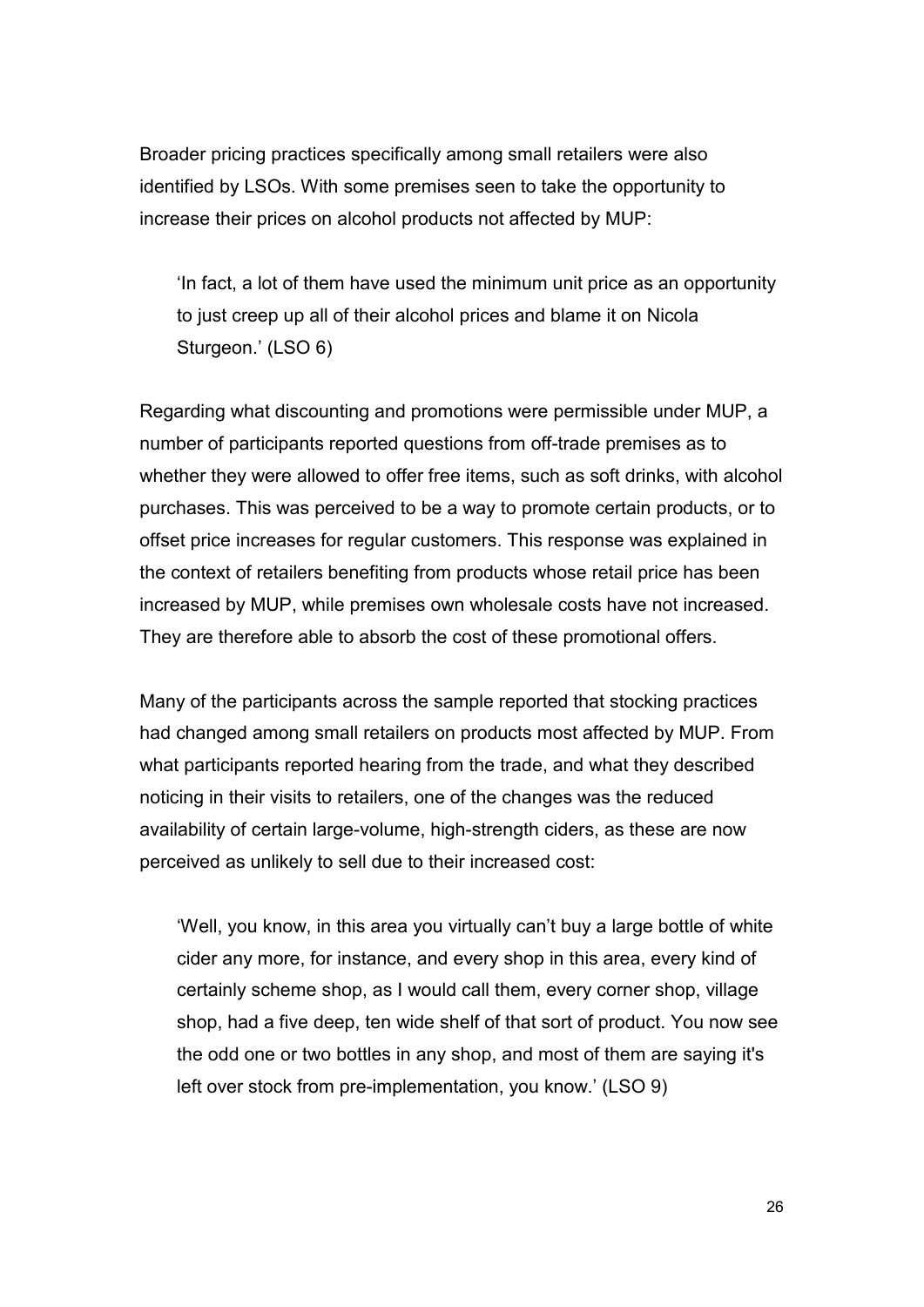Broader pricing practices specifically among small retailers were also identified by LSOs. With some premises seen to take the opportunity to increase their prices on alcohol products not affected by MUP:

> 'In fact, a lot of them have used the minimum unit price as an opportunity to just creep up all of their alcohol prices and blame it on Nicola Sturgeon.' (LSO 6)

Regarding what discounting and promotions were permissible under MUP, a number of participants reported questions from off-trade premises as to whether they were allowed to offer free items, such as soft drinks, with alcohol purchases. This was perceived to be a way to promote certain products, or to offset price increases for regular customers. This response was explained in the context of retailers benefiting from products whose retail price has been increased by MUP, while premises own wholesale costs have not increased. They are therefore able to absorb the cost of these promotional offers.

Many of the participants across the sample reported that stocking practices had changed among small retailers on products most affected by MUP. From what participants reported hearing from the trade, and what they described noticing in their visits to retailers, one of the changes was the reduced availability of certain large-volume, high-strength ciders, as these are now perceived as unlikely to sell due to their increased cost:

> 'Well, you know, in this area you virtually can't buy a large bottle of white cider any more, for instance, and every shop in this area, every kind of certainly scheme shop, as I would call them, every corner shop, village shop, had a five deep, ten wide shelf of that sort of product. You now see the odd one or two bottles in any shop, and most of them are saying it's left over stock from pre-implementation, you know.' (LSO 9)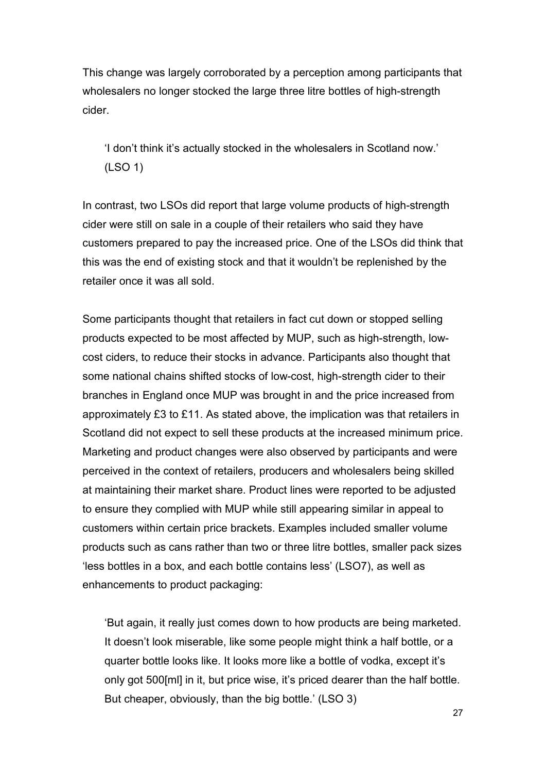This change was largely corroborated by a perception among participants that wholesalers no longer stocked the large three litre bottles of high-strength cider.

> 'I don't think it's actually stocked in the wholesalers in Scotland now.' (LSO 1)

In contrast, two LSOs did report that large volume products of high-strength cider were still on sale in a couple of their retailers who said they have customers prepared to pay the increased price. One of the LSOs did think that this was the end of existing stock and that it wouldn't be replenished by the retailer once it was all sold.

Some participants thought that retailers in fact cut down or stopped selling products expected to be most affected by MUP, such as high-strength, low-cost ciders, to reduce their stocks in advance. Participants also thought that some national chains shifted stocks of low-cost, high-strength cider to their branches in England once MUP was brought in and the price increased from approximately £3 to £11. As stated above, the implication was that retailers in Scotland did not expect to sell these products at the increased minimum price. Marketing and product changes were also observed by participants and were perceived in the context of retailers, producers and wholesalers being skilled at maintaining their market share. Product lines were reported to be adjusted to ensure they complied with MUP while still appearing similar in appeal to customers within certain price brackets. Examples included smaller volume products such as cans rather than two or three litre bottles, smaller pack sizes 'less bottles in a box, and each bottle contains less' (LSO7), as well as enhancements to product packaging:

> 'But again, it really just comes down to how products are being marketed. It doesn't look miserable, like some people might think a half bottle, or a quarter bottle looks like. It looks more like a bottle of vodka, except it's only got 500[ml] in it, but price wise, it's priced dearer than the half bottle. But cheaper, obviously, than the big bottle.' (LSO 3)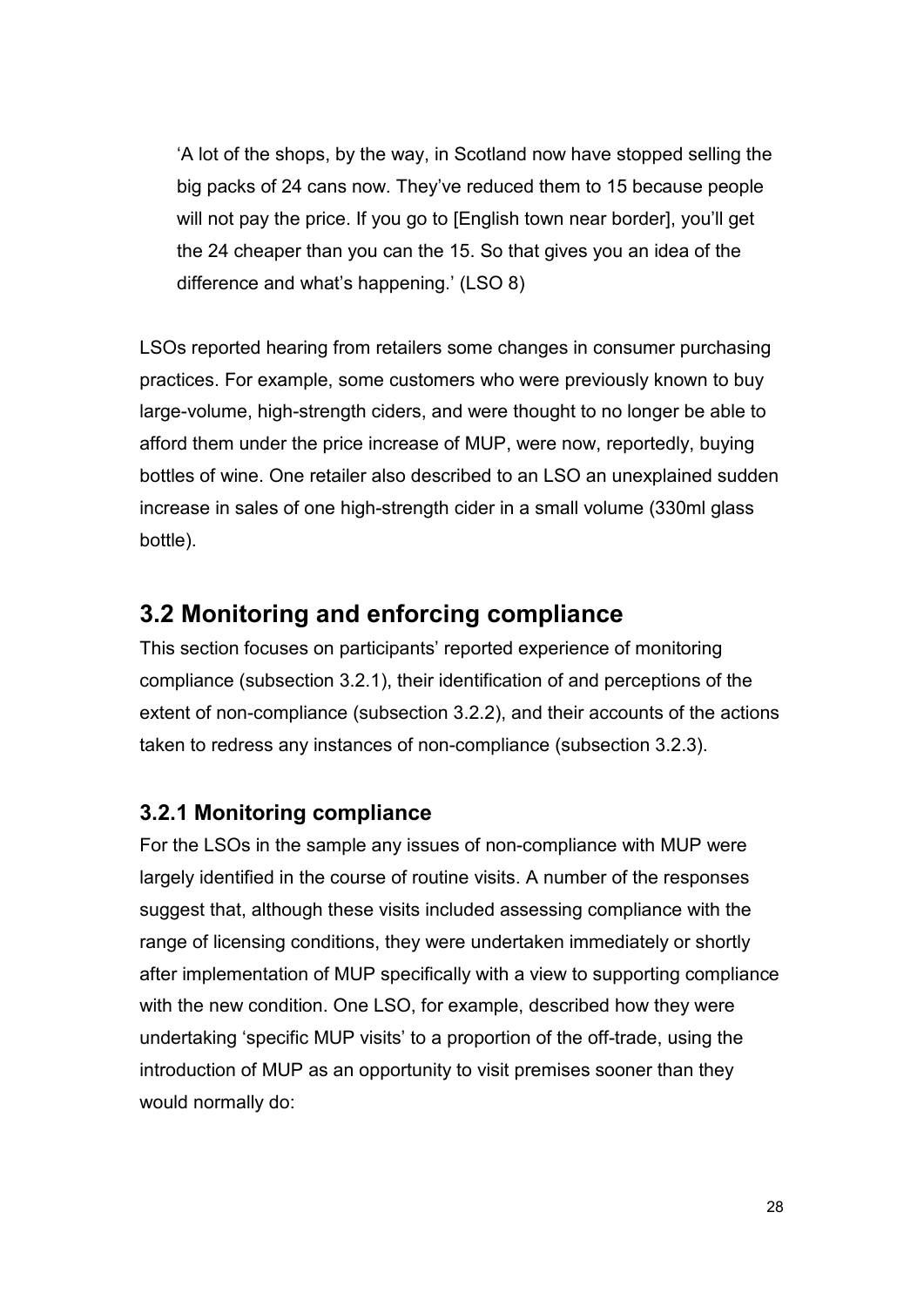> 'A lot of the shops, by the way, in Scotland now have stopped selling the big packs of 24 cans now. They've reduced them to 15 because people will not pay the price. If you go to [English town near border], you'll get the 24 cheaper than you can the 15. So that gives you an idea of the difference and what's happening.' (LSO 8)

LSOs reported hearing from retailers some changes in consumer purchasing practices. For example, some customers who were previously known to buy large-volume, high-strength ciders, and were thought to no longer be able to afford them under the price increase of MUP, were now, reportedly, buying bottles of wine. One retailer also described to an LSO an unexplained sudden increase in sales of one high-strength cider in a small volume (330ml glass bottle).

## 3.2 Monitoring and enforcing compliance

This section focuses on participants' reported experience of monitoring compliance (subsection 3.2.1), their identification of and perceptions of the extent of non-compliance (subsection 3.2.2), and their accounts of the actions taken to redress any instances of non-compliance (subsection 3.2.3).

### 3.2.1 Monitoring compliance

For the LSOs in the sample any issues of non-compliance with MUP were largely identified in the course of routine visits. A number of the responses suggest that, although these visits included assessing compliance with the range of licensing conditions, they were undertaken immediately or shortly after implementation of MUP specifically with a view to supporting compliance with the new condition. One LSO, for example, described how they were undertaking 'specific MUP visits' to a proportion of the off-trade, using the introduction of MUP as an opportunity to visit premises sooner than they would normally do: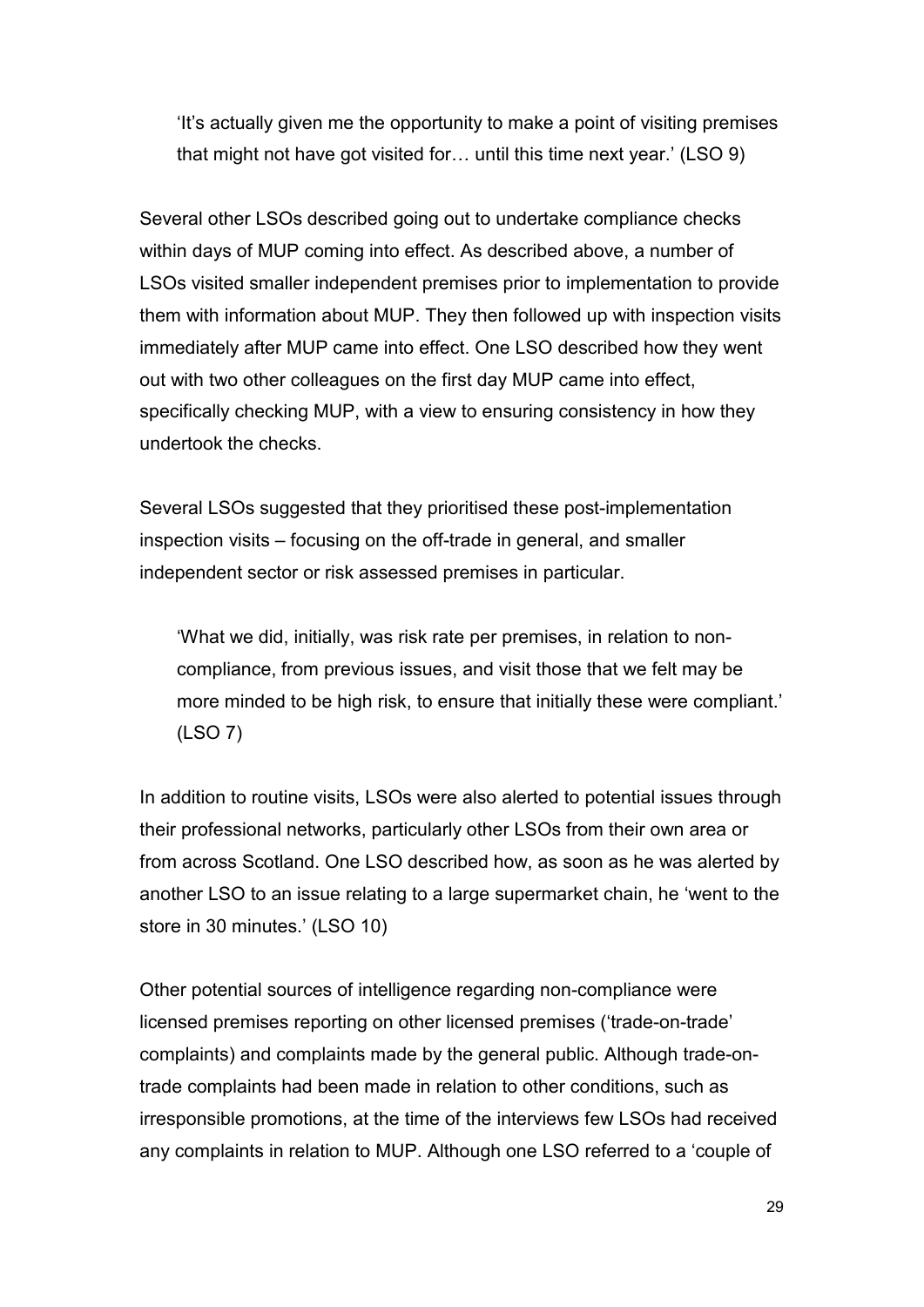> 'It's actually given me the opportunity to make a point of visiting premises that might not have got visited for… until this time next year.' (LSO 9)

Several other LSOs described going out to undertake compliance checks within days of MUP coming into effect. As described above, a number of LSOs visited smaller independent premises prior to implementation to provide them with information about MUP. They then followed up with inspection visits immediately after MUP came into effect. One LSO described how they went out with two other colleagues on the first day MUP came into effect, specifically checking MUP, with a view to ensuring consistency in how they undertook the checks.

Several LSOs suggested that they prioritised these post-implementation inspection visits – focusing on the off-trade in general, and smaller independent sector or risk assessed premises in particular.

> 'What we did, initially, was risk rate per premises, in relation to non-compliance, from previous issues, and visit those that we felt may be more minded to be high risk, to ensure that initially these were compliant.' (LSO 7)

In addition to routine visits, LSOs were also alerted to potential issues through their professional networks, particularly other LSOs from their own area or from across Scotland. One LSO described how, as soon as he was alerted by another LSO to an issue relating to a large supermarket chain, he 'went to the store in 30 minutes.' (LSO 10)

Other potential sources of intelligence regarding non-compliance were licensed premises reporting on other licensed premises ('trade-on-trade' complaints) and complaints made by the general public. Although trade-on-trade complaints had been made in relation to other conditions, such as irresponsible promotions, at the time of the interviews few LSOs had received any complaints in relation to MUP. Although one LSO referred to a 'couple of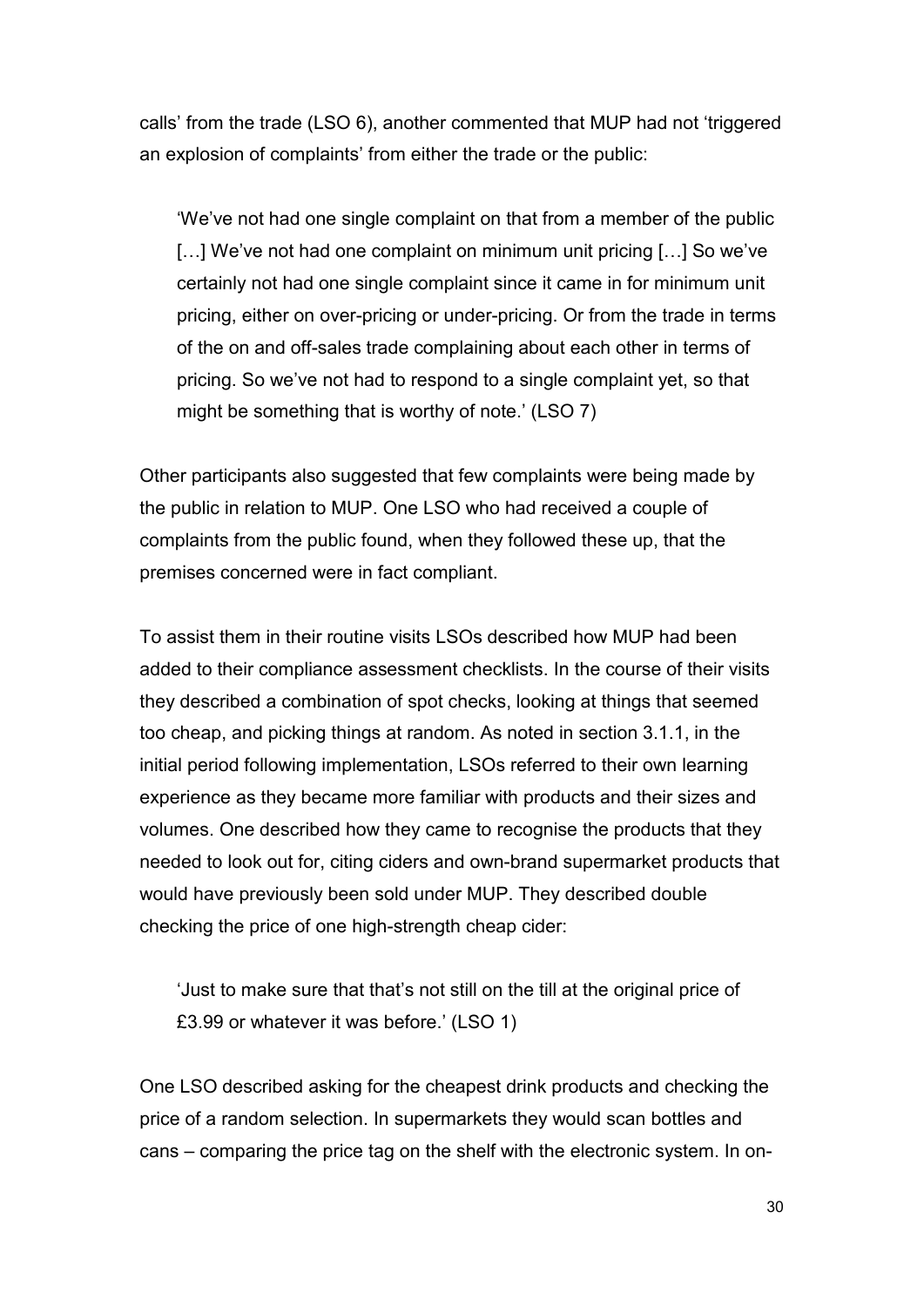calls' from the trade (LSO 6), another commented that MUP had not 'triggered an explosion of complaints' from either the trade or the public:

> 'We've not had one single complaint on that from a member of the public [...] We've not had one complaint on minimum unit pricing [...] So we've certainly not had one single complaint since it came in for minimum unit pricing, either on over-pricing or under-pricing. Or from the trade in terms of the on and off-sales trade complaining about each other in terms of pricing. So we've not had to respond to a single complaint yet, so that might be something that is worthy of note.' (LSO 7)

Other participants also suggested that few complaints were being made by the public in relation to MUP. One LSO who had received a couple of complaints from the public found, when they followed these up, that the premises concerned were in fact compliant.

To assist them in their routine visits LSOs described how MUP had been added to their compliance assessment checklists. In the course of their visits they described a combination of spot checks, looking at things that seemed too cheap, and picking things at random. As noted in section 3.1.1, in the initial period following implementation, LSOs referred to their own learning experience as they became more familiar with products and their sizes and volumes. One described how they came to recognise the products that they needed to look out for, citing ciders and own-brand supermarket products that would have previously been sold under MUP. They described double checking the price of one high-strength cheap cider:

> 'Just to make sure that that's not still on the till at the original price of £3.99 or whatever it was before.' (LSO 1)

One LSO described asking for the cheapest drink products and checking the price of a random selection. In supermarkets they would scan bottles and cans – comparing the price tag on the shelf with the electronic system. In on-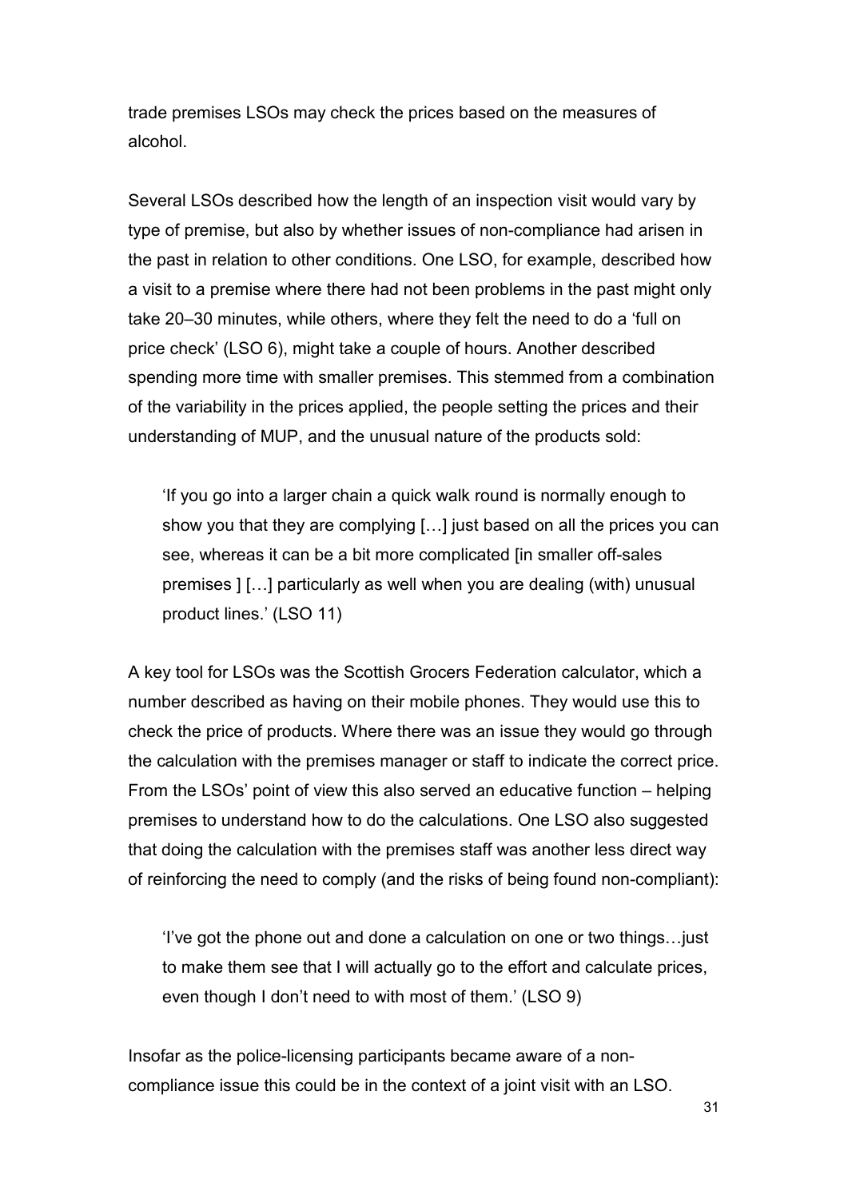trade premises LSOs may check the prices based on the measures of alcohol.

Several LSOs described how the length of an inspection visit would vary by type of premise, but also by whether issues of non-compliance had arisen in the past in relation to other conditions. One LSO, for example, described how a visit to a premise where there had not been problems in the past might only take 20–30 minutes, while others, where they felt the need to do a 'full on price check' (LSO 6), might take a couple of hours. Another described spending more time with smaller premises. This stemmed from a combination of the variability in the prices applied, the people setting the prices and their understanding of MUP, and the unusual nature of the products sold:

> 'If you go into a larger chain a quick walk round is normally enough to show you that they are complying […] just based on all the prices you can see, whereas it can be a bit more complicated [in smaller off-sales premises ] […] particularly as well when you are dealing (with) unusual product lines.' (LSO 11)

A key tool for LSOs was the Scottish Grocers Federation calculator, which a number described as having on their mobile phones. They would use this to check the price of products. Where there was an issue they would go through the calculation with the premises manager or staff to indicate the correct price. From the LSOs' point of view this also served an educative function – helping premises to understand how to do the calculations. One LSO also suggested that doing the calculation with the premises staff was another less direct way of reinforcing the need to comply (and the risks of being found non-compliant):

> 'I've got the phone out and done a calculation on one or two things…just to make them see that I will actually go to the effort and calculate prices, even though I don't need to with most of them.' (LSO 9)

Insofar as the police-licensing participants became aware of a non-compliance issue this could be in the context of a joint visit with an LSO.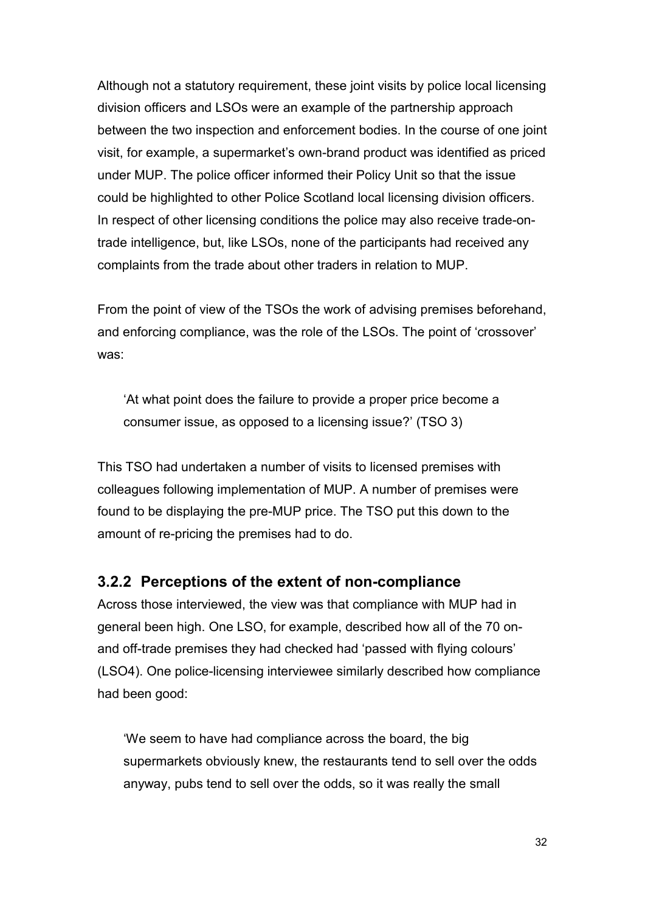Although not a statutory requirement, these joint visits by police local licensing division officers and LSOs were an example of the partnership approach between the two inspection and enforcement bodies. In the course of one joint visit, for example, a supermarket's own-brand product was identified as priced under MUP. The police officer informed their Policy Unit so that the issue could be highlighted to other Police Scotland local licensing division officers. In respect of other licensing conditions the police may also receive trade-on-trade intelligence, but, like LSOs, none of the participants had received any complaints from the trade about other traders in relation to MUP.

From the point of view of the TSOs the work of advising premises beforehand, and enforcing compliance, was the role of the LSOs. The point of 'crossover' was:

> 'At what point does the failure to provide a proper price become a consumer issue, as opposed to a licensing issue?' (TSO 3)

This TSO had undertaken a number of visits to licensed premises with colleagues following implementation of MUP. A number of premises were found to be displaying the pre-MUP price. The TSO put this down to the amount of re-pricing the premises had to do.

### 3.2.2 Perceptions of the extent of non-compliance

Across those interviewed, the view was that compliance with MUP had in general been high. One LSO, for example, described how all of the 70 on- and off-trade premises they had checked had 'passed with flying colours' (LSO4). One police-licensing interviewee similarly described how compliance had been good:

> 'We seem to have had compliance across the board, the big supermarkets obviously knew, the restaurants tend to sell over the odds anyway, pubs tend to sell over the odds, so it was really the small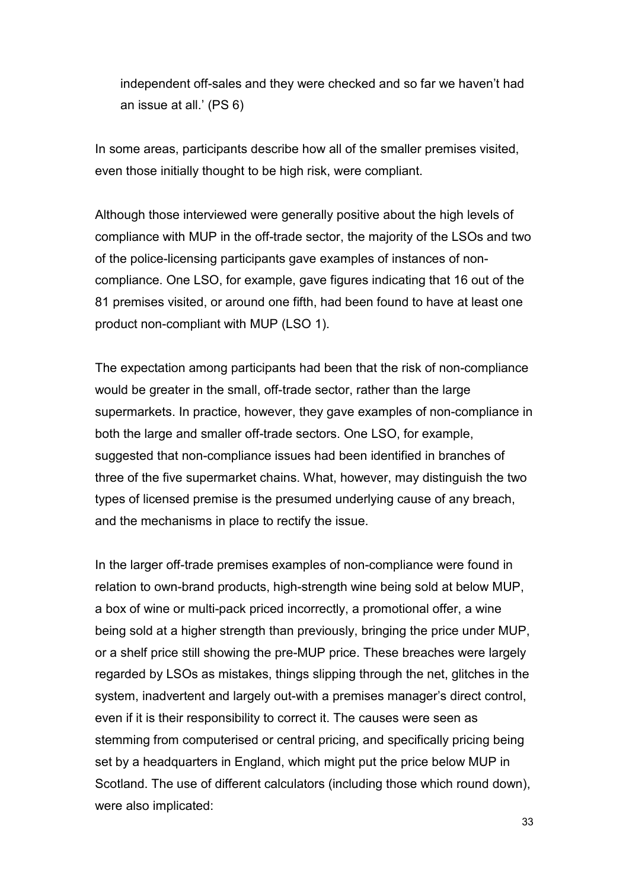independent off-sales and they were checked and so far we haven't had an issue at all.' (PS 6)

In some areas, participants describe how all of the smaller premises visited, even those initially thought to be high risk, were compliant.

Although those interviewed were generally positive about the high levels of compliance with MUP in the off-trade sector, the majority of the LSOs and two of the police-licensing participants gave examples of instances of non-compliance. One LSO, for example, gave figures indicating that 16 out of the 81 premises visited, or around one fifth, had been found to have at least one product non-compliant with MUP (LSO 1).

The expectation among participants had been that the risk of non-compliance would be greater in the small, off-trade sector, rather than the large supermarkets. In practice, however, they gave examples of non-compliance in both the large and smaller off-trade sectors. One LSO, for example, suggested that non-compliance issues had been identified in branches of three of the five supermarket chains. What, however, may distinguish the two types of licensed premise is the presumed underlying cause of any breach, and the mechanisms in place to rectify the issue.

In the larger off-trade premises examples of non-compliance were found in relation to own-brand products, high-strength wine being sold at below MUP, a box of wine or multi-pack priced incorrectly, a promotional offer, a wine being sold at a higher strength than previously, bringing the price under MUP, or a shelf price still showing the pre-MUP price. These breaches were largely regarded by LSOs as mistakes, things slipping through the net, glitches in the system, inadvertent and largely out-with a premises manager's direct control, even if it is their responsibility to correct it. The causes were seen as stemming from computerised or central pricing, and specifically pricing being set by a headquarters in England, which might put the price below MUP in Scotland. The use of different calculators (including those which round down), were also implicated: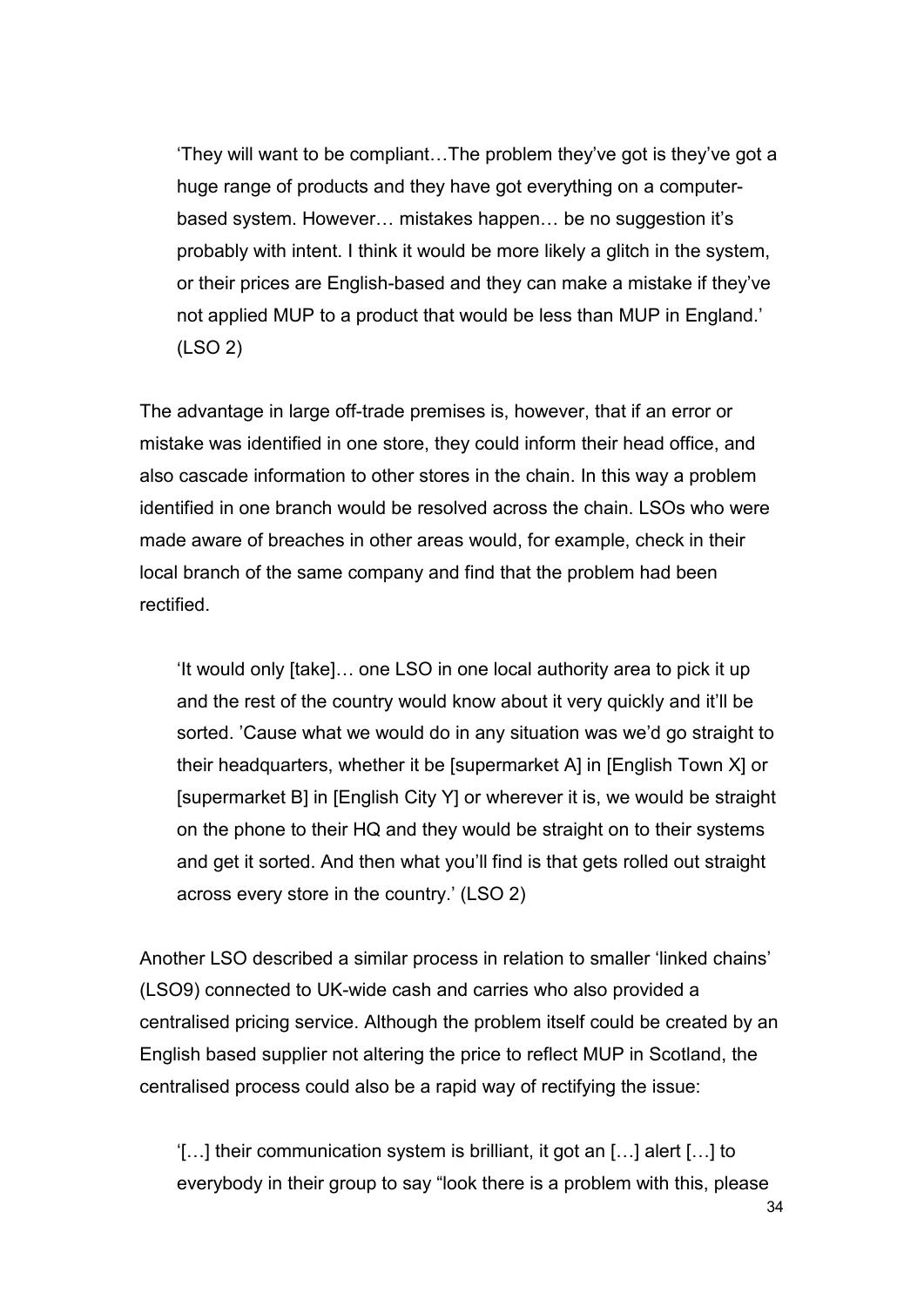> 'They will want to be compliant…The problem they've got is they've got a huge range of products and they have got everything on a computer-based system. However… mistakes happen… be no suggestion it's probably with intent. I think it would be more likely a glitch in the system, or their prices are English-based and they can make a mistake if they've not applied MUP to a product that would be less than MUP in England.' (LSO 2)

The advantage in large off-trade premises is, however, that if an error or mistake was identified in one store, they could inform their head office, and also cascade information to other stores in the chain. In this way a problem identified in one branch would be resolved across the chain. LSOs who were made aware of breaches in other areas would, for example, check in their local branch of the same company and find that the problem had been rectified.

> 'It would only [take]… one LSO in one local authority area to pick it up and the rest of the country would know about it very quickly and it'll be sorted. 'Cause what we would do in any situation was we'd go straight to their headquarters, whether it be [supermarket A] in [English Town X] or [supermarket B] in [English City Y] or wherever it is, we would be straight on the phone to their HQ and they would be straight on to their systems and get it sorted. And then what you'll find is that gets rolled out straight across every store in the country.' (LSO 2)

Another LSO described a similar process in relation to smaller 'linked chains' (LSO9) connected to UK-wide cash and carries who also provided a centralised pricing service. Although the problem itself could be created by an English based supplier not altering the price to reflect MUP in Scotland, the centralised process could also be a rapid way of rectifying the issue:

> '[…] their communication system is brilliant, it got an […] alert […] to everybody in their group to say "look there is a problem with this, please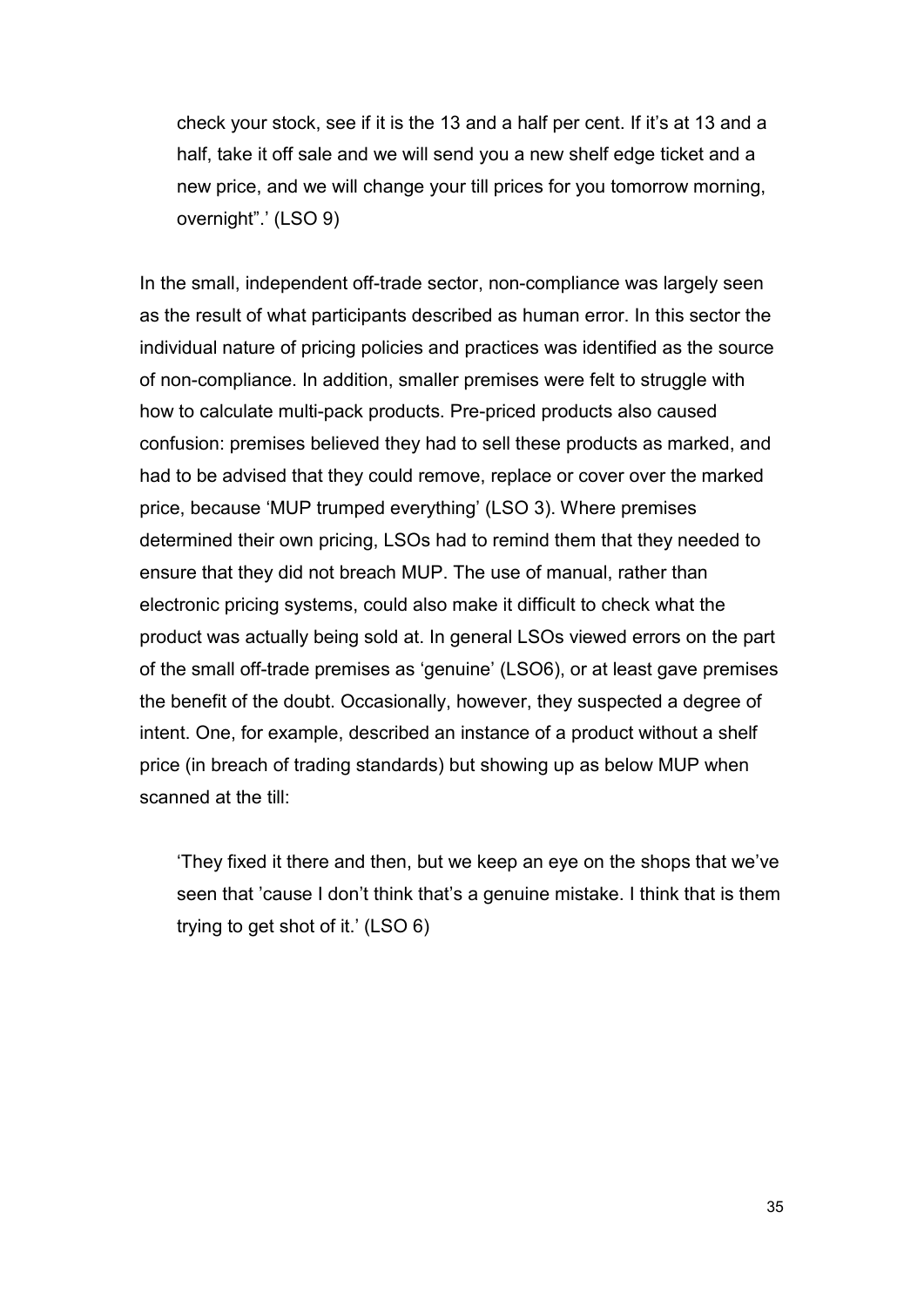> check your stock, see if it is the 13 and a half per cent. If it's at 13 and a half, take it off sale and we will send you a new shelf edge ticket and a new price, and we will change your till prices for you tomorrow morning, overnight".' (LSO 9)

In the small, independent off-trade sector, non-compliance was largely seen as the result of what participants described as human error. In this sector the individual nature of pricing policies and practices was identified as the source of non-compliance. In addition, smaller premises were felt to struggle with how to calculate multi-pack products. Pre-priced products also caused confusion: premises believed they had to sell these products as marked, and had to be advised that they could remove, replace or cover over the marked price, because 'MUP trumped everything' (LSO 3). Where premises determined their own pricing, LSOs had to remind them that they needed to ensure that they did not breach MUP. The use of manual, rather than electronic pricing systems, could also make it difficult to check what the product was actually being sold at. In general LSOs viewed errors on the part of the small off-trade premises as 'genuine' (LSO6), or at least gave premises the benefit of the doubt. Occasionally, however, they suspected a degree of intent. One, for example, described an instance of a product without a shelf price (in breach of trading standards) but showing up as below MUP when scanned at the till:

> 'They fixed it there and then, but we keep an eye on the shops that we've seen that 'cause I don't think that's a genuine mistake. I think that is them trying to get shot of it.' (LSO 6)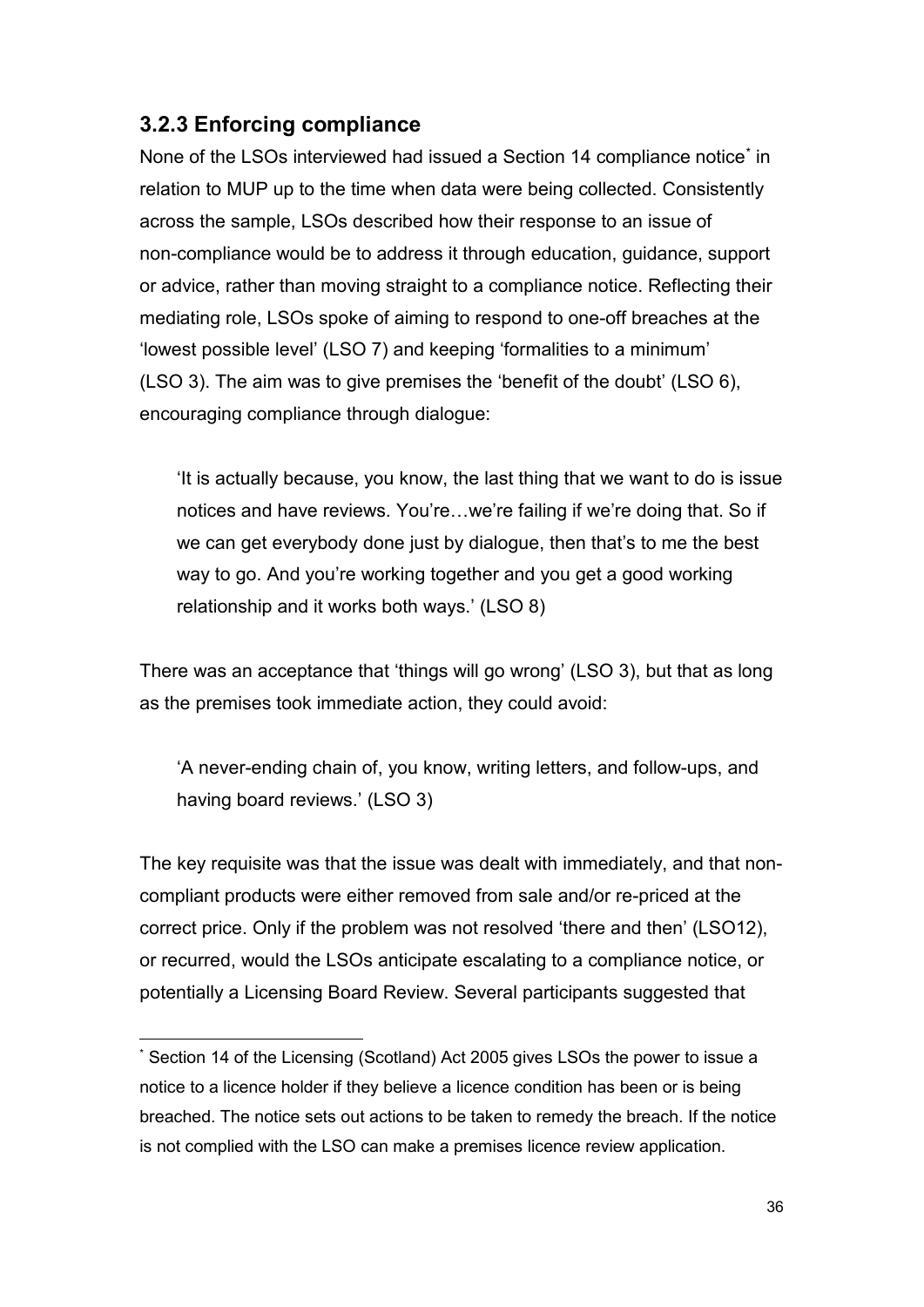### 3.2.3 Enforcing compliance

None of the LSOs interviewed had issued a Section 14 compliance notice* in relation to MUP up to the time when data were being collected. Consistently across the sample, LSOs described how their response to an issue of non-compliance would be to address it through education, guidance, support or advice, rather than moving straight to a compliance notice. Reflecting their mediating role, LSOs spoke of aiming to respond to one-off breaches at the 'lowest possible level' (LSO 7) and keeping 'formalities to a minimum' (LSO 3). The aim was to give premises the 'benefit of the doubt' (LSO 6), encouraging compliance through dialogue:

> 'It is actually because, you know, the last thing that we want to do is issue notices and have reviews. You're…we're failing if we're doing that. So if we can get everybody done just by dialogue, then that's to me the best way to go. And you're working together and you get a good working relationship and it works both ways.' (LSO 8)

There was an acceptance that 'things will go wrong' (LSO 3), but that as long as the premises took immediate action, they could avoid:

> 'A never-ending chain of, you know, writing letters, and follow-ups, and having board reviews.' (LSO 3)

The key requisite was that the issue was dealt with immediately, and that non-compliant products were either removed from sale and/or re-priced at the correct price. Only if the problem was not resolved 'there and then' (LSO12), or recurred, would the LSOs anticipate escalating to a compliance notice, or potentially a Licensing Board Review. Several participants suggested that

---

* Section 14 of the Licensing (Scotland) Act 2005 gives LSOs the power to issue a notice to a licence holder if they believe a licence condition has been or is being breached. The notice sets out actions to be taken to remedy the breach. If the notice is not complied with the LSO can make a premises licence review application.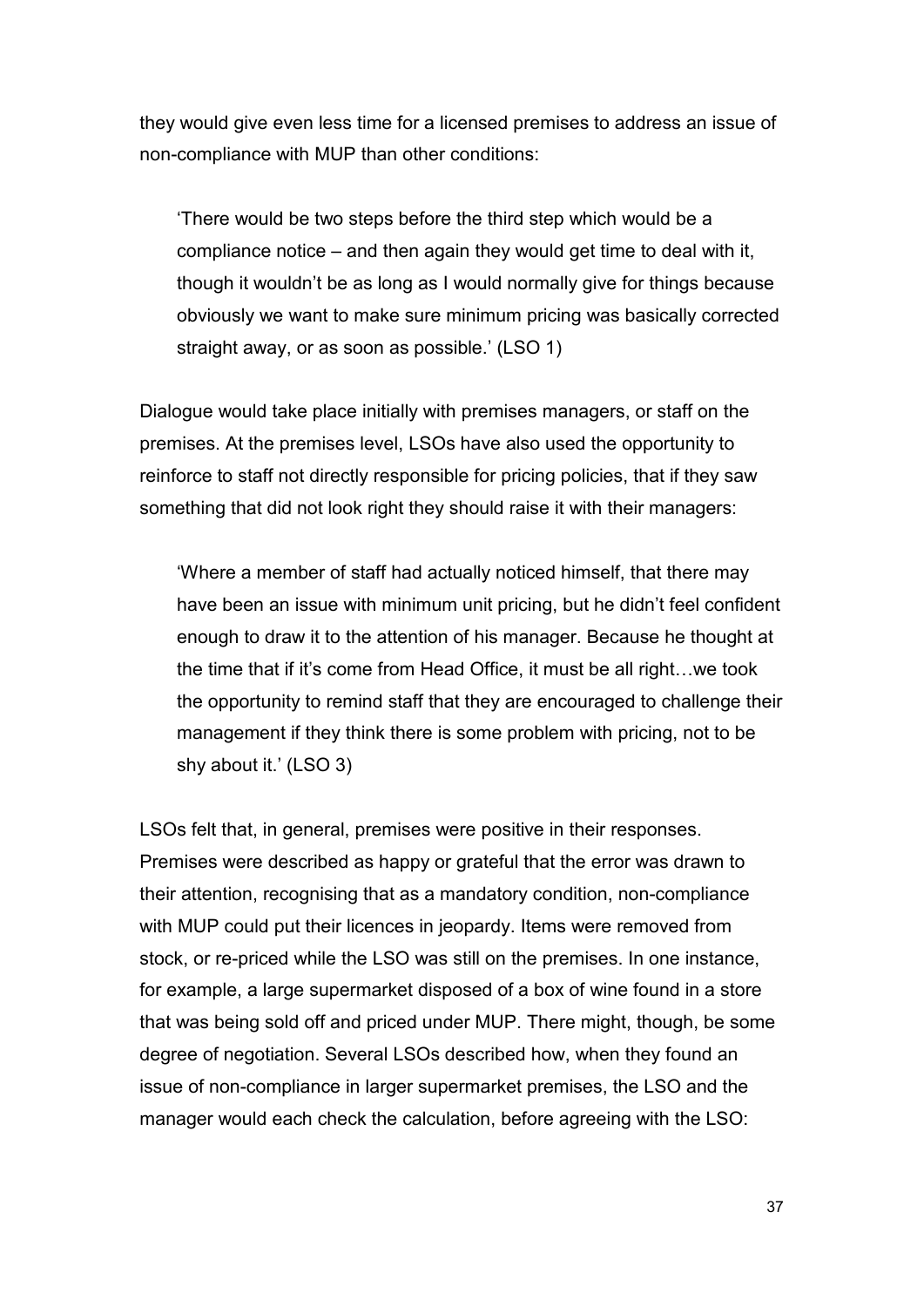they would give even less time for a licensed premises to address an issue of non-compliance with MUP than other conditions:

> 'There would be two steps before the third step which would be a compliance notice – and then again they would get time to deal with it, though it wouldn't be as long as I would normally give for things because obviously we want to make sure minimum pricing was basically corrected straight away, or as soon as possible.' (LSO 1)

Dialogue would take place initially with premises managers, or staff on the premises. At the premises level, LSOs have also used the opportunity to reinforce to staff not directly responsible for pricing policies, that if they saw something that did not look right they should raise it with their managers:

> 'Where a member of staff had actually noticed himself, that there may have been an issue with minimum unit pricing, but he didn't feel confident enough to draw it to the attention of his manager. Because he thought at the time that if it's come from Head Office, it must be all right…we took the opportunity to remind staff that they are encouraged to challenge their management if they think there is some problem with pricing, not to be shy about it.' (LSO 3)

LSOs felt that, in general, premises were positive in their responses. Premises were described as happy or grateful that the error was drawn to their attention, recognising that as a mandatory condition, non-compliance with MUP could put their licences in jeopardy. Items were removed from stock, or re-priced while the LSO was still on the premises. In one instance, for example, a large supermarket disposed of a box of wine found in a store that was being sold off and priced under MUP. There might, though, be some degree of negotiation. Several LSOs described how, when they found an issue of non-compliance in larger supermarket premises, the LSO and the manager would each check the calculation, before agreeing with the LSO: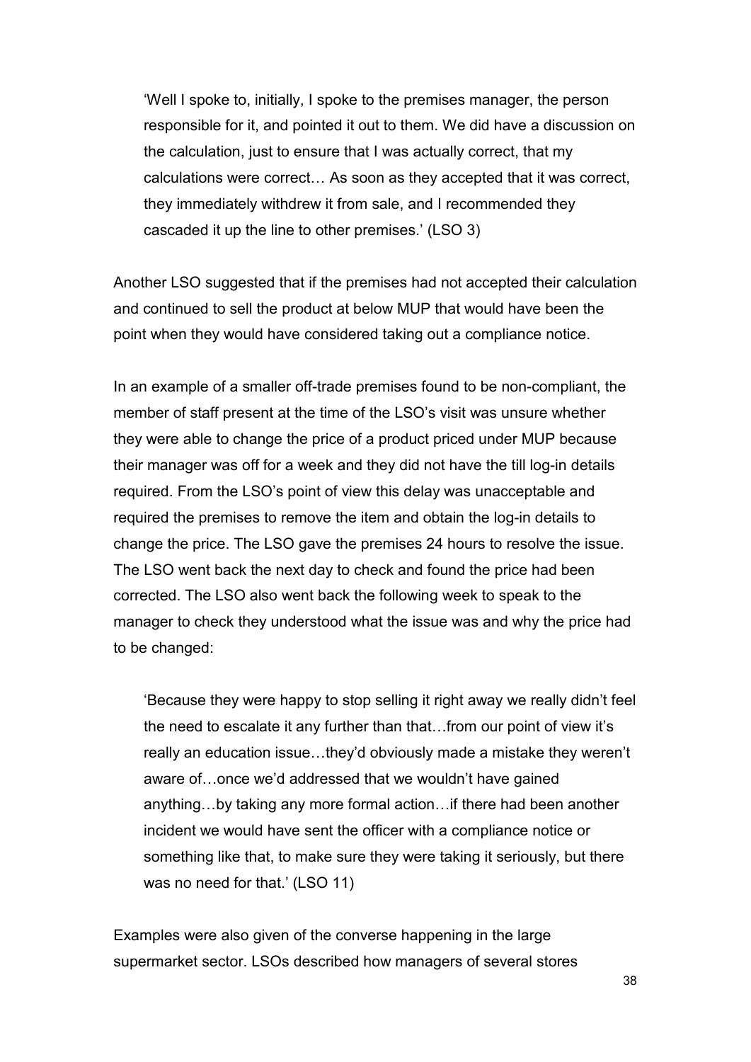> 'Well I spoke to, initially, I spoke to the premises manager, the person responsible for it, and pointed it out to them. We did have a discussion on the calculation, just to ensure that I was actually correct, that my calculations were correct… As soon as they accepted that it was correct, they immediately withdrew it from sale, and I recommended they cascaded it up the line to other premises.' (LSO 3)

Another LSO suggested that if the premises had not accepted their calculation and continued to sell the product at below MUP that would have been the point when they would have considered taking out a compliance notice.

In an example of a smaller off-trade premises found to be non-compliant, the member of staff present at the time of the LSO's visit was unsure whether they were able to change the price of a product priced under MUP because their manager was off for a week and they did not have the till log-in details required. From the LSO's point of view this delay was unacceptable and required the premises to remove the item and obtain the log-in details to change the price. The LSO gave the premises 24 hours to resolve the issue. The LSO went back the next day to check and found the price had been corrected. The LSO also went back the following week to speak to the manager to check they understood what the issue was and why the price had to be changed:

> 'Because they were happy to stop selling it right away we really didn't feel the need to escalate it any further than that…from our point of view it's really an education issue…they'd obviously made a mistake they weren't aware of…once we'd addressed that we wouldn't have gained anything…by taking any more formal action…if there had been another incident we would have sent the officer with a compliance notice or something like that, to make sure they were taking it seriously, but there was no need for that.' (LSO 11)

Examples were also given of the converse happening in the large supermarket sector. LSOs described how managers of several stores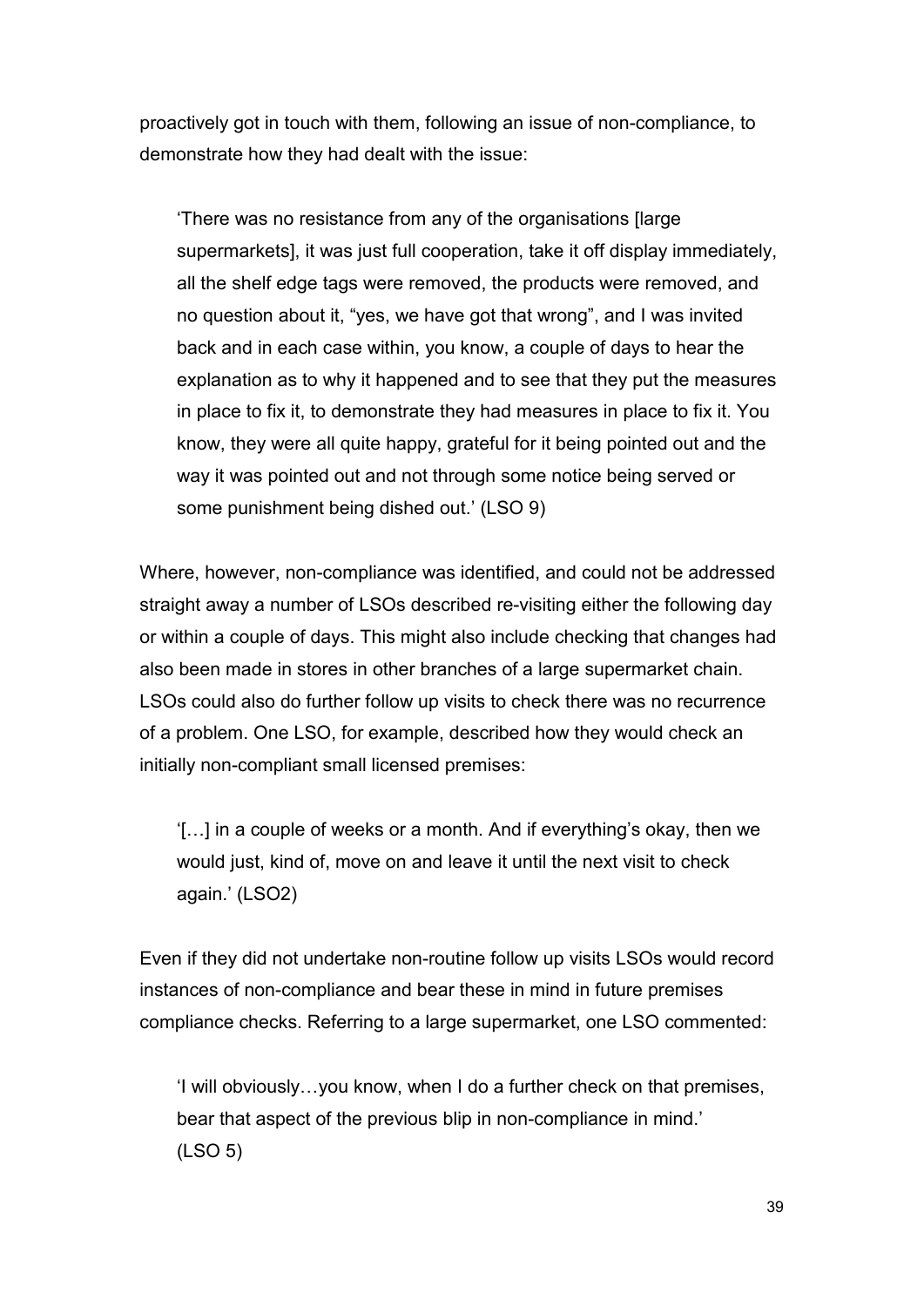proactively got in touch with them, following an issue of non-compliance, to demonstrate how they had dealt with the issue:

> 'There was no resistance from any of the organisations [large supermarkets], it was just full cooperation, take it off display immediately, all the shelf edge tags were removed, the products were removed, and no question about it, "yes, we have got that wrong", and I was invited back and in each case within, you know, a couple of days to hear the explanation as to why it happened and to see that they put the measures in place to fix it, to demonstrate they had measures in place to fix it. You know, they were all quite happy, grateful for it being pointed out and the way it was pointed out and not through some notice being served or some punishment being dished out.' (LSO 9)

Where, however, non-compliance was identified, and could not be addressed straight away a number of LSOs described re-visiting either the following day or within a couple of days. This might also include checking that changes had also been made in stores in other branches of a large supermarket chain. LSOs could also do further follow up visits to check there was no recurrence of a problem. One LSO, for example, described how they would check an initially non-compliant small licensed premises:

> '[…] in a couple of weeks or a month. And if everything's okay, then we would just, kind of, move on and leave it until the next visit to check again.' (LSO2)

Even if they did not undertake non-routine follow up visits LSOs would record instances of non-compliance and bear these in mind in future premises compliance checks. Referring to a large supermarket, one LSO commented:

> 'I will obviously…you know, when I do a further check on that premises, bear that aspect of the previous blip in non-compliance in mind.' (LSO 5)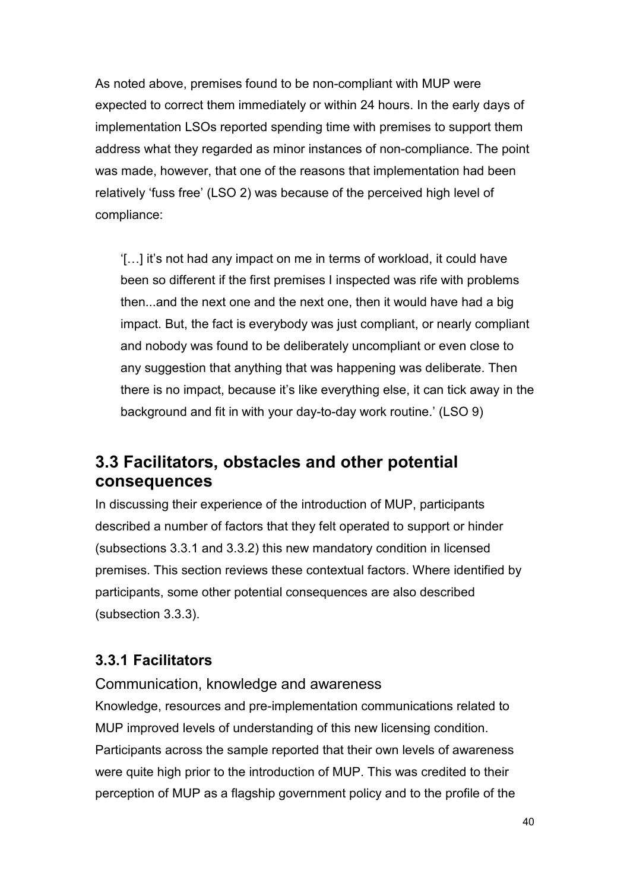As noted above, premises found to be non-compliant with MUP were expected to correct them immediately or within 24 hours. In the early days of implementation LSOs reported spending time with premises to support them address what they regarded as minor instances of non-compliance. The point was made, however, that one of the reasons that implementation had been relatively 'fuss free' (LSO 2) was because of the perceived high level of compliance:

> '[…] it's not had any impact on me in terms of workload, it could have been so different if the first premises I inspected was rife with problems then...and the next one and the next one, then it would have had a big impact. But, the fact is everybody was just compliant, or nearly compliant and nobody was found to be deliberately uncompliant or even close to any suggestion that anything that was happening was deliberate. Then there is no impact, because it's like everything else, it can tick away in the background and fit in with your day-to-day work routine.' (LSO 9)

## 3.3 Facilitators, obstacles and other potential consequences

In discussing their experience of the introduction of MUP, participants described a number of factors that they felt operated to support or hinder (subsections 3.3.1 and 3.3.2) this new mandatory condition in licensed premises. This section reviews these contextual factors. Where identified by participants, some other potential consequences are also described (subsection 3.3.3).

### 3.3.1 Facilitators

#### Communication, knowledge and awareness

Knowledge, resources and pre-implementation communications related to MUP improved levels of understanding of this new licensing condition. Participants across the sample reported that their own levels of awareness were quite high prior to the introduction of MUP. This was credited to their perception of MUP as a flagship government policy and to the profile of the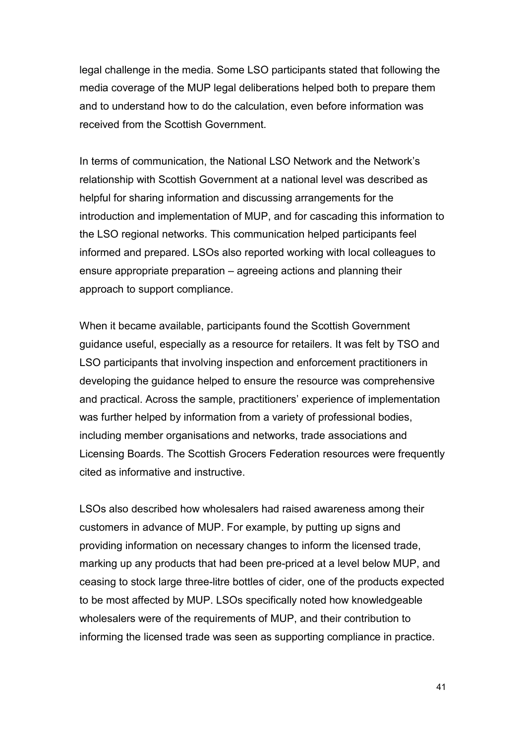legal challenge in the media. Some LSO participants stated that following the media coverage of the MUP legal deliberations helped both to prepare them and to understand how to do the calculation, even before information was received from the Scottish Government.

In terms of communication, the National LSO Network and the Network's relationship with Scottish Government at a national level was described as helpful for sharing information and discussing arrangements for the introduction and implementation of MUP, and for cascading this information to the LSO regional networks. This communication helped participants feel informed and prepared. LSOs also reported working with local colleagues to ensure appropriate preparation – agreeing actions and planning their approach to support compliance.

When it became available, participants found the Scottish Government guidance useful, especially as a resource for retailers. It was felt by TSO and LSO participants that involving inspection and enforcement practitioners in developing the guidance helped to ensure the resource was comprehensive and practical. Across the sample, practitioners' experience of implementation was further helped by information from a variety of professional bodies, including member organisations and networks, trade associations and Licensing Boards. The Scottish Grocers Federation resources were frequently cited as informative and instructive.

LSOs also described how wholesalers had raised awareness among their customers in advance of MUP. For example, by putting up signs and providing information on necessary changes to inform the licensed trade, marking up any products that had been pre-priced at a level below MUP, and ceasing to stock large three-litre bottles of cider, one of the products expected to be most affected by MUP. LSOs specifically noted how knowledgeable wholesalers were of the requirements of MUP, and their contribution to informing the licensed trade was seen as supporting compliance in practice.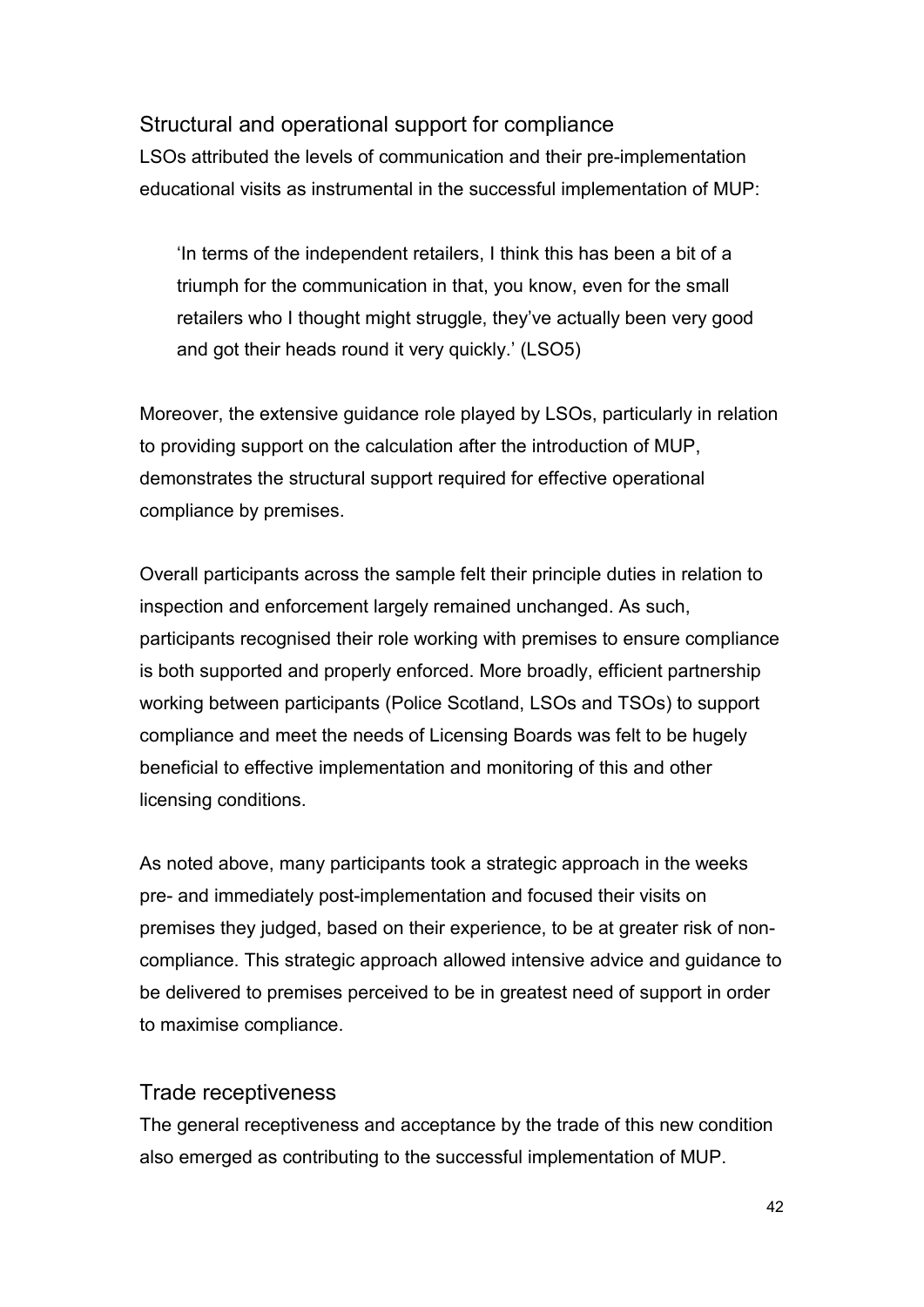## Structural and operational support for compliance

LSOs attributed the levels of communication and their pre-implementation educational visits as instrumental in the successful implementation of MUP:

> 'In terms of the independent retailers, I think this has been a bit of a triumph for the communication in that, you know, even for the small retailers who I thought might struggle, they've actually been very good and got their heads round it very quickly.' (LSO5)

Moreover, the extensive guidance role played by LSOs, particularly in relation to providing support on the calculation after the introduction of MUP, demonstrates the structural support required for effective operational compliance by premises.

Overall participants across the sample felt their principle duties in relation to inspection and enforcement largely remained unchanged. As such, participants recognised their role working with premises to ensure compliance is both supported and properly enforced. More broadly, efficient partnership working between participants (Police Scotland, LSOs and TSOs) to support compliance and meet the needs of Licensing Boards was felt to be hugely beneficial to effective implementation and monitoring of this and other licensing conditions.

As noted above, many participants took a strategic approach in the weeks pre- and immediately post-implementation and focused their visits on premises they judged, based on their experience, to be at greater risk of non-compliance. This strategic approach allowed intensive advice and guidance to be delivered to premises perceived to be in greatest need of support in order to maximise compliance.

## Trade receptiveness

The general receptiveness and acceptance by the trade of this new condition also emerged as contributing to the successful implementation of MUP.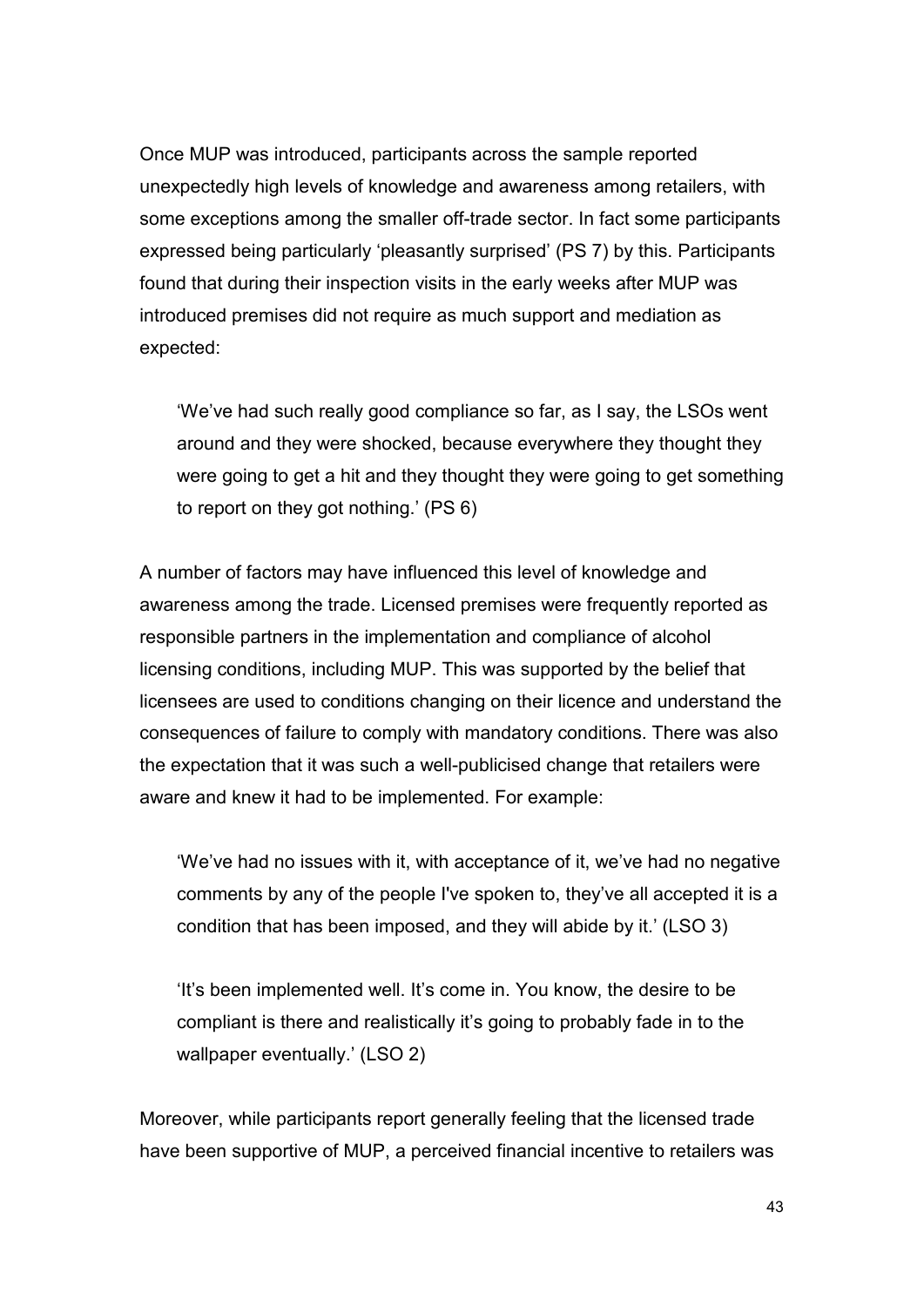Once MUP was introduced, participants across the sample reported unexpectedly high levels of knowledge and awareness among retailers, with some exceptions among the smaller off-trade sector. In fact some participants expressed being particularly 'pleasantly surprised' (PS 7) by this. Participants found that during their inspection visits in the early weeks after MUP was introduced premises did not require as much support and mediation as expected:

> 'We've had such really good compliance so far, as I say, the LSOs went around and they were shocked, because everywhere they thought they were going to get a hit and they thought they were going to get something to report on they got nothing.' (PS 6)

A number of factors may have influenced this level of knowledge and awareness among the trade. Licensed premises were frequently reported as responsible partners in the implementation and compliance of alcohol licensing conditions, including MUP. This was supported by the belief that licensees are used to conditions changing on their licence and understand the consequences of failure to comply with mandatory conditions. There was also the expectation that it was such a well-publicised change that retailers were aware and knew it had to be implemented. For example:

> 'We've had no issues with it, with acceptance of it, we've had no negative comments by any of the people I've spoken to, they've all accepted it is a condition that has been imposed, and they will abide by it.' (LSO 3)

> 'It's been implemented well. It's come in. You know, the desire to be compliant is there and realistically it's going to probably fade in to the wallpaper eventually.' (LSO 2)

Moreover, while participants report generally feeling that the licensed trade have been supportive of MUP, a perceived financial incentive to retailers was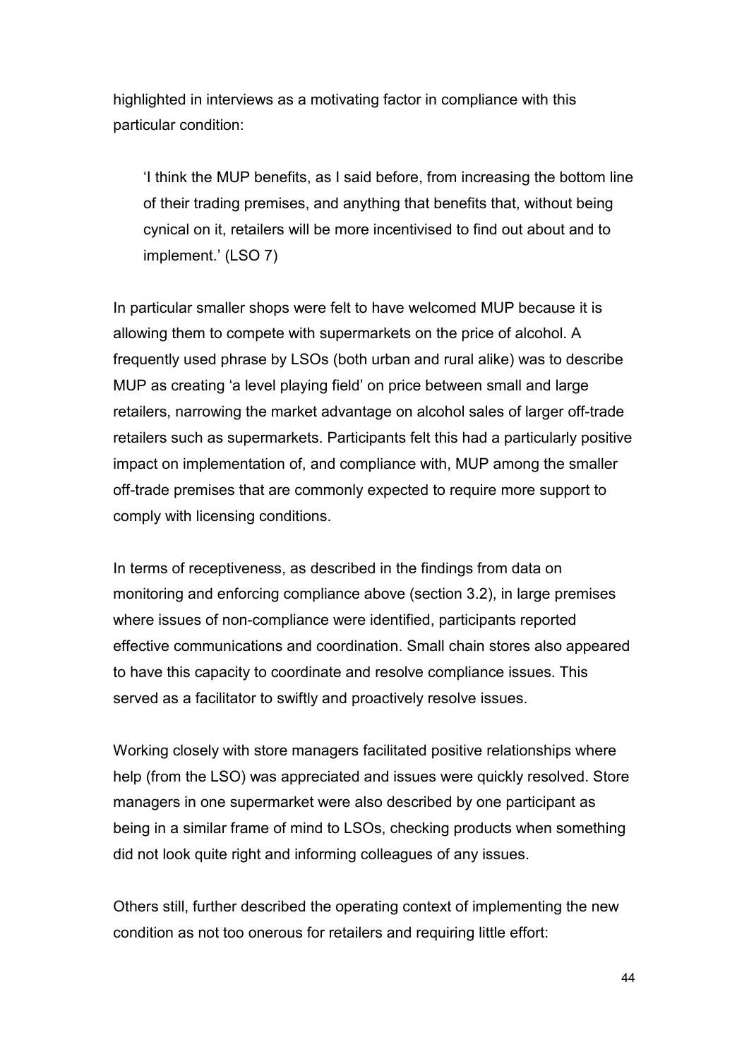highlighted in interviews as a motivating factor in compliance with this particular condition:

> 'I think the MUP benefits, as I said before, from increasing the bottom line of their trading premises, and anything that benefits that, without being cynical on it, retailers will be more incentivised to find out about and to implement.' (LSO 7)

In particular smaller shops were felt to have welcomed MUP because it is allowing them to compete with supermarkets on the price of alcohol. A frequently used phrase by LSOs (both urban and rural alike) was to describe MUP as creating 'a level playing field' on price between small and large retailers, narrowing the market advantage on alcohol sales of larger off-trade retailers such as supermarkets. Participants felt this had a particularly positive impact on implementation of, and compliance with, MUP among the smaller off-trade premises that are commonly expected to require more support to comply with licensing conditions.

In terms of receptiveness, as described in the findings from data on monitoring and enforcing compliance above (section 3.2), in large premises where issues of non-compliance were identified, participants reported effective communications and coordination. Small chain stores also appeared to have this capacity to coordinate and resolve compliance issues. This served as a facilitator to swiftly and proactively resolve issues.

Working closely with store managers facilitated positive relationships where help (from the LSO) was appreciated and issues were quickly resolved. Store managers in one supermarket were also described by one participant as being in a similar frame of mind to LSOs, checking products when something did not look quite right and informing colleagues of any issues.

Others still, further described the operating context of implementing the new condition as not too onerous for retailers and requiring little effort: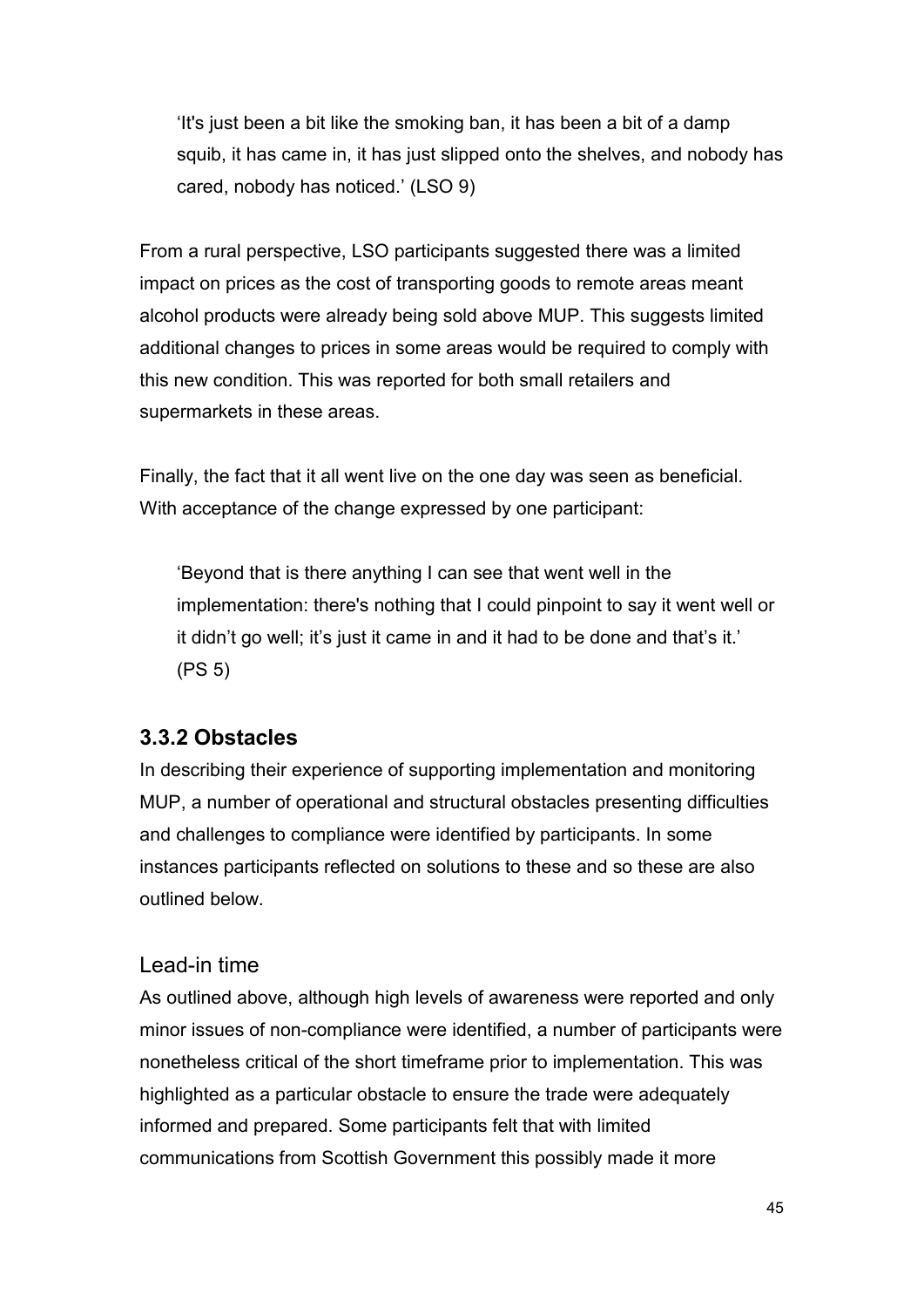> 'It's just been a bit like the smoking ban, it has been a bit of a damp squib, it has came in, it has just slipped onto the shelves, and nobody has cared, nobody has noticed.' (LSO 9)

From a rural perspective, LSO participants suggested there was a limited impact on prices as the cost of transporting goods to remote areas meant alcohol products were already being sold above MUP. This suggests limited additional changes to prices in some areas would be required to comply with this new condition. This was reported for both small retailers and supermarkets in these areas.

Finally, the fact that it all went live on the one day was seen as beneficial. With acceptance of the change expressed by one participant:

> 'Beyond that is there anything I can see that went well in the implementation: there's nothing that I could pinpoint to say it went well or it didn't go well; it's just it came in and it had to be done and that's it.' (PS 5)

### 3.3.2 Obstacles

In describing their experience of supporting implementation and monitoring MUP, a number of operational and structural obstacles presenting difficulties and challenges to compliance were identified by participants. In some instances participants reflected on solutions to these and so these are also outlined below.

#### Lead-in time

As outlined above, although high levels of awareness were reported and only minor issues of non-compliance were identified, a number of participants were nonetheless critical of the short timeframe prior to implementation. This was highlighted as a particular obstacle to ensure the trade were adequately informed and prepared. Some participants felt that with limited communications from Scottish Government this possibly made it more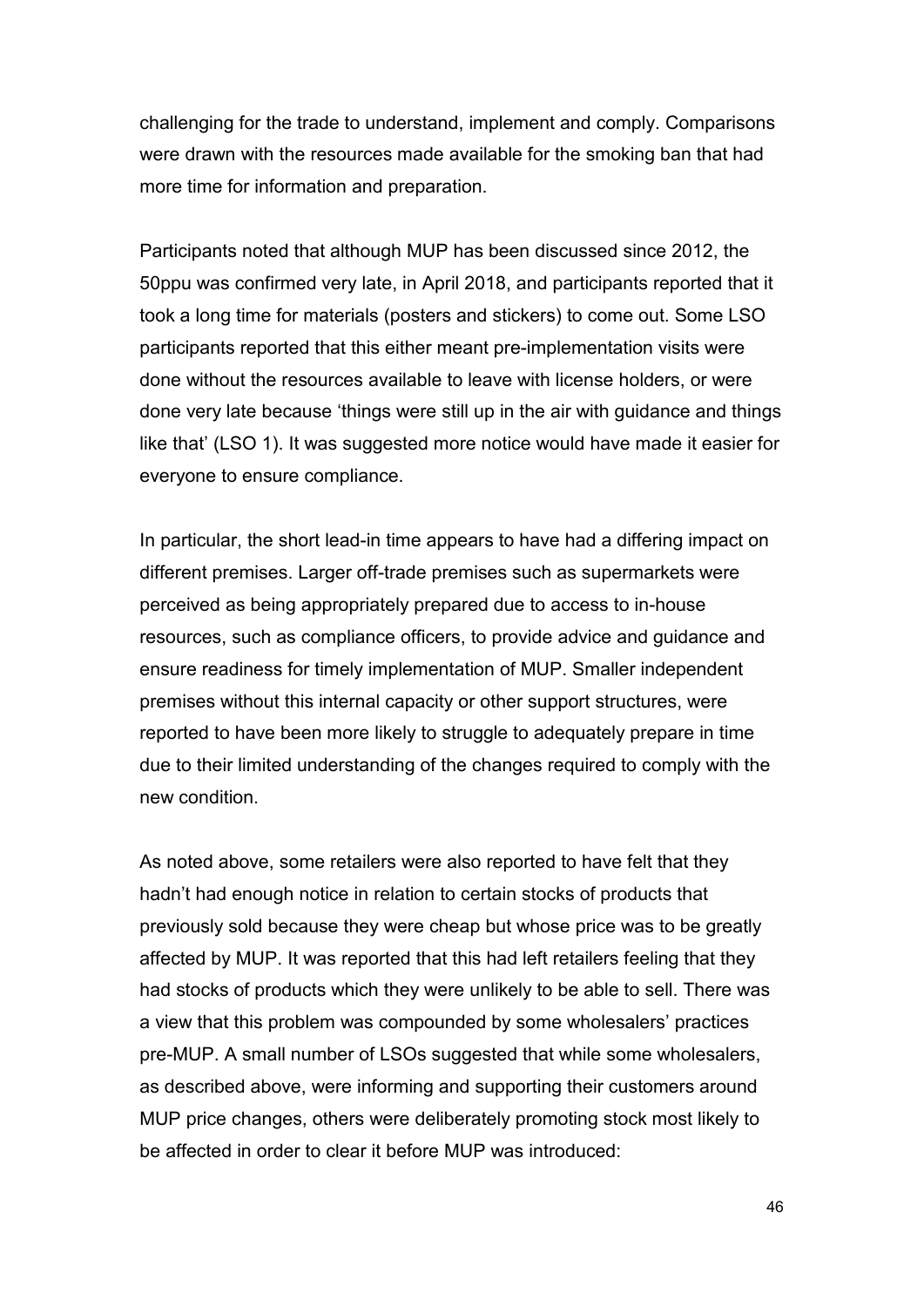challenging for the trade to understand, implement and comply. Comparisons were drawn with the resources made available for the smoking ban that had more time for information and preparation.

Participants noted that although MUP has been discussed since 2012, the 50ppu was confirmed very late, in April 2018, and participants reported that it took a long time for materials (posters and stickers) to come out. Some LSO participants reported that this either meant pre-implementation visits were done without the resources available to leave with license holders, or were done very late because 'things were still up in the air with guidance and things like that' (LSO 1). It was suggested more notice would have made it easier for everyone to ensure compliance.

In particular, the short lead-in time appears to have had a differing impact on different premises. Larger off-trade premises such as supermarkets were perceived as being appropriately prepared due to access to in-house resources, such as compliance officers, to provide advice and guidance and ensure readiness for timely implementation of MUP. Smaller independent premises without this internal capacity or other support structures, were reported to have been more likely to struggle to adequately prepare in time due to their limited understanding of the changes required to comply with the new condition.

As noted above, some retailers were also reported to have felt that they hadn't had enough notice in relation to certain stocks of products that previously sold because they were cheap but whose price was to be greatly affected by MUP. It was reported that this had left retailers feeling that they had stocks of products which they were unlikely to be able to sell. There was a view that this problem was compounded by some wholesalers' practices pre-MUP. A small number of LSOs suggested that while some wholesalers, as described above, were informing and supporting their customers around MUP price changes, others were deliberately promoting stock most likely to be affected in order to clear it before MUP was introduced: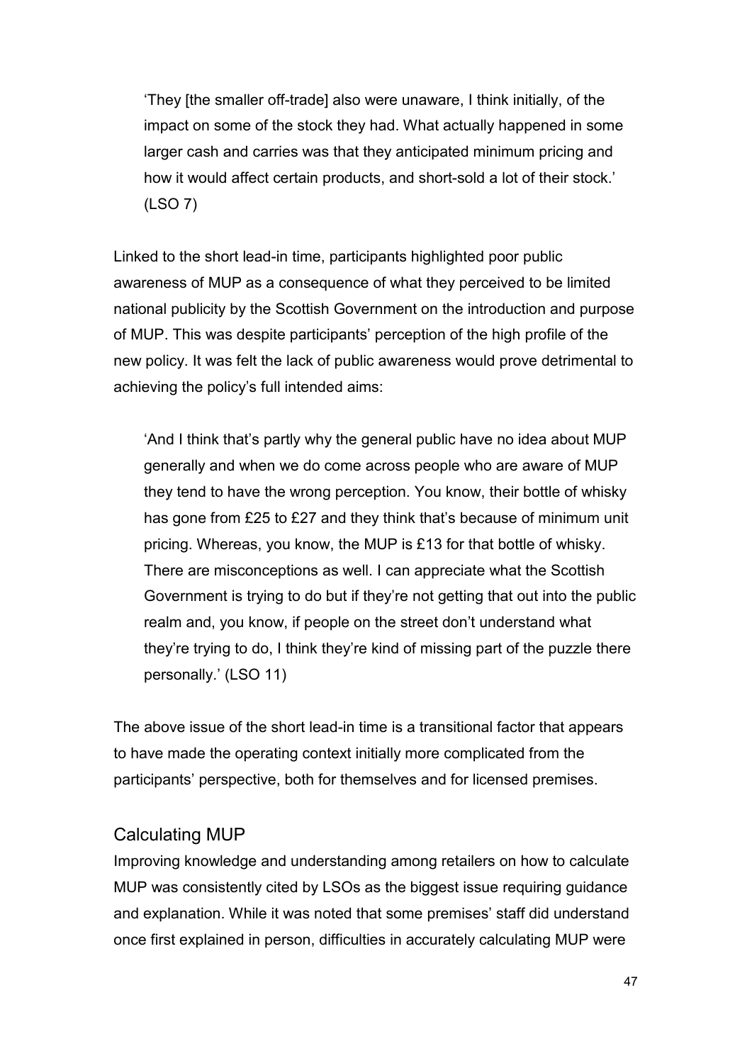> 'They [the smaller off-trade] also were unaware, I think initially, of the impact on some of the stock they had. What actually happened in some larger cash and carries was that they anticipated minimum pricing and how it would affect certain products, and short-sold a lot of their stock.' (LSO 7)

Linked to the short lead-in time, participants highlighted poor public awareness of MUP as a consequence of what they perceived to be limited national publicity by the Scottish Government on the introduction and purpose of MUP. This was despite participants' perception of the high profile of the new policy. It was felt the lack of public awareness would prove detrimental to achieving the policy's full intended aims:

> 'And I think that's partly why the general public have no idea about MUP generally and when we do come across people who are aware of MUP they tend to have the wrong perception. You know, their bottle of whisky has gone from £25 to £27 and they think that's because of minimum unit pricing. Whereas, you know, the MUP is £13 for that bottle of whisky. There are misconceptions as well. I can appreciate what the Scottish Government is trying to do but if they're not getting that out into the public realm and, you know, if people on the street don't understand what they're trying to do, I think they're kind of missing part of the puzzle there personally.' (LSO 11)

The above issue of the short lead-in time is a transitional factor that appears to have made the operating context initially more complicated from the participants' perspective, both for themselves and for licensed premises.

## Calculating MUP

Improving knowledge and understanding among retailers on how to calculate MUP was consistently cited by LSOs as the biggest issue requiring guidance and explanation. While it was noted that some premises' staff did understand once first explained in person, difficulties in accurately calculating MUP were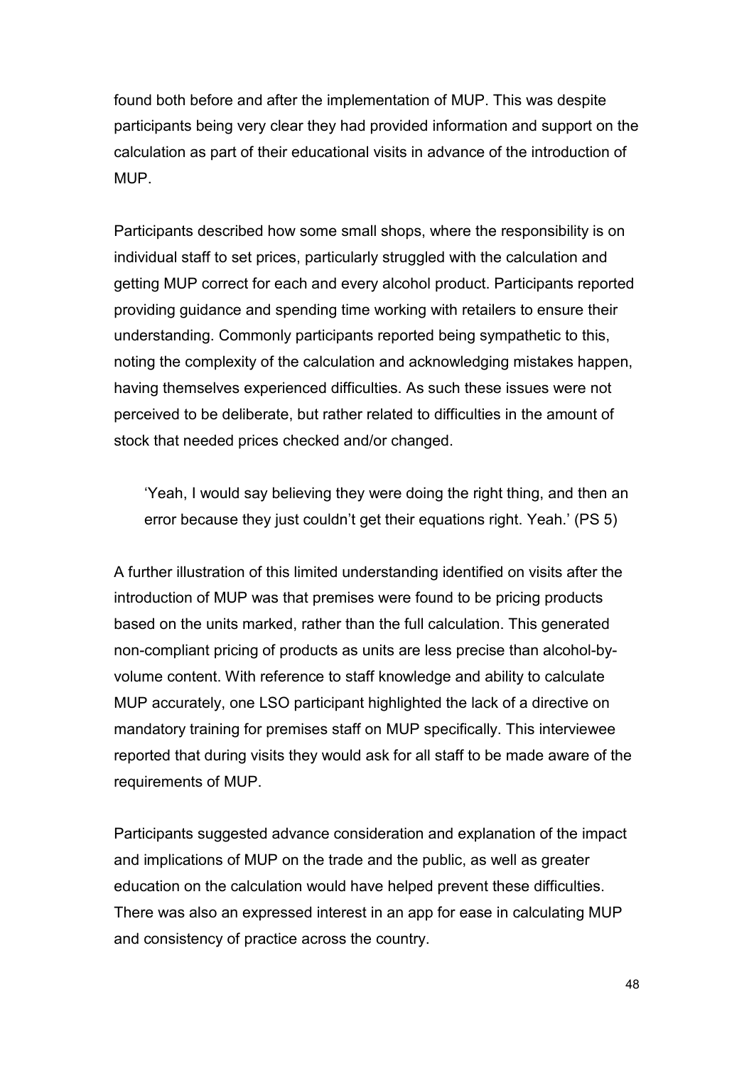found both before and after the implementation of MUP. This was despite participants being very clear they had provided information and support on the calculation as part of their educational visits in advance of the introduction of MUP.

Participants described how some small shops, where the responsibility is on individual staff to set prices, particularly struggled with the calculation and getting MUP correct for each and every alcohol product. Participants reported providing guidance and spending time working with retailers to ensure their understanding. Commonly participants reported being sympathetic to this, noting the complexity of the calculation and acknowledging mistakes happen, having themselves experienced difficulties. As such these issues were not perceived to be deliberate, but rather related to difficulties in the amount of stock that needed prices checked and/or changed.

> 'Yeah, I would say believing they were doing the right thing, and then an error because they just couldn't get their equations right. Yeah.' (PS 5)

A further illustration of this limited understanding identified on visits after the introduction of MUP was that premises were found to be pricing products based on the units marked, rather than the full calculation. This generated non-compliant pricing of products as units are less precise than alcohol-by-volume content. With reference to staff knowledge and ability to calculate MUP accurately, one LSO participant highlighted the lack of a directive on mandatory training for premises staff on MUP specifically. This interviewee reported that during visits they would ask for all staff to be made aware of the requirements of MUP.

Participants suggested advance consideration and explanation of the impact and implications of MUP on the trade and the public, as well as greater education on the calculation would have helped prevent these difficulties. There was also an expressed interest in an app for ease in calculating MUP and consistency of practice across the country.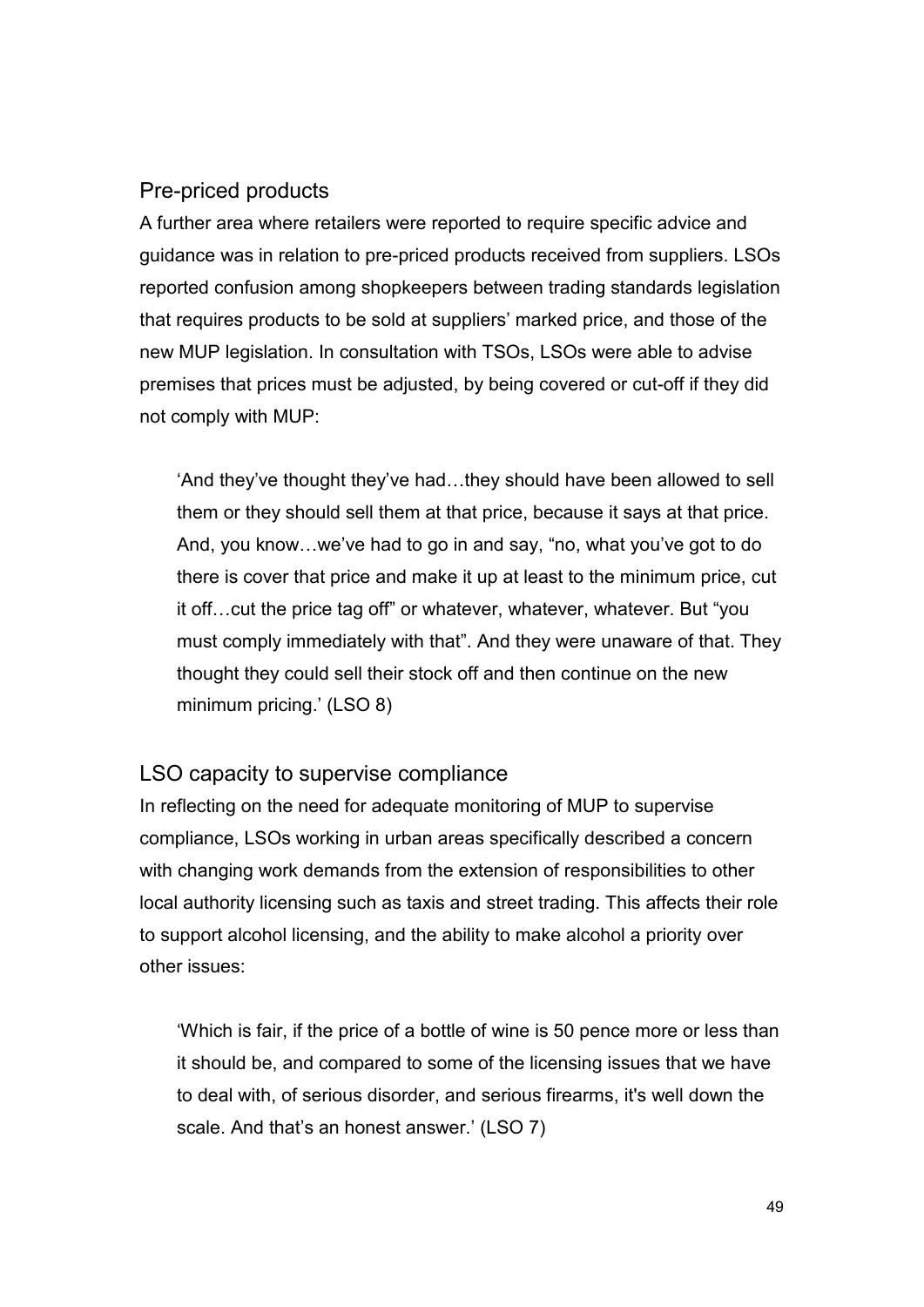## Pre-priced products

A further area where retailers were reported to require specific advice and guidance was in relation to pre-priced products received from suppliers. LSOs reported confusion among shopkeepers between trading standards legislation that requires products to be sold at suppliers' marked price, and those of the new MUP legislation. In consultation with TSOs, LSOs were able to advise premises that prices must be adjusted, by being covered or cut-off if they did not comply with MUP:

> 'And they've thought they've had…they should have been allowed to sell them or they should sell them at that price, because it says at that price. And, you know…we've had to go in and say, "no, what you've got to do there is cover that price and make it up at least to the minimum price, cut it off…cut the price tag off" or whatever, whatever, whatever. But "you must comply immediately with that". And they were unaware of that. They thought they could sell their stock off and then continue on the new minimum pricing.' (LSO 8)

## LSO capacity to supervise compliance

In reflecting on the need for adequate monitoring of MUP to supervise compliance, LSOs working in urban areas specifically described a concern with changing work demands from the extension of responsibilities to other local authority licensing such as taxis and street trading. This affects their role to support alcohol licensing, and the ability to make alcohol a priority over other issues:

> 'Which is fair, if the price of a bottle of wine is 50 pence more or less than it should be, and compared to some of the licensing issues that we have to deal with, of serious disorder, and serious firearms, it's well down the scale. And that's an honest answer.' (LSO 7)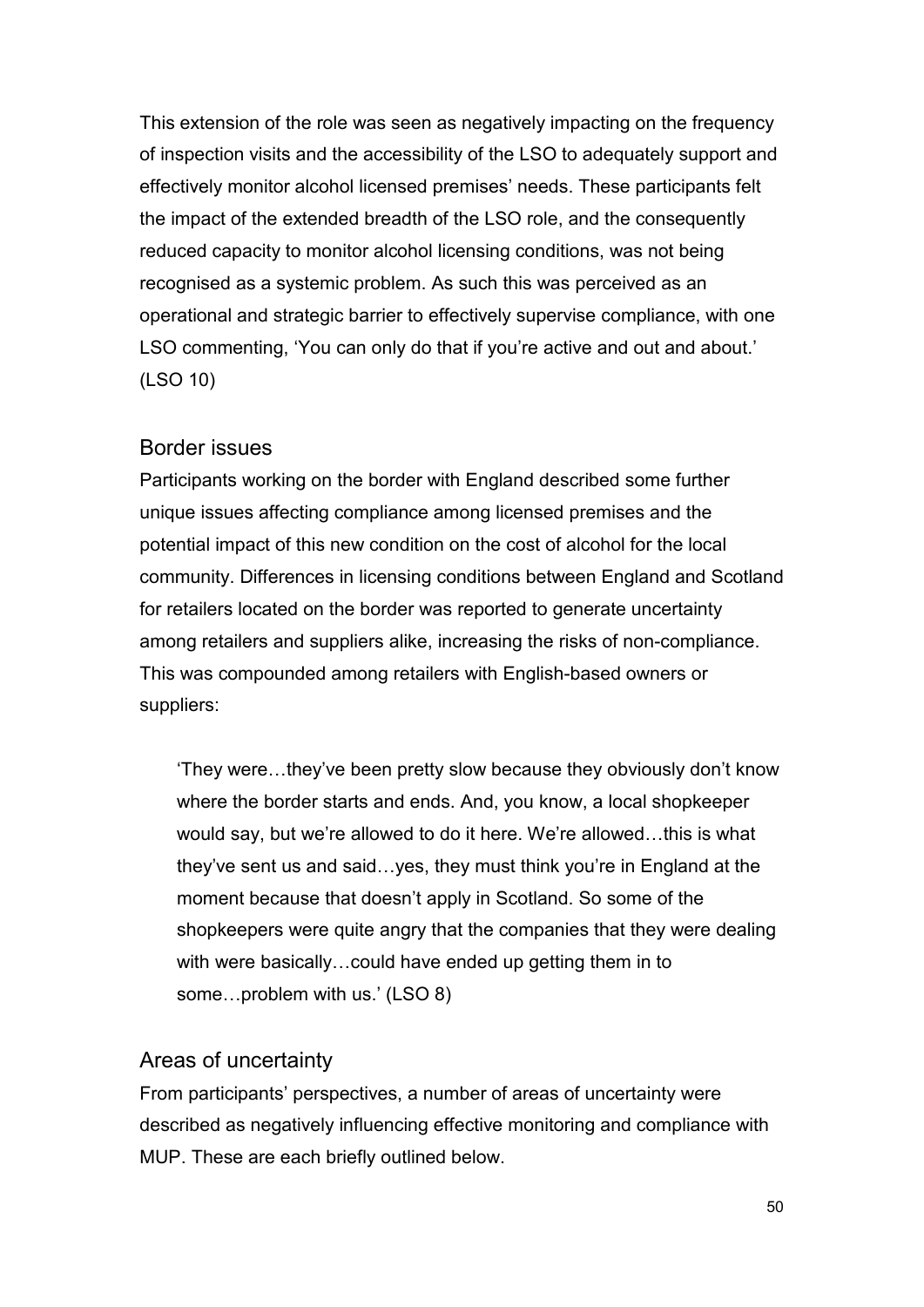This extension of the role was seen as negatively impacting on the frequency of inspection visits and the accessibility of the LSO to adequately support and effectively monitor alcohol licensed premises' needs. These participants felt the impact of the extended breadth of the LSO role, and the consequently reduced capacity to monitor alcohol licensing conditions, was not being recognised as a systemic problem. As such this was perceived as an operational and strategic barrier to effectively supervise compliance, with one LSO commenting, 'You can only do that if you're active and out and about.' (LSO 10)

## Border issues

Participants working on the border with England described some further unique issues affecting compliance among licensed premises and the potential impact of this new condition on the cost of alcohol for the local community. Differences in licensing conditions between England and Scotland for retailers located on the border was reported to generate uncertainty among retailers and suppliers alike, increasing the risks of non-compliance. This was compounded among retailers with English-based owners or suppliers:

> 'They were…they've been pretty slow because they obviously don't know where the border starts and ends. And, you know, a local shopkeeper would say, but we're allowed to do it here. We're allowed…this is what they've sent us and said…yes, they must think you're in England at the moment because that doesn't apply in Scotland. So some of the shopkeepers were quite angry that the companies that they were dealing with were basically…could have ended up getting them in to some…problem with us.' (LSO 8)

## Areas of uncertainty

From participants' perspectives, a number of areas of uncertainty were described as negatively influencing effective monitoring and compliance with MUP. These are each briefly outlined below.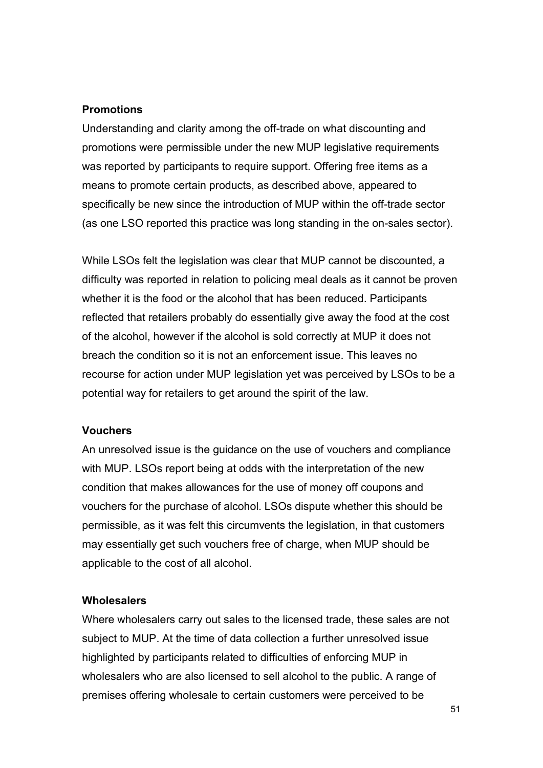**Promotions**

Understanding and clarity among the off-trade on what discounting and promotions were permissible under the new MUP legislative requirements was reported by participants to require support. Offering free items as a means to promote certain products, as described above, appeared to specifically be new since the introduction of MUP within the off-trade sector (as one LSO reported this practice was long standing in the on-sales sector).

While LSOs felt the legislation was clear that MUP cannot be discounted, a difficulty was reported in relation to policing meal deals as it cannot be proven whether it is the food or the alcohol that has been reduced. Participants reflected that retailers probably do essentially give away the food at the cost of the alcohol, however if the alcohol is sold correctly at MUP it does not breach the condition so it is not an enforcement issue. This leaves no recourse for action under MUP legislation yet was perceived by LSOs to be a potential way for retailers to get around the spirit of the law.

**Vouchers**

An unresolved issue is the guidance on the use of vouchers and compliance with MUP. LSOs report being at odds with the interpretation of the new condition that makes allowances for the use of money off coupons and vouchers for the purchase of alcohol. LSOs dispute whether this should be permissible, as it was felt this circumvents the legislation, in that customers may essentially get such vouchers free of charge, when MUP should be applicable to the cost of all alcohol.

**Wholesalers**

Where wholesalers carry out sales to the licensed trade, these sales are not subject to MUP. At the time of data collection a further unresolved issue highlighted by participants related to difficulties of enforcing MUP in wholesalers who are also licensed to sell alcohol to the public. A range of premises offering wholesale to certain customers were perceived to be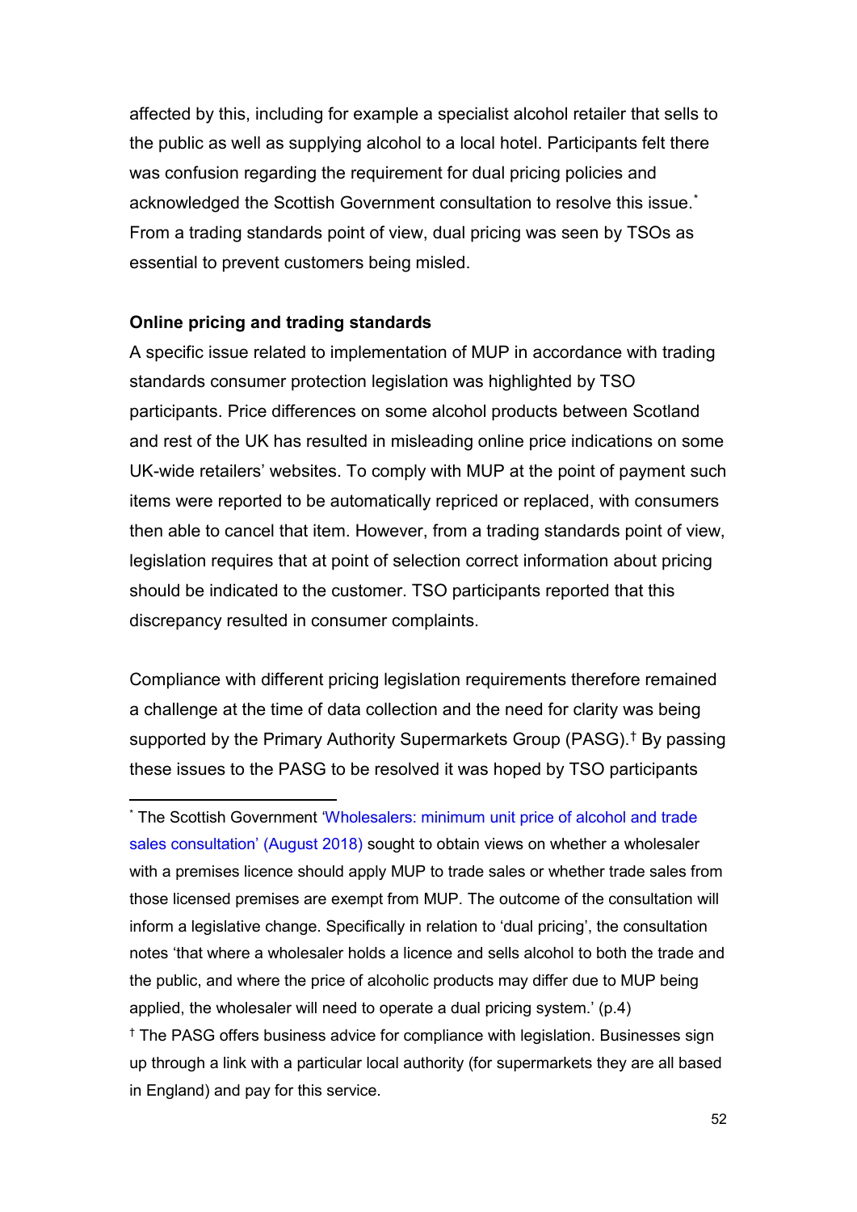affected by this, including for example a specialist alcohol retailer that sells to the public as well as supplying alcohol to a local hotel. Participants felt there was confusion regarding the requirement for dual pricing policies and acknowledged the Scottish Government consultation to resolve this issue.[*] From a trading standards point of view, dual pricing was seen by TSOs as essential to prevent customers being misled.

**Online pricing and trading standards**

A specific issue related to implementation of MUP in accordance with trading standards consumer protection legislation was highlighted by TSO participants. Price differences on some alcohol products between Scotland and rest of the UK has resulted in misleading online price indications on some UK-wide retailers' websites. To comply with MUP at the point of payment such items were reported to be automatically repriced or replaced, with consumers then able to cancel that item. However, from a trading standards point of view, legislation requires that at point of selection correct information about pricing should be indicated to the customer. TSO participants reported that this discrepancy resulted in consumer complaints.

Compliance with different pricing legislation requirements therefore remained a challenge at the time of data collection and the need for clarity was being supported by the Primary Authority Supermarkets Group (PASG).[†] By passing these issues to the PASG to be resolved it was hoped by TSO participants

---

[*] The Scottish Government 'Wholesalers: minimum unit price of alcohol and trade sales consultation' (August 2018) sought to obtain views on whether a wholesaler with a premises licence should apply MUP to trade sales or whether trade sales from those licensed premises are exempt from MUP. The outcome of the consultation will inform a legislative change. Specifically in relation to 'dual pricing', the consultation notes 'that where a wholesaler holds a licence and sells alcohol to both the trade and the public, and where the price of alcoholic products may differ due to MUP being applied, the wholesaler will need to operate a dual pricing system.' (p.4)

[†] The PASG offers business advice for compliance with legislation. Businesses sign up through a link with a particular local authority (for supermarkets they are all based in England) and pay for this service.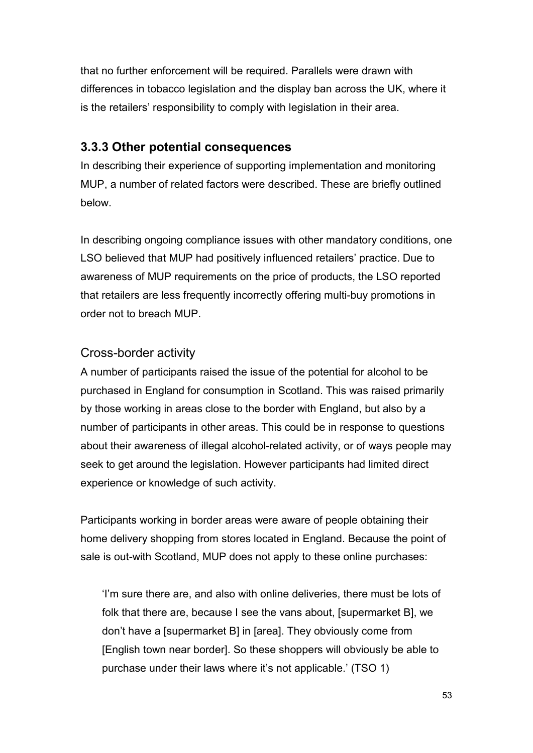that no further enforcement will be required. Parallels were drawn with differences in tobacco legislation and the display ban across the UK, where it is the retailers' responsibility to comply with legislation in their area.

### 3.3.3 Other potential consequences

In describing their experience of supporting implementation and monitoring MUP, a number of related factors were described. These are briefly outlined below.

In describing ongoing compliance issues with other mandatory conditions, one LSO believed that MUP had positively influenced retailers' practice. Due to awareness of MUP requirements on the price of products, the LSO reported that retailers are less frequently incorrectly offering multi-buy promotions in order not to breach MUP.

#### Cross-border activity

A number of participants raised the issue of the potential for alcohol to be purchased in England for consumption in Scotland. This was raised primarily by those working in areas close to the border with England, but also by a number of participants in other areas. This could be in response to questions about their awareness of illegal alcohol-related activity, or of ways people may seek to get around the legislation. However participants had limited direct experience or knowledge of such activity.

Participants working in border areas were aware of people obtaining their home delivery shopping from stores located in England. Because the point of sale is out-with Scotland, MUP does not apply to these online purchases:

> 'I'm sure there are, and also with online deliveries, there must be lots of folk that there are, because I see the vans about, [supermarket B], we don't have a [supermarket B] in [area]. They obviously come from [English town near border]. So these shoppers will obviously be able to purchase under their laws where it's not applicable.' (TSO 1)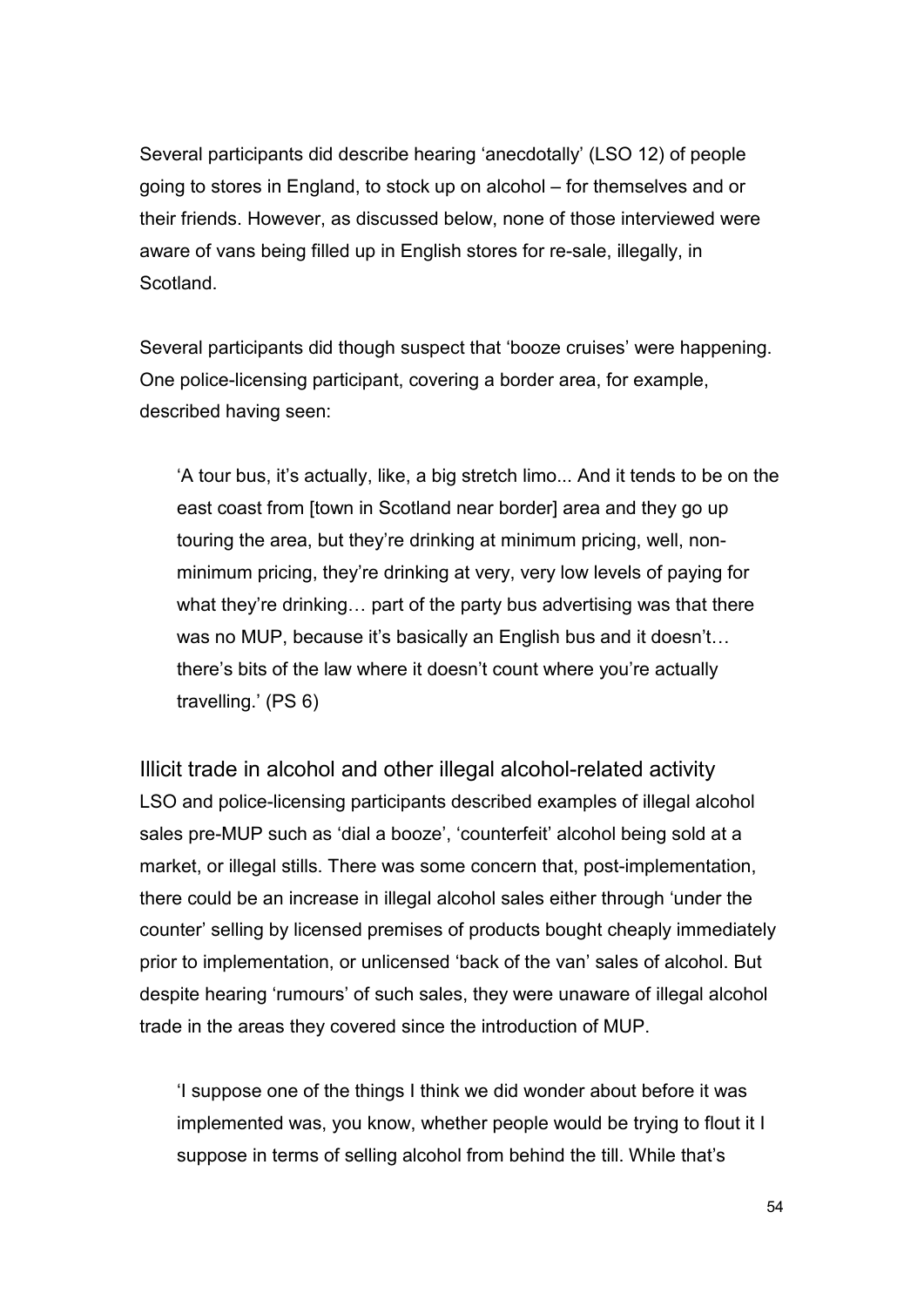Several participants did describe hearing 'anecdotally' (LSO 12) of people going to stores in England, to stock up on alcohol – for themselves and or their friends. However, as discussed below, none of those interviewed were aware of vans being filled up in English stores for re-sale, illegally, in Scotland.

Several participants did though suspect that 'booze cruises' were happening. One police-licensing participant, covering a border area, for example, described having seen:

> 'A tour bus, it's actually, like, a big stretch limo... And it tends to be on the east coast from [town in Scotland near border] area and they go up touring the area, but they're drinking at minimum pricing, well, non-minimum pricing, they're drinking at very, very low levels of paying for what they're drinking… part of the party bus advertising was that there was no MUP, because it's basically an English bus and it doesn't… there's bits of the law where it doesn't count where you're actually travelling.' (PS 6)

## Illicit trade in alcohol and other illegal alcohol-related activity

LSO and police-licensing participants described examples of illegal alcohol sales pre-MUP such as 'dial a booze', 'counterfeit' alcohol being sold at a market, or illegal stills. There was some concern that, post-implementation, there could be an increase in illegal alcohol sales either through 'under the counter' selling by licensed premises of products bought cheaply immediately prior to implementation, or unlicensed 'back of the van' sales of alcohol. But despite hearing 'rumours' of such sales, they were unaware of illegal alcohol trade in the areas they covered since the introduction of MUP.

> 'I suppose one of the things I think we did wonder about before it was implemented was, you know, whether people would be trying to flout it I suppose in terms of selling alcohol from behind the till. While that's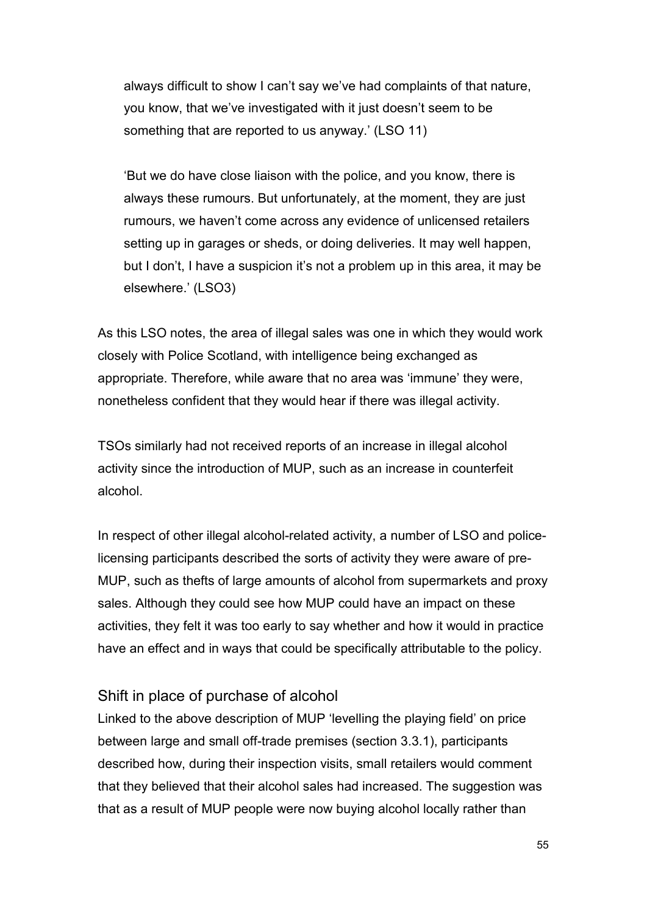always difficult to show I can't say we've had complaints of that nature, you know, that we've investigated with it just doesn't seem to be something that are reported to us anyway.' (LSO 11)

'But we do have close liaison with the police, and you know, there is always these rumours. But unfortunately, at the moment, they are just rumours, we haven't come across any evidence of unlicensed retailers setting up in garages or sheds, or doing deliveries. It may well happen, but I don't, I have a suspicion it's not a problem up in this area, it may be elsewhere.' (LSO3)

As this LSO notes, the area of illegal sales was one in which they would work closely with Police Scotland, with intelligence being exchanged as appropriate. Therefore, while aware that no area was 'immune' they were, nonetheless confident that they would hear if there was illegal activity.

TSOs similarly had not received reports of an increase in illegal alcohol activity since the introduction of MUP, such as an increase in counterfeit alcohol.

In respect of other illegal alcohol-related activity, a number of LSO and police-licensing participants described the sorts of activity they were aware of pre-MUP, such as thefts of large amounts of alcohol from supermarkets and proxy sales. Although they could see how MUP could have an impact on these activities, they felt it was too early to say whether and how it would in practice have an effect and in ways that could be specifically attributable to the policy.

### Shift in place of purchase of alcohol

Linked to the above description of MUP 'levelling the playing field' on price between large and small off-trade premises (section 3.3.1), participants described how, during their inspection visits, small retailers would comment that they believed that their alcohol sales had increased. The suggestion was that as a result of MUP people were now buying alcohol locally rather than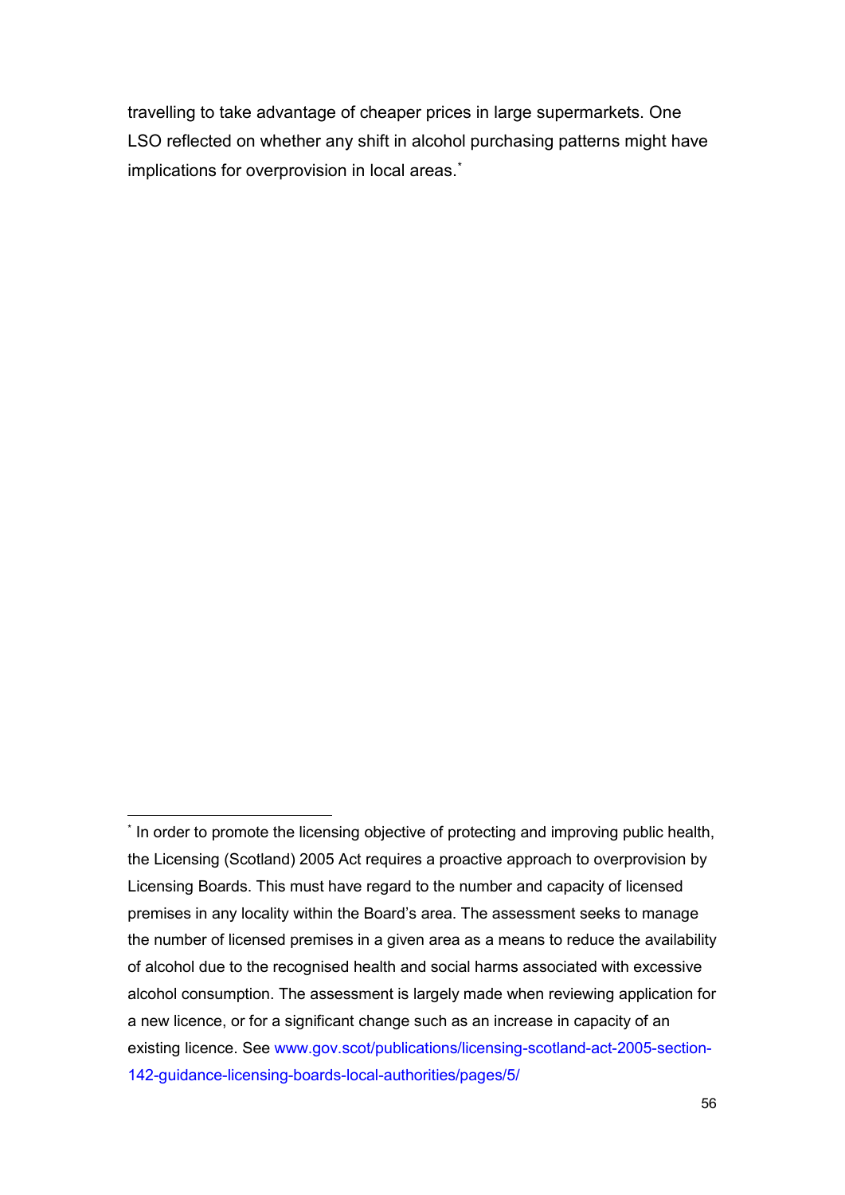travelling to take advantage of cheaper prices in large supermarkets. One LSO reflected on whether any shift in alcohol purchasing patterns might have implications for overprovision in local areas.[*]

---

[*] In order to promote the licensing objective of protecting and improving public health, the Licensing (Scotland) 2005 Act requires a proactive approach to overprovision by Licensing Boards. This must have regard to the number and capacity of licensed premises in any locality within the Board's area. The assessment seeks to manage the number of licensed premises in a given area as a means to reduce the availability of alcohol due to the recognised health and social harms associated with excessive alcohol consumption. The assessment is largely made when reviewing application for a new licence, or for a significant change such as an increase in capacity of an existing licence. See www.gov.scot/publications/licensing-scotland-act-2005-section-142-guidance-licensing-boards-local-authorities/pages/5/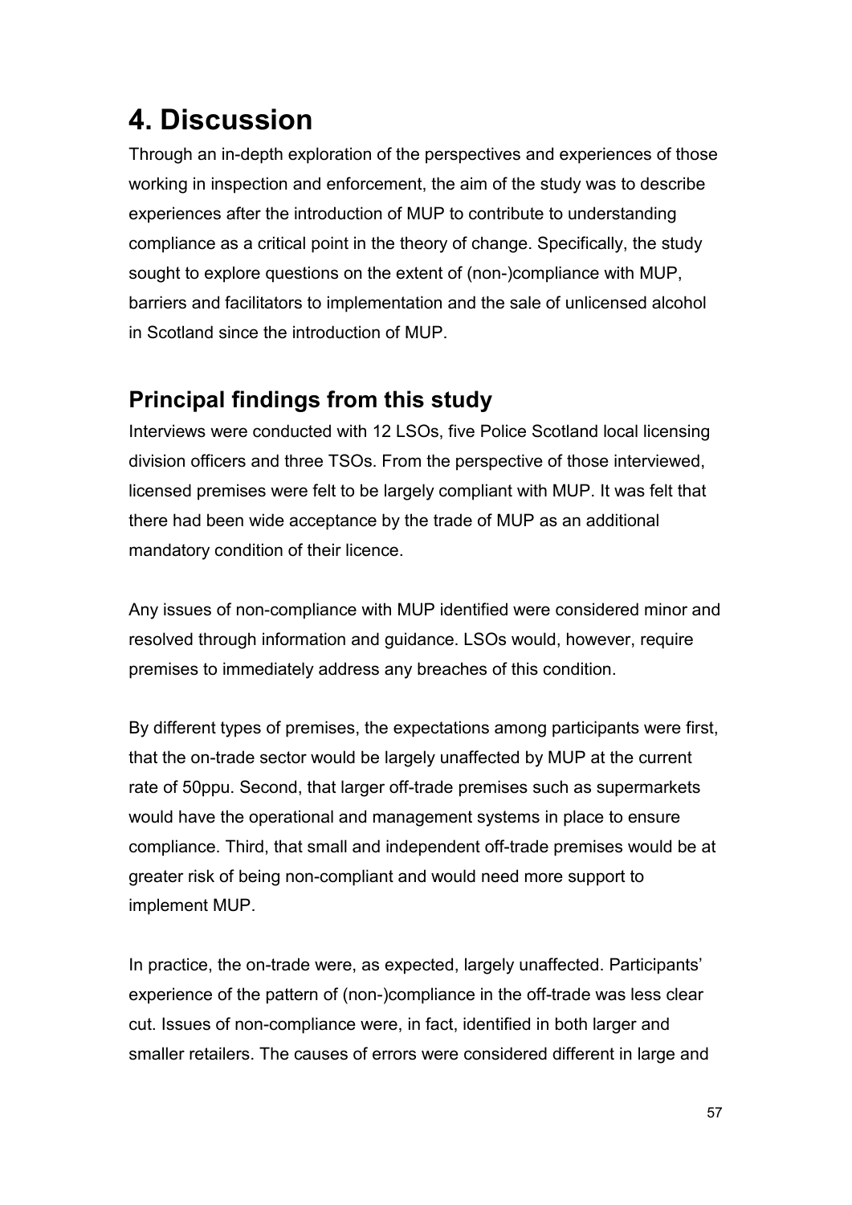# 4. Discussion

Through an in-depth exploration of the perspectives and experiences of those working in inspection and enforcement, the aim of the study was to describe experiences after the introduction of MUP to contribute to understanding compliance as a critical point in the theory of change. Specifically, the study sought to explore questions on the extent of (non-)compliance with MUP, barriers and facilitators to implementation and the sale of unlicensed alcohol in Scotland since the introduction of MUP.

## Principal findings from this study

Interviews were conducted with 12 LSOs, five Police Scotland local licensing division officers and three TSOs. From the perspective of those interviewed, licensed premises were felt to be largely compliant with MUP. It was felt that there had been wide acceptance by the trade of MUP as an additional mandatory condition of their licence.

Any issues of non-compliance with MUP identified were considered minor and resolved through information and guidance. LSOs would, however, require premises to immediately address any breaches of this condition.

By different types of premises, the expectations among participants were first, that the on-trade sector would be largely unaffected by MUP at the current rate of 50ppu. Second, that larger off-trade premises such as supermarkets would have the operational and management systems in place to ensure compliance. Third, that small and independent off-trade premises would be at greater risk of being non-compliant and would need more support to implement MUP.

In practice, the on-trade were, as expected, largely unaffected. Participants' experience of the pattern of (non-)compliance in the off-trade was less clear cut. Issues of non-compliance were, in fact, identified in both larger and smaller retailers. The causes of errors were considered different in large and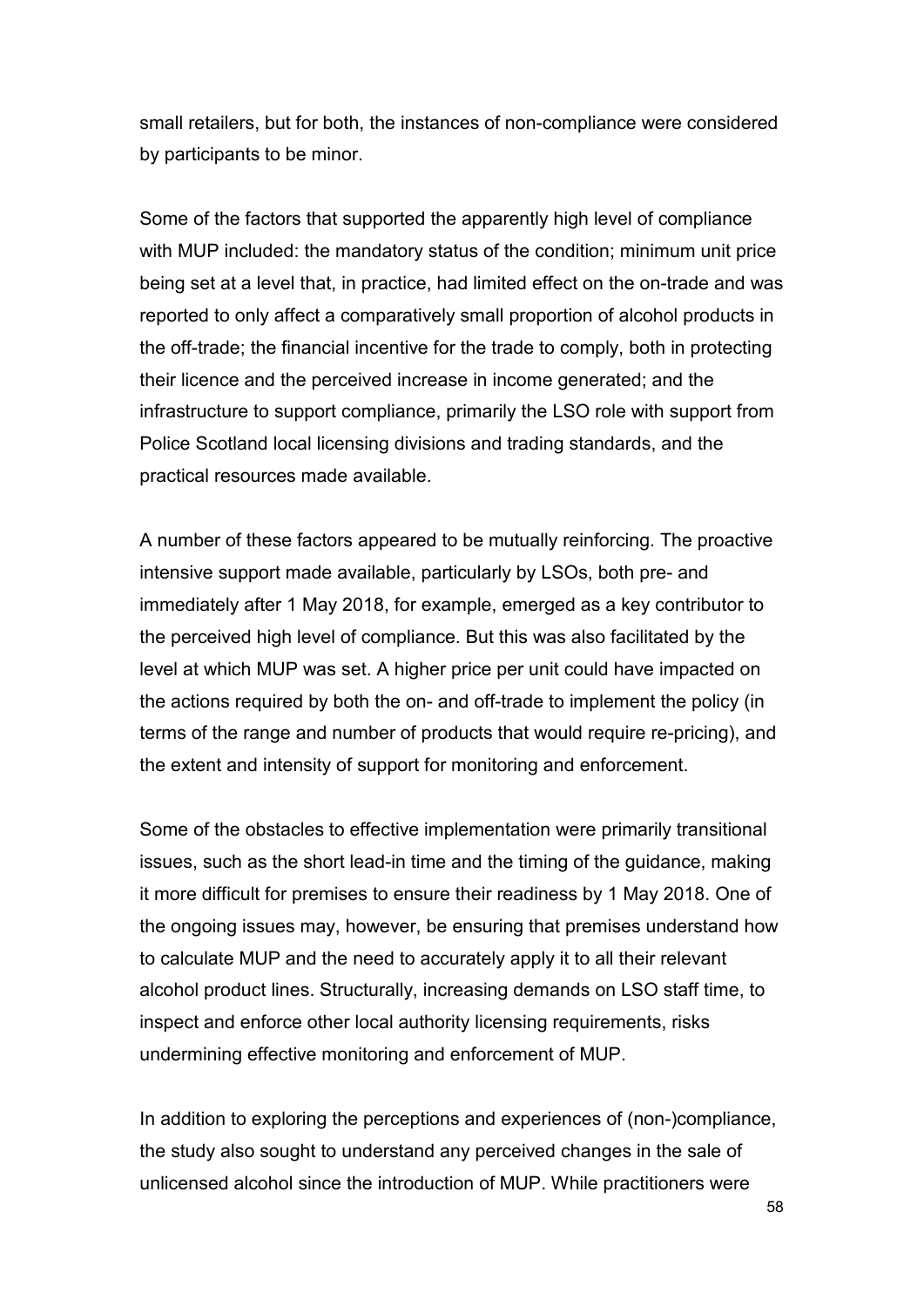small retailers, but for both, the instances of non-compliance were considered by participants to be minor.

Some of the factors that supported the apparently high level of compliance with MUP included: the mandatory status of the condition; minimum unit price being set at a level that, in practice, had limited effect on the on-trade and was reported to only affect a comparatively small proportion of alcohol products in the off-trade; the financial incentive for the trade to comply, both in protecting their licence and the perceived increase in income generated; and the infrastructure to support compliance, primarily the LSO role with support from Police Scotland local licensing divisions and trading standards, and the practical resources made available.

A number of these factors appeared to be mutually reinforcing. The proactive intensive support made available, particularly by LSOs, both pre- and immediately after 1 May 2018, for example, emerged as a key contributor to the perceived high level of compliance. But this was also facilitated by the level at which MUP was set. A higher price per unit could have impacted on the actions required by both the on- and off-trade to implement the policy (in terms of the range and number of products that would require re-pricing), and the extent and intensity of support for monitoring and enforcement.

Some of the obstacles to effective implementation were primarily transitional issues, such as the short lead-in time and the timing of the guidance, making it more difficult for premises to ensure their readiness by 1 May 2018. One of the ongoing issues may, however, be ensuring that premises understand how to calculate MUP and the need to accurately apply it to all their relevant alcohol product lines. Structurally, increasing demands on LSO staff time, to inspect and enforce other local authority licensing requirements, risks undermining effective monitoring and enforcement of MUP.

In addition to exploring the perceptions and experiences of (non-)compliance, the study also sought to understand any perceived changes in the sale of unlicensed alcohol since the introduction of MUP. While practitioners were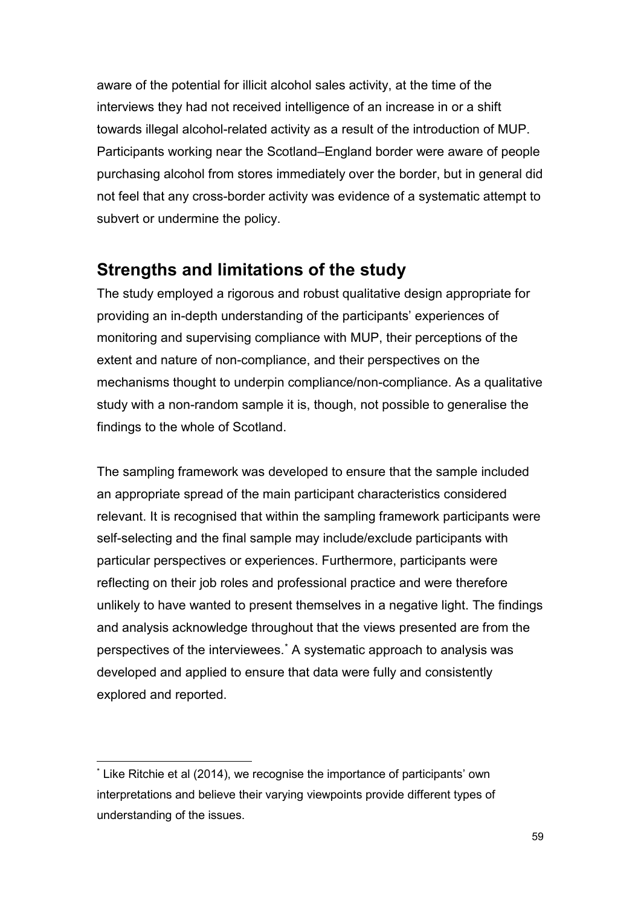aware of the potential for illicit alcohol sales activity, at the time of the interviews they had not received intelligence of an increase in or a shift towards illegal alcohol-related activity as a result of the introduction of MUP. Participants working near the Scotland–England border were aware of people purchasing alcohol from stores immediately over the border, but in general did not feel that any cross-border activity was evidence of a systematic attempt to subvert or undermine the policy.

## Strengths and limitations of the study

The study employed a rigorous and robust qualitative design appropriate for providing an in-depth understanding of the participants' experiences of monitoring and supervising compliance with MUP, their perceptions of the extent and nature of non-compliance, and their perspectives on the mechanisms thought to underpin compliance/non-compliance. As a qualitative study with a non-random sample it is, though, not possible to generalise the findings to the whole of Scotland.

The sampling framework was developed to ensure that the sample included an appropriate spread of the main participant characteristics considered relevant. It is recognised that within the sampling framework participants were self-selecting and the final sample may include/exclude participants with particular perspectives or experiences. Furthermore, participants were reflecting on their job roles and professional practice and were therefore unlikely to have wanted to present themselves in a negative light. The findings and analysis acknowledge throughout that the views presented are from the perspectives of the interviewees.[*] A systematic approach to analysis was developed and applied to ensure that data were fully and consistently explored and reported.

[*] Like Ritchie et al (2014), we recognise the importance of participants' own interpretations and believe their varying viewpoints provide different types of understanding of the issues.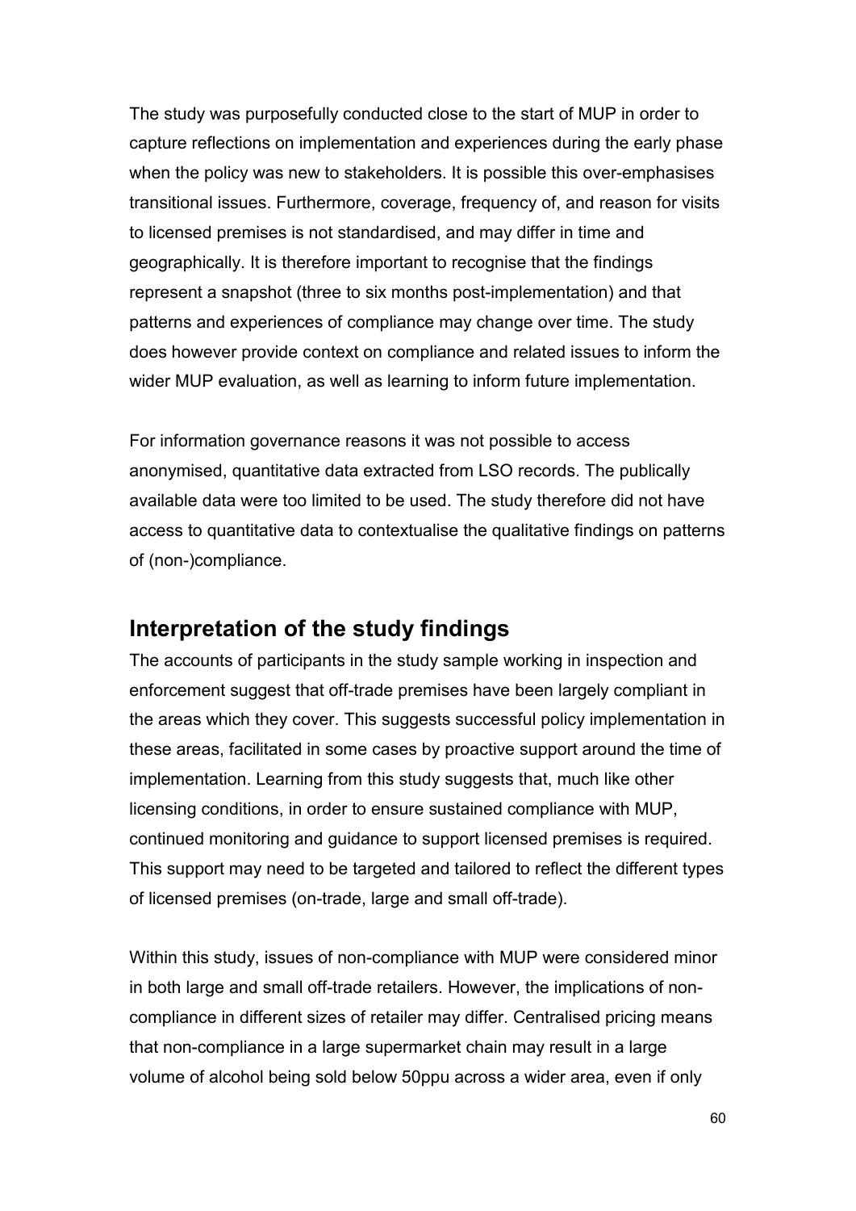The study was purposefully conducted close to the start of MUP in order to capture reflections on implementation and experiences during the early phase when the policy was new to stakeholders. It is possible this over-emphasises transitional issues. Furthermore, coverage, frequency of, and reason for visits to licensed premises is not standardised, and may differ in time and geographically. It is therefore important to recognise that the findings represent a snapshot (three to six months post-implementation) and that patterns and experiences of compliance may change over time. The study does however provide context on compliance and related issues to inform the wider MUP evaluation, as well as learning to inform future implementation.

For information governance reasons it was not possible to access anonymised, quantitative data extracted from LSO records. The publically available data were too limited to be used. The study therefore did not have access to quantitative data to contextualise the qualitative findings on patterns of (non-)compliance.

## Interpretation of the study findings

The accounts of participants in the study sample working in inspection and enforcement suggest that off-trade premises have been largely compliant in the areas which they cover. This suggests successful policy implementation in these areas, facilitated in some cases by proactive support around the time of implementation. Learning from this study suggests that, much like other licensing conditions, in order to ensure sustained compliance with MUP, continued monitoring and guidance to support licensed premises is required. This support may need to be targeted and tailored to reflect the different types of licensed premises (on-trade, large and small off-trade).

Within this study, issues of non-compliance with MUP were considered minor in both large and small off-trade retailers. However, the implications of non-compliance in different sizes of retailer may differ. Centralised pricing means that non-compliance in a large supermarket chain may result in a large volume of alcohol being sold below 50ppu across a wider area, even if only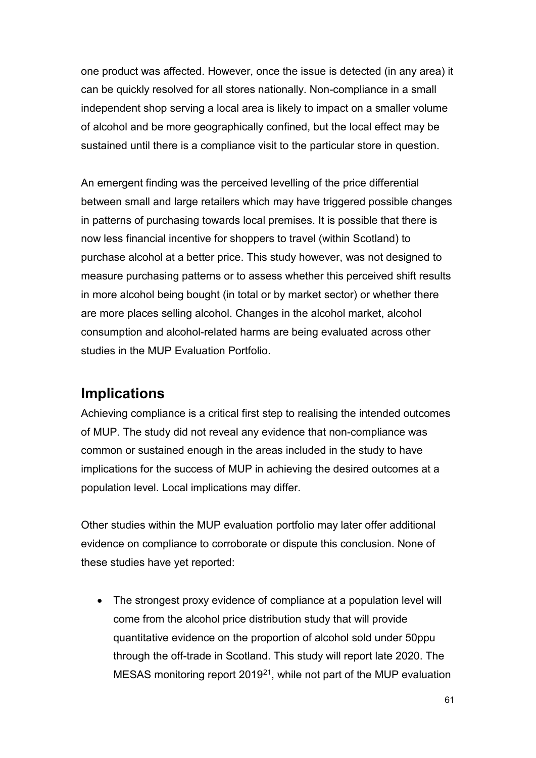one product was affected. However, once the issue is detected (in any area) it can be quickly resolved for all stores nationally. Non-compliance in a small independent shop serving a local area is likely to impact on a smaller volume of alcohol and be more geographically confined, but the local effect may be sustained until there is a compliance visit to the particular store in question.

An emergent finding was the perceived levelling of the price differential between small and large retailers which may have triggered possible changes in patterns of purchasing towards local premises. It is possible that there is now less financial incentive for shoppers to travel (within Scotland) to purchase alcohol at a better price. This study however, was not designed to measure purchasing patterns or to assess whether this perceived shift results in more alcohol being bought (in total or by market sector) or whether there are more places selling alcohol. Changes in the alcohol market, alcohol consumption and alcohol-related harms are being evaluated across other studies in the MUP Evaluation Portfolio.

## Implications

Achieving compliance is a critical first step to realising the intended outcomes of MUP. The study did not reveal any evidence that non-compliance was common or sustained enough in the areas included in the study to have implications for the success of MUP in achieving the desired outcomes at a population level. Local implications may differ.

Other studies within the MUP evaluation portfolio may later offer additional evidence on compliance to corroborate or dispute this conclusion. None of these studies have yet reported:

- The strongest proxy evidence of compliance at a population level will come from the alcohol price distribution study that will provide quantitative evidence on the proportion of alcohol sold under 50ppu through the off-trade in Scotland. This study will report late 2020. The MESAS monitoring report 2019[21], while not part of the MUP evaluation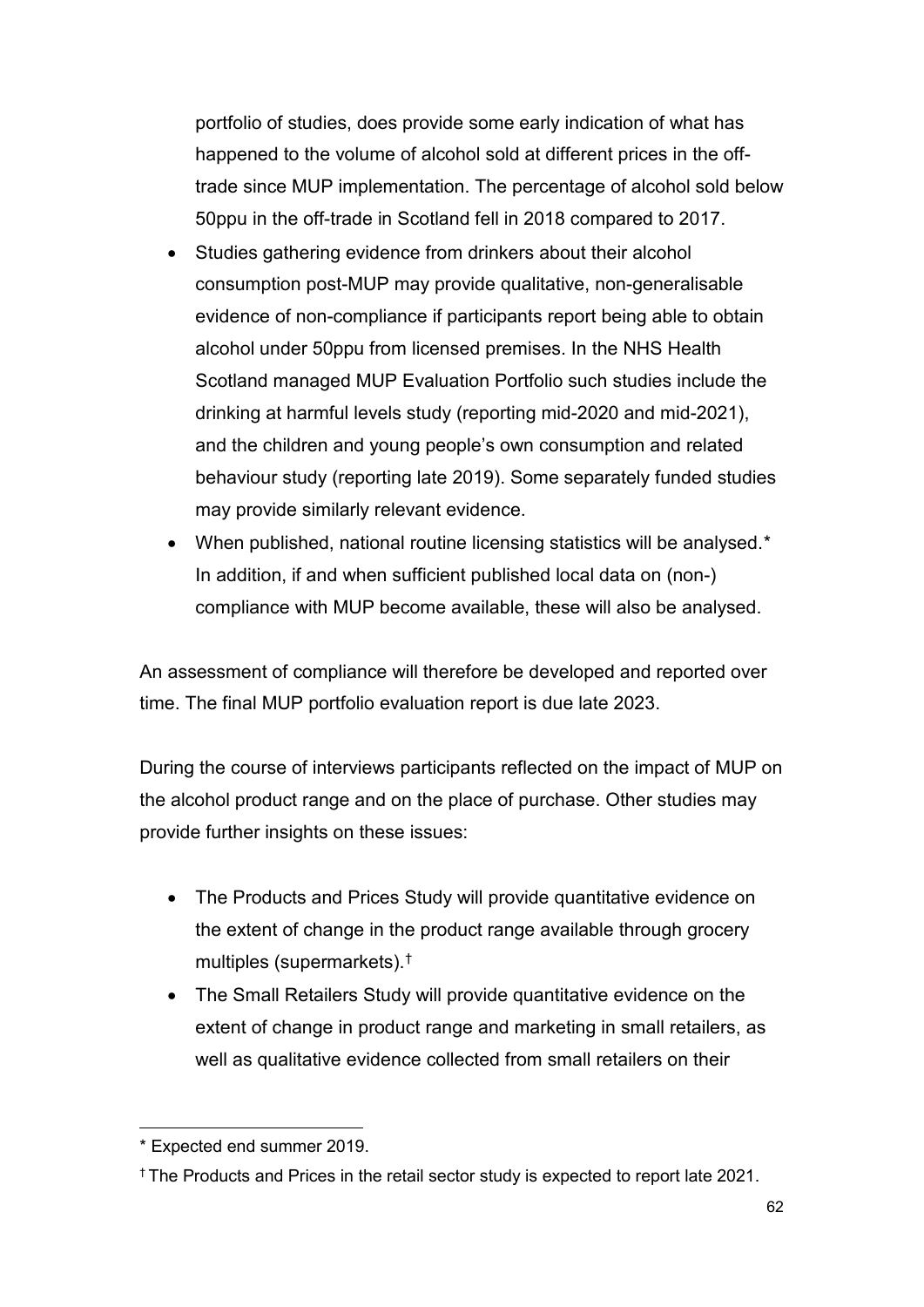portfolio of studies, does provide some early indication of what has happened to the volume of alcohol sold at different prices in the off-trade since MUP implementation. The percentage of alcohol sold below 50ppu in the off-trade in Scotland fell in 2018 compared to 2017.

- Studies gathering evidence from drinkers about their alcohol consumption post-MUP may provide qualitative, non-generalisable evidence of non-compliance if participants report being able to obtain alcohol under 50ppu from licensed premises. In the NHS Health Scotland managed MUP Evaluation Portfolio such studies include the drinking at harmful levels study (reporting mid-2020 and mid-2021), and the children and young people's own consumption and related behaviour study (reporting late 2019). Some separately funded studies may provide similarly relevant evidence.
- When published, national routine licensing statistics will be analysed.* In addition, if and when sufficient published local data on (non-) compliance with MUP become available, these will also be analysed.

An assessment of compliance will therefore be developed and reported over time. The final MUP portfolio evaluation report is due late 2023.

During the course of interviews participants reflected on the impact of MUP on the alcohol product range and on the place of purchase. Other studies may provide further insights on these issues:

- The Products and Prices Study will provide quantitative evidence on the extent of change in the product range available through grocery multiples (supermarkets).†
- The Small Retailers Study will provide quantitative evidence on the extent of change in product range and marketing in small retailers, as well as qualitative evidence collected from small retailers on their

* Expected end summer 2019.

† The Products and Prices in the retail sector study is expected to report late 2021.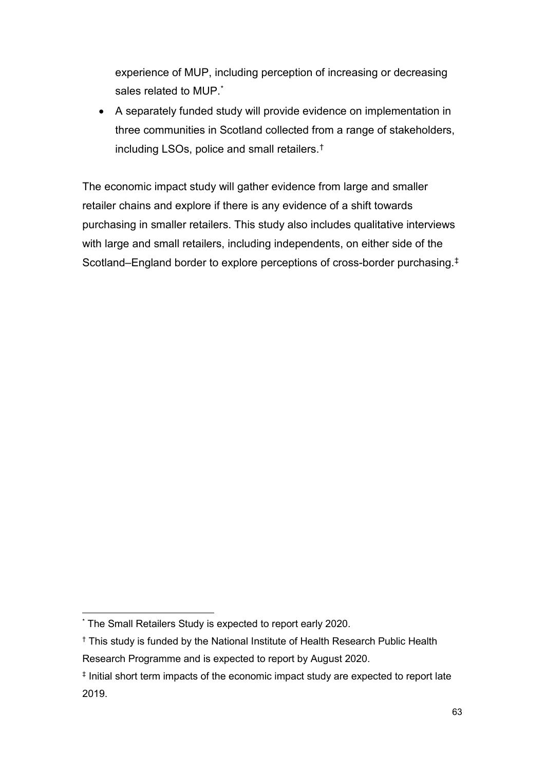experience of MUP, including perception of increasing or decreasing sales related to MUP.[*]

- A separately funded study will provide evidence on implementation in three communities in Scotland collected from a range of stakeholders, including LSOs, police and small retailers.[†]

The economic impact study will gather evidence from large and smaller retailer chains and explore if there is any evidence of a shift towards purchasing in smaller retailers. This study also includes qualitative interviews with large and small retailers, including independents, on either side of the Scotland–England border to explore perceptions of cross-border purchasing.[‡]

---

[*] The Small Retailers Study is expected to report early 2020.

[†] This study is funded by the National Institute of Health Research Public Health Research Programme and is expected to report by August 2020.

[‡] Initial short term impacts of the economic impact study are expected to report late 2019.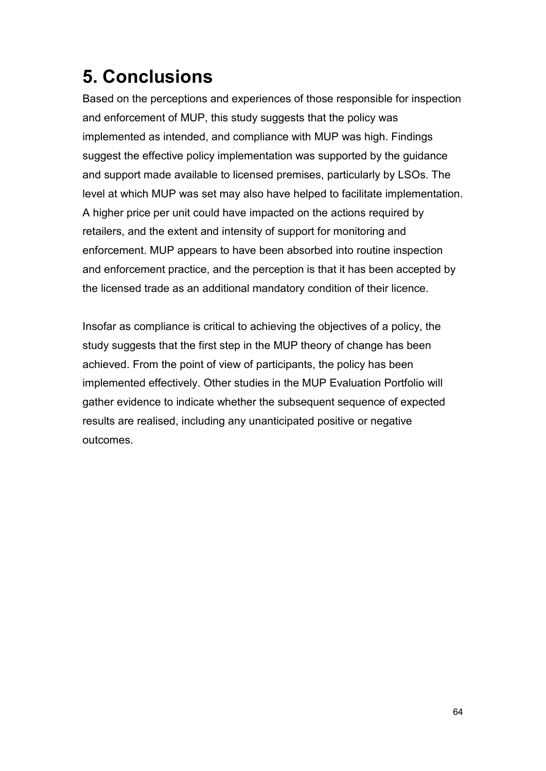# 5. Conclusions

Based on the perceptions and experiences of those responsible for inspection and enforcement of MUP, this study suggests that the policy was implemented as intended, and compliance with MUP was high. Findings suggest the effective policy implementation was supported by the guidance and support made available to licensed premises, particularly by LSOs. The level at which MUP was set may also have helped to facilitate implementation. A higher price per unit could have impacted on the actions required by retailers, and the extent and intensity of support for monitoring and enforcement. MUP appears to have been absorbed into routine inspection and enforcement practice, and the perception is that it has been accepted by the licensed trade as an additional mandatory condition of their licence.

Insofar as compliance is critical to achieving the objectives of a policy, the study suggests that the first step in the MUP theory of change has been achieved. From the point of view of participants, the policy has been implemented effectively. Other studies in the MUP Evaluation Portfolio will gather evidence to indicate whether the subsequent sequence of expected results are realised, including any unanticipated positive or negative outcomes.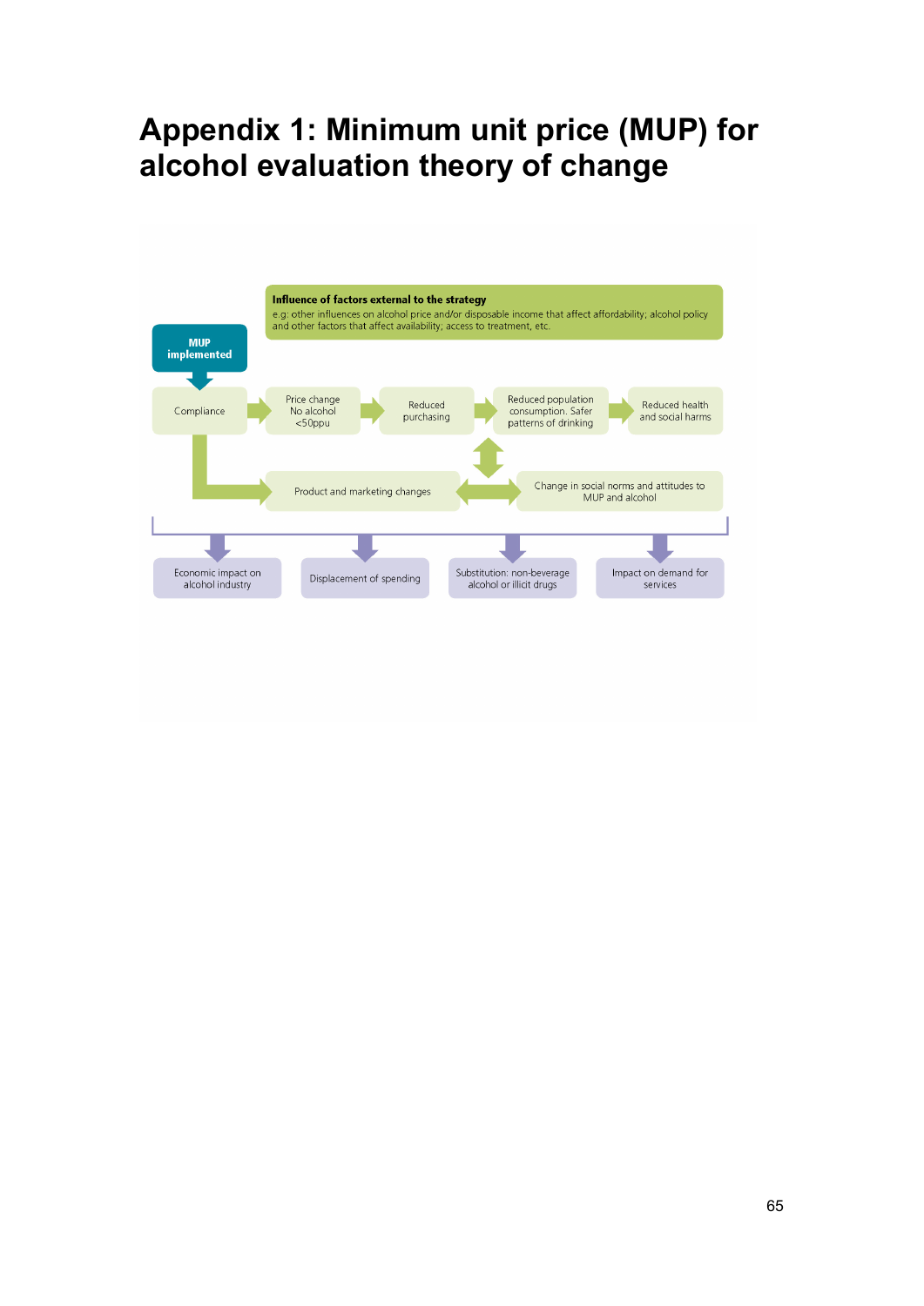# Appendix 1: Minimum unit price (MUP) for alcohol evaluation theory of change

**Influence of factors external to the strategy**

e.g: other influences on alcohol price and/or disposable income that affect affordability; alcohol policy and other factors that affect availability; access to treatment, etc.

**MUP implemented**

Compliance

Price change No alcohol <50ppu

Reduced purchasing

Reduced population consumption. Safer patterns of drinking

Reduced health and social harms

Product and marketing changes

Change in social norms and attitudes to MUP and alcohol

Economic impact on alcohol industry

Displacement of spending

Substitution: non-beverage alcohol or illicit drugs

Impact on demand for services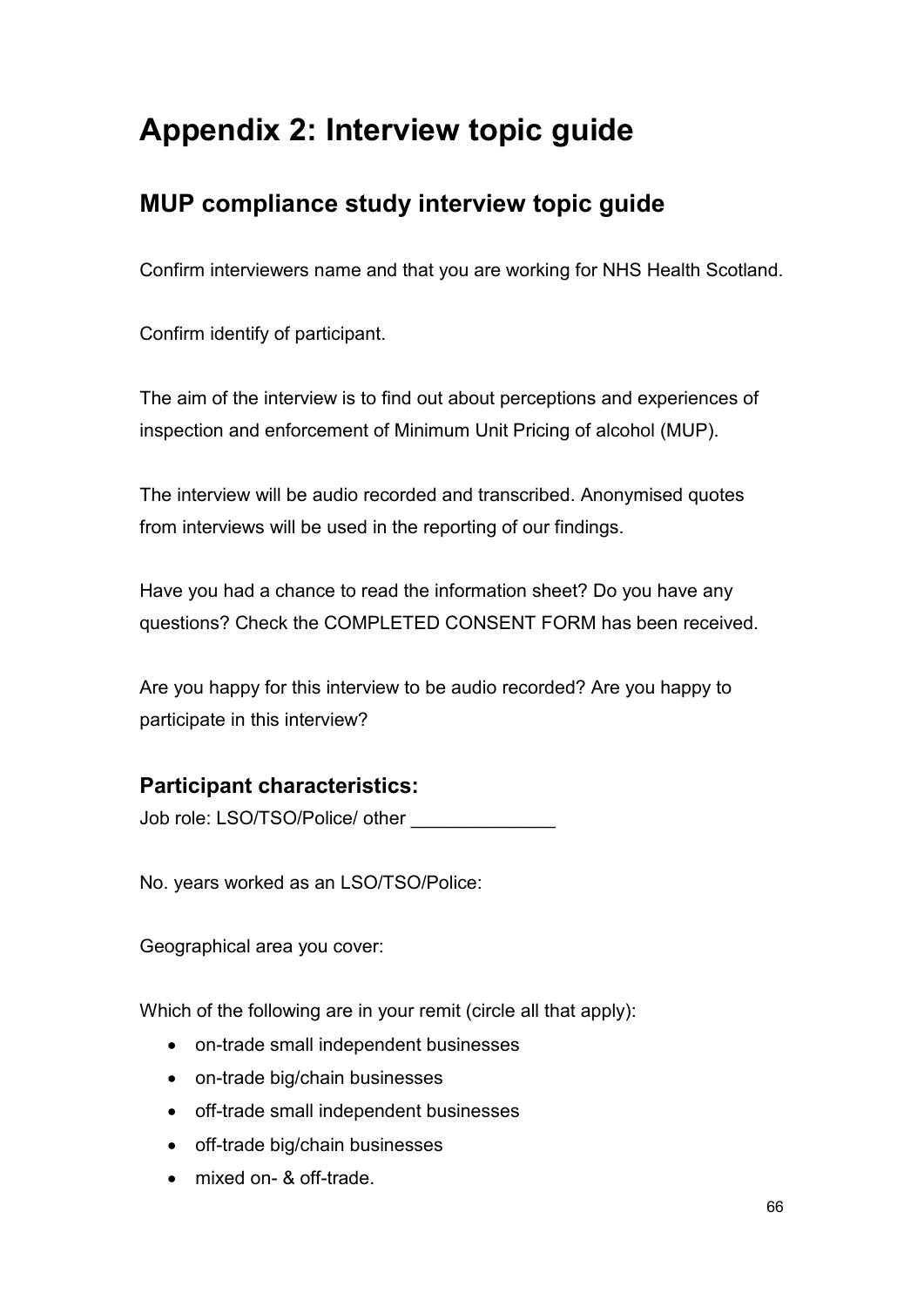# Appendix 2: Interview topic guide

## MUP compliance study interview topic guide

Confirm interviewers name and that you are working for NHS Health Scotland.

Confirm identify of participant.

The aim of the interview is to find out about perceptions and experiences of inspection and enforcement of Minimum Unit Pricing of alcohol (MUP).

The interview will be audio recorded and transcribed. Anonymised quotes from interviews will be used in the reporting of our findings.

Have you had a chance to read the information sheet? Do you have any questions? Check the COMPLETED CONSENT FORM has been received.

Are you happy for this interview to be audio recorded? Are you happy to participate in this interview?

### Participant characteristics:

Job role: LSO/TSO/Police/ other ______________

No. years worked as an LSO/TSO/Police:

Geographical area you cover:

Which of the following are in your remit (circle all that apply):

- on-trade small independent businesses
- on-trade big/chain businesses
- off-trade small independent businesses
- off-trade big/chain businesses
- mixed on- & off-trade.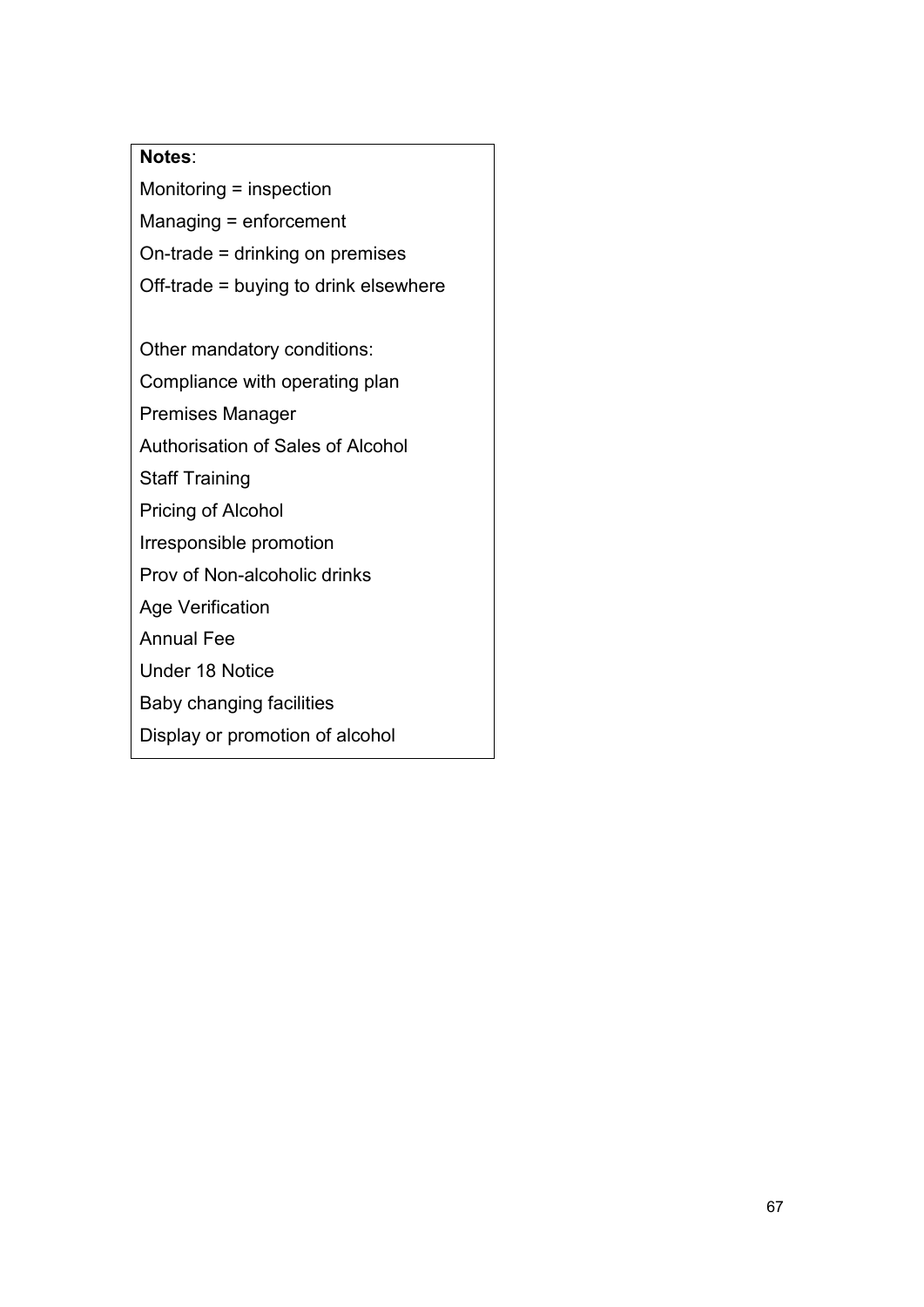**Notes**:

Monitoring = inspection

Managing = enforcement

On-trade = drinking on premises

Off-trade = buying to drink elsewhere

Other mandatory conditions:

Compliance with operating plan

Premises Manager

Authorisation of Sales of Alcohol

Staff Training

Pricing of Alcohol

Irresponsible promotion

Prov of Non-alcoholic drinks

Age Verification

Annual Fee

Under 18 Notice

Baby changing facilities

Display or promotion of alcohol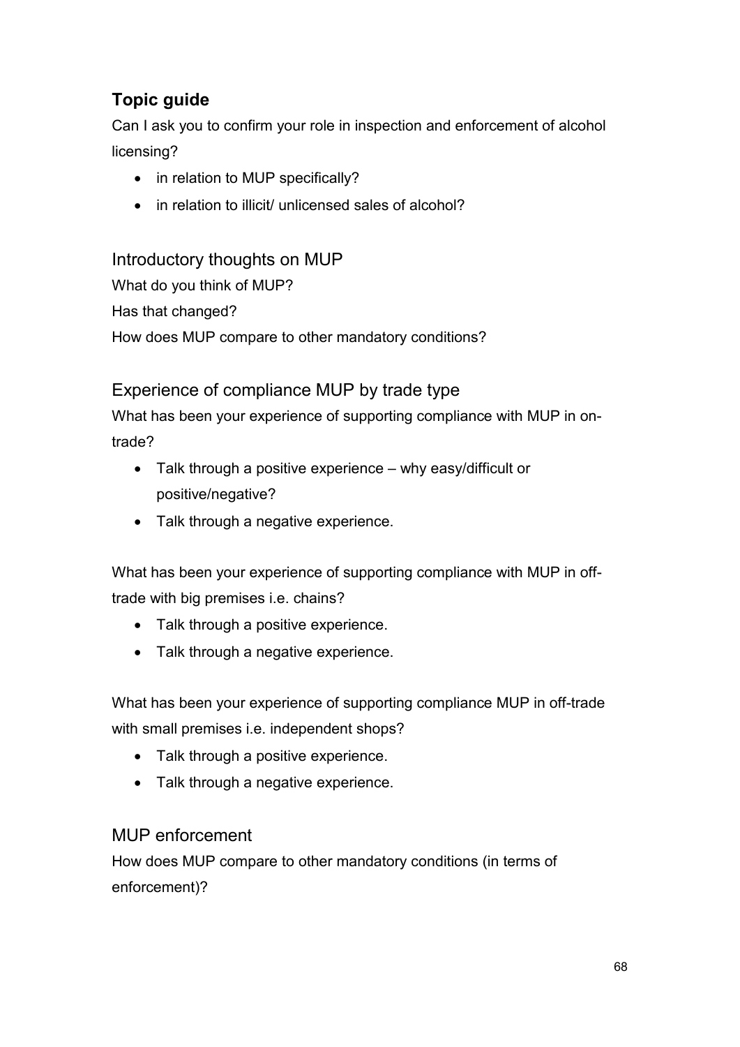## Topic guide

Can I ask you to confirm your role in inspection and enforcement of alcohol licensing?

- in relation to MUP specifically?
- in relation to illicit/ unlicensed sales of alcohol?

### Introductory thoughts on MUP

What do you think of MUP?

Has that changed?

How does MUP compare to other mandatory conditions?

### Experience of compliance MUP by trade type

What has been your experience of supporting compliance with MUP in on-trade?

- Talk through a positive experience – why easy/difficult or positive/negative?
- Talk through a negative experience.

What has been your experience of supporting compliance with MUP in off-trade with big premises i.e. chains?

- Talk through a positive experience.
- Talk through a negative experience.

What has been your experience of supporting compliance MUP in off-trade with small premises i.e. independent shops?

- Talk through a positive experience.
- Talk through a negative experience.

### MUP enforcement

How does MUP compare to other mandatory conditions (in terms of enforcement)?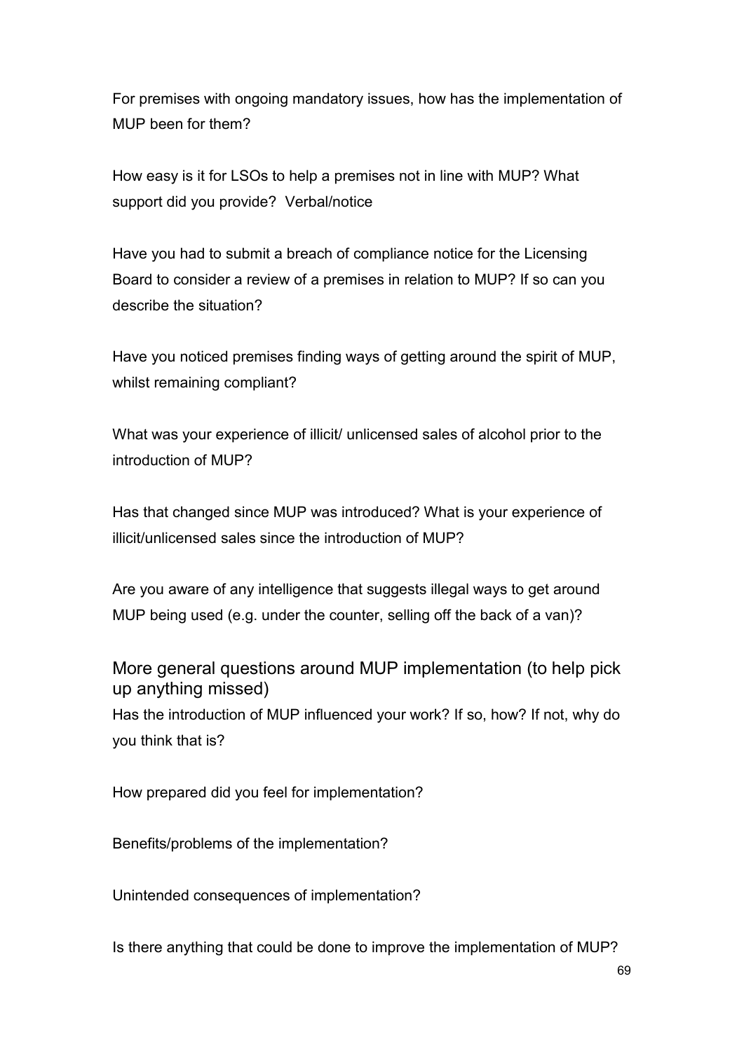For premises with ongoing mandatory issues, how has the implementation of MUP been for them?

How easy is it for LSOs to help a premises not in line with MUP? What support did you provide? Verbal/notice

Have you had to submit a breach of compliance notice for the Licensing Board to consider a review of a premises in relation to MUP? If so can you describe the situation?

Have you noticed premises finding ways of getting around the spirit of MUP, whilst remaining compliant?

What was your experience of illicit/ unlicensed sales of alcohol prior to the introduction of MUP?

Has that changed since MUP was introduced? What is your experience of illicit/unlicensed sales since the introduction of MUP?

Are you aware of any intelligence that suggests illegal ways to get around MUP being used (e.g. under the counter, selling off the back of a van)?

## More general questions around MUP implementation (to help pick up anything missed)

Has the introduction of MUP influenced your work? If so, how? If not, why do you think that is?

How prepared did you feel for implementation?

Benefits/problems of the implementation?

Unintended consequences of implementation?

Is there anything that could be done to improve the implementation of MUP?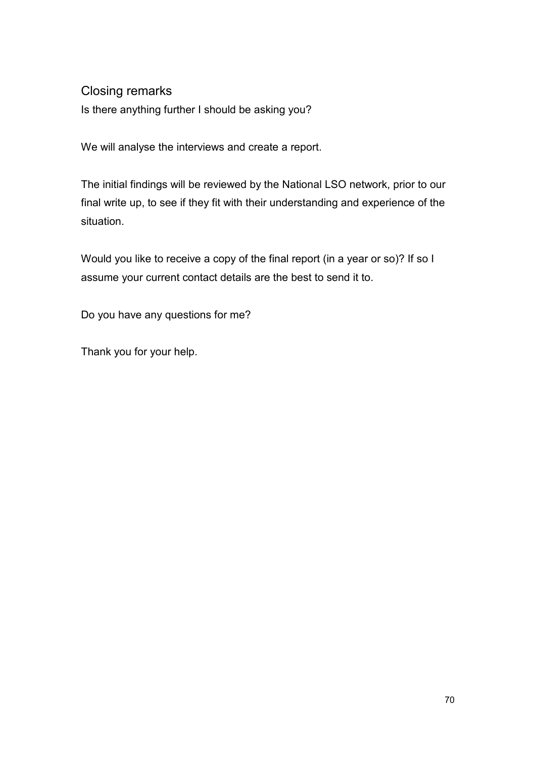## Closing remarks

Is there anything further I should be asking you?

We will analyse the interviews and create a report.

The initial findings will be reviewed by the National LSO network, prior to our final write up, to see if they fit with their understanding and experience of the situation.

Would you like to receive a copy of the final report (in a year or so)? If so I assume your current contact details are the best to send it to.

Do you have any questions for me?

Thank you for your help.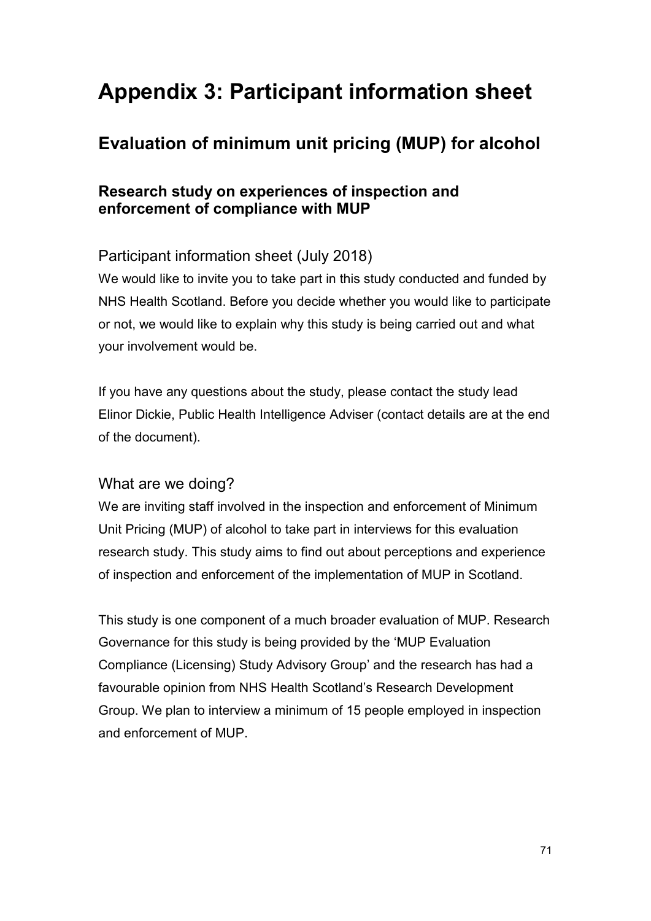# Appendix 3: Participant information sheet

## Evaluation of minimum unit pricing (MUP) for alcohol

### Research study on experiences of inspection and enforcement of compliance with MUP

#### Participant information sheet (July 2018)

We would like to invite you to take part in this study conducted and funded by NHS Health Scotland. Before you decide whether you would like to participate or not, we would like to explain why this study is being carried out and what your involvement would be.

If you have any questions about the study, please contact the study lead Elinor Dickie, Public Health Intelligence Adviser (contact details are at the end of the document).

#### What are we doing?

We are inviting staff involved in the inspection and enforcement of Minimum Unit Pricing (MUP) of alcohol to take part in interviews for this evaluation research study. This study aims to find out about perceptions and experience of inspection and enforcement of the implementation of MUP in Scotland.

This study is one component of a much broader evaluation of MUP. Research Governance for this study is being provided by the 'MUP Evaluation Compliance (Licensing) Study Advisory Group' and the research has had a favourable opinion from NHS Health Scotland's Research Development Group. We plan to interview a minimum of 15 people employed in inspection and enforcement of MUP.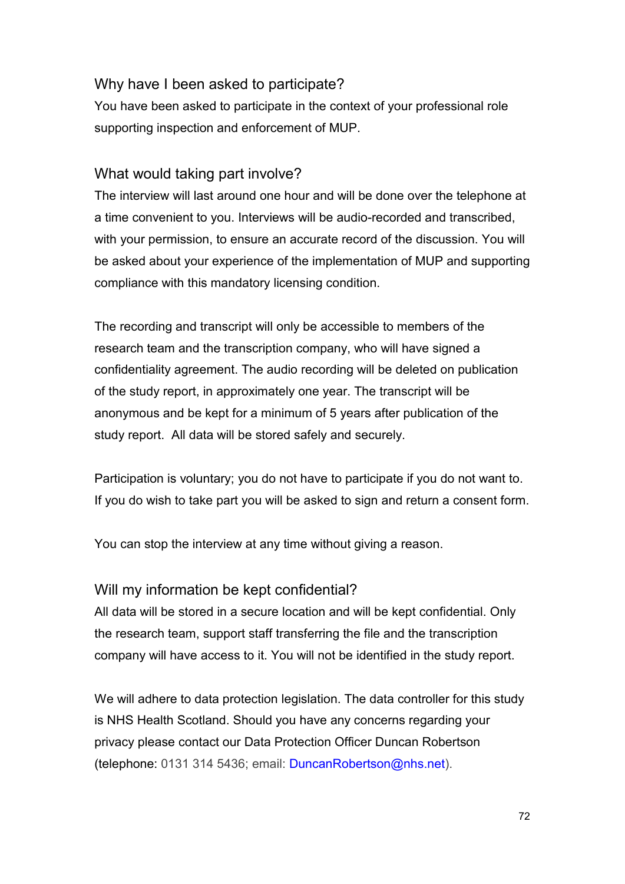## Why have I been asked to participate?

You have been asked to participate in the context of your professional role supporting inspection and enforcement of MUP.

## What would taking part involve?

The interview will last around one hour and will be done over the telephone at a time convenient to you. Interviews will be audio-recorded and transcribed, with your permission, to ensure an accurate record of the discussion. You will be asked about your experience of the implementation of MUP and supporting compliance with this mandatory licensing condition.

The recording and transcript will only be accessible to members of the research team and the transcription company, who will have signed a confidentiality agreement. The audio recording will be deleted on publication of the study report, in approximately one year. The transcript will be anonymous and be kept for a minimum of 5 years after publication of the study report. All data will be stored safely and securely.

Participation is voluntary; you do not have to participate if you do not want to. If you do wish to take part you will be asked to sign and return a consent form.

You can stop the interview at any time without giving a reason.

## Will my information be kept confidential?

All data will be stored in a secure location and will be kept confidential. Only the research team, support staff transferring the file and the transcription company will have access to it. You will not be identified in the study report.

We will adhere to data protection legislation. The data controller for this study is NHS Health Scotland. Should you have any concerns regarding your privacy please contact our Data Protection Officer Duncan Robertson (telephone: 0131 314 5436; email: DuncanRobertson@nhs.net).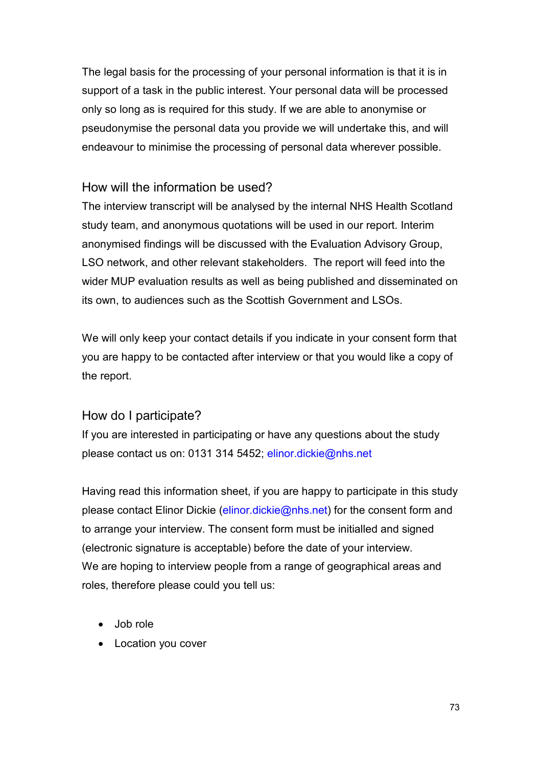The legal basis for the processing of your personal information is that it is in support of a task in the public interest. Your personal data will be processed only so long as is required for this study. If we are able to anonymise or pseudonymise the personal data you provide we will undertake this, and will endeavour to minimise the processing of personal data wherever possible.

### How will the information be used?

The interview transcript will be analysed by the internal NHS Health Scotland study team, and anonymous quotations will be used in our report. Interim anonymised findings will be discussed with the Evaluation Advisory Group, LSO network, and other relevant stakeholders. The report will feed into the wider MUP evaluation results as well as being published and disseminated on its own, to audiences such as the Scottish Government and LSOs.

We will only keep your contact details if you indicate in your consent form that you are happy to be contacted after interview or that you would like a copy of the report.

### How do I participate?

If you are interested in participating or have any questions about the study please contact us on: 0131 314 5452; elinor.dickie@nhs.net

Having read this information sheet, if you are happy to participate in this study please contact Elinor Dickie (elinor.dickie@nhs.net) for the consent form and to arrange your interview. The consent form must be initialled and signed (electronic signature is acceptable) before the date of your interview.
We are hoping to interview people from a range of geographical areas and roles, therefore please could you tell us:

- Job role
- Location you cover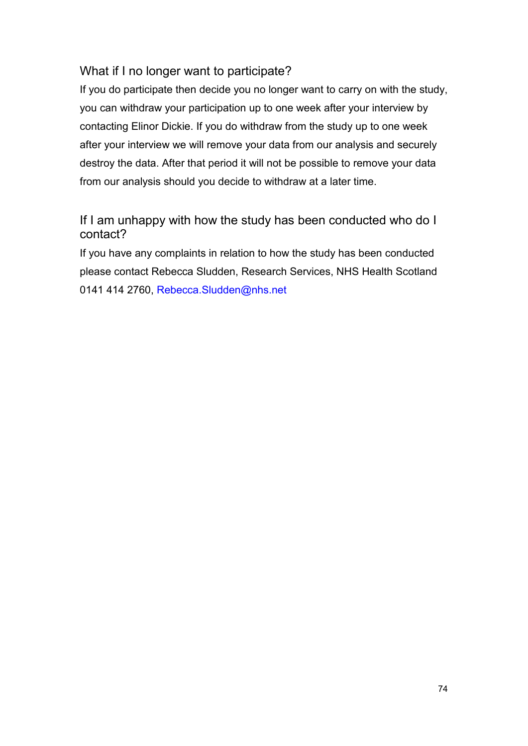### What if I no longer want to participate?

If you do participate then decide you no longer want to carry on with the study, you can withdraw your participation up to one week after your interview by contacting Elinor Dickie. If you do withdraw from the study up to one week after your interview we will remove your data from our analysis and securely destroy the data. After that period it will not be possible to remove your data from our analysis should you decide to withdraw at a later time.

### If I am unhappy with how the study has been conducted who do I contact?

If you have any complaints in relation to how the study has been conducted please contact Rebecca Sludden, Research Services, NHS Health Scotland 0141 414 2760, Rebecca.Sludden@nhs.net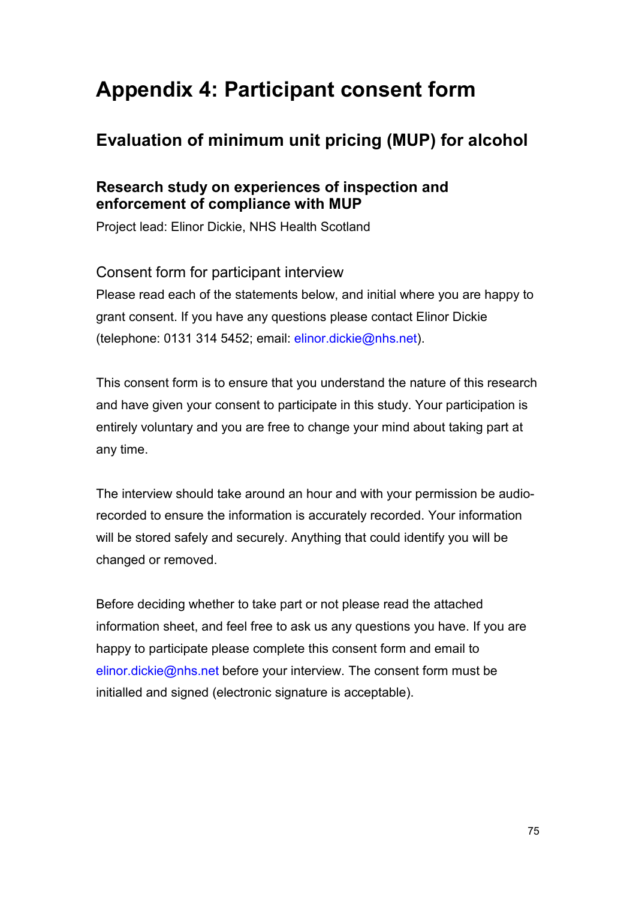# Appendix 4: Participant consent form

## Evaluation of minimum unit pricing (MUP) for alcohol

### Research study on experiences of inspection and enforcement of compliance with MUP

Project lead: Elinor Dickie, NHS Health Scotland

Consent form for participant interview

Please read each of the statements below, and initial where you are happy to grant consent. If you have any questions please contact Elinor Dickie (telephone: 0131 314 5452; email: elinor.dickie@nhs.net).

This consent form is to ensure that you understand the nature of this research and have given your consent to participate in this study. Your participation is entirely voluntary and you are free to change your mind about taking part at any time.

The interview should take around an hour and with your permission be audio-recorded to ensure the information is accurately recorded. Your information will be stored safely and securely. Anything that could identify you will be changed or removed.

Before deciding whether to take part or not please read the attached information sheet, and feel free to ask us any questions you have. If you are happy to participate please complete this consent form and email to elinor.dickie@nhs.net before your interview. The consent form must be initialled and signed (electronic signature is acceptable).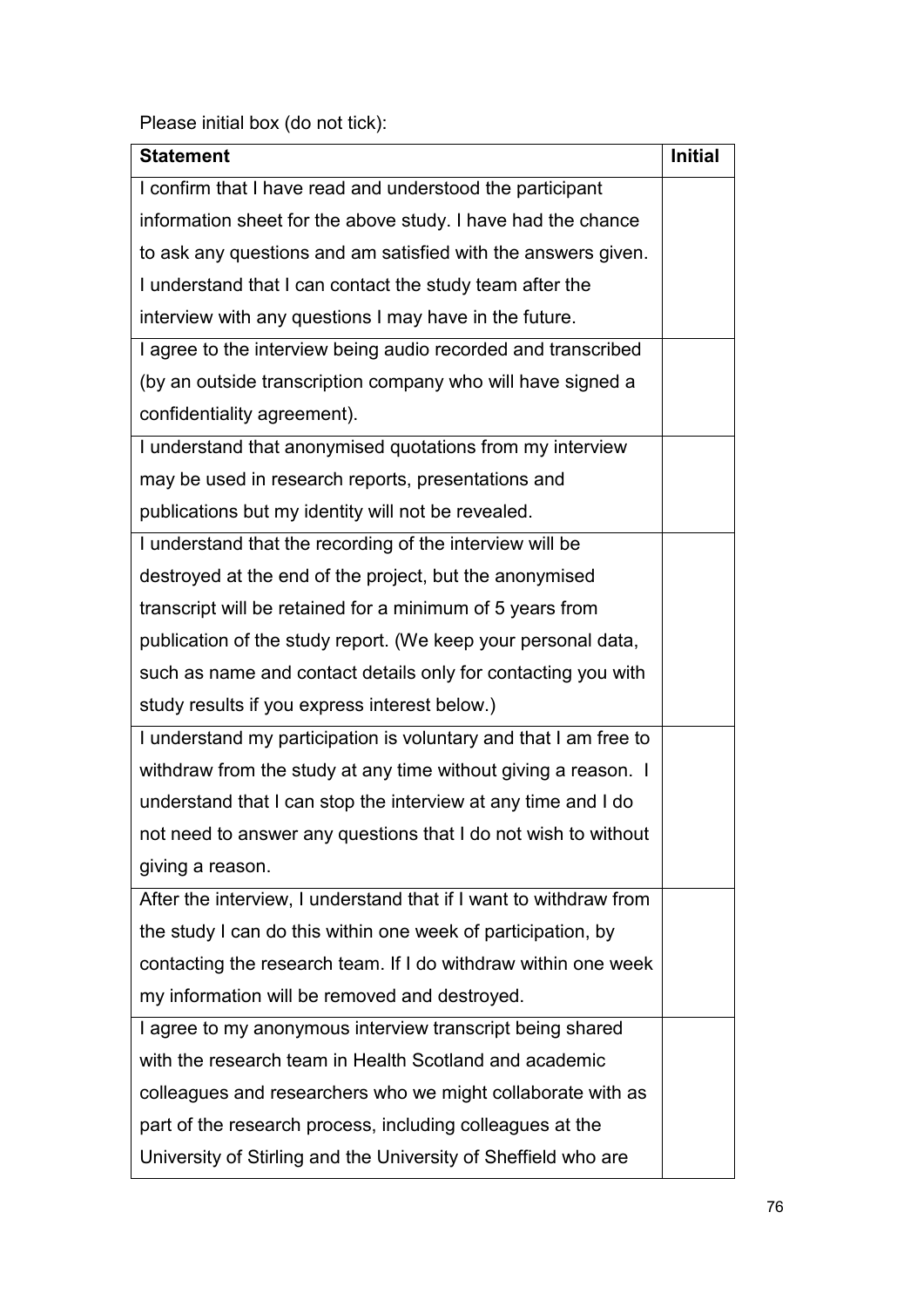Please initial box (do not tick):

| Statement | Initial |
|---|---|
| I confirm that I have read and understood the participant information sheet for the above study. I have had the chance to ask any questions and am satisfied with the answers given. I understand that I can contact the study team after the interview with any questions I may have in the future. | |
| I agree to the interview being audio recorded and transcribed (by an outside transcription company who will have signed a confidentiality agreement). | |
| I understand that anonymised quotations from my interview may be used in research reports, presentations and publications but my identity will not be revealed. | |
| I understand that the recording of the interview will be destroyed at the end of the project, but the anonymised transcript will be retained for a minimum of 5 years from publication of the study report. (We keep your personal data, such as name and contact details only for contacting you with study results if you express interest below.) | |
| I understand my participation is voluntary and that I am free to withdraw from the study at any time without giving a reason. I understand that I can stop the interview at any time and I do not need to answer any questions that I do not wish to without giving a reason. | |
| After the interview, I understand that if I want to withdraw from the study I can do this within one week of participation, by contacting the research team. If I do withdraw within one week my information will be removed and destroyed. | |
| I agree to my anonymous interview transcript being shared with the research team in Health Scotland and academic colleagues and researchers who we might collaborate with as part of the research process, including colleagues at the University of Stirling and the University of Sheffield who are | |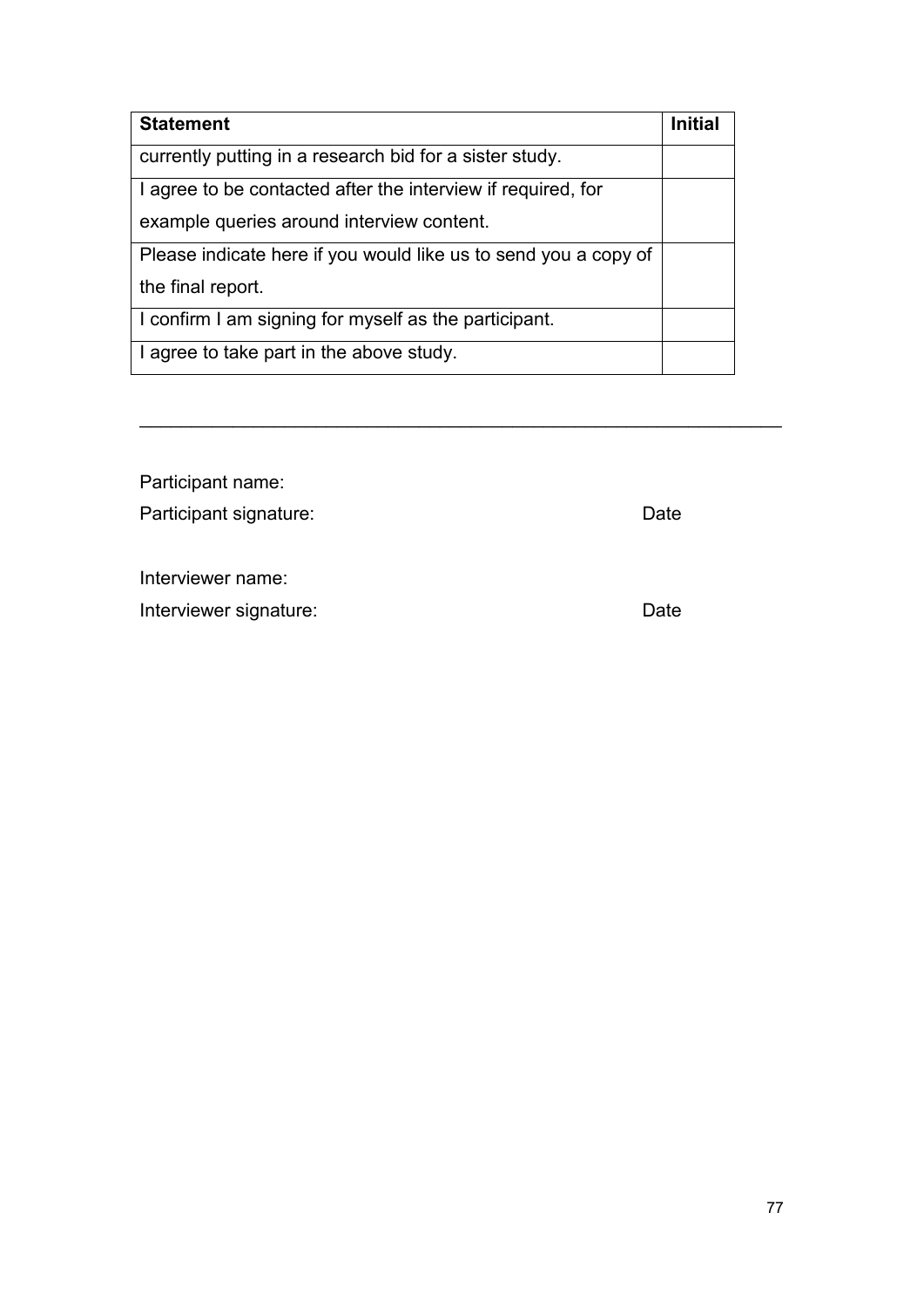| Statement | Initial |
|---|---|
| currently putting in a research bid for a sister study. | |
| I agree to be contacted after the interview if required, for example queries around interview content. | |
| Please indicate here if you would like us to send you a copy of the final report. | |
| I confirm I am signing for myself as the participant. | |
| I agree to take part in the above study. | |

---

Participant name:

Participant signature: Date

Interviewer name:

Interviewer signature: Date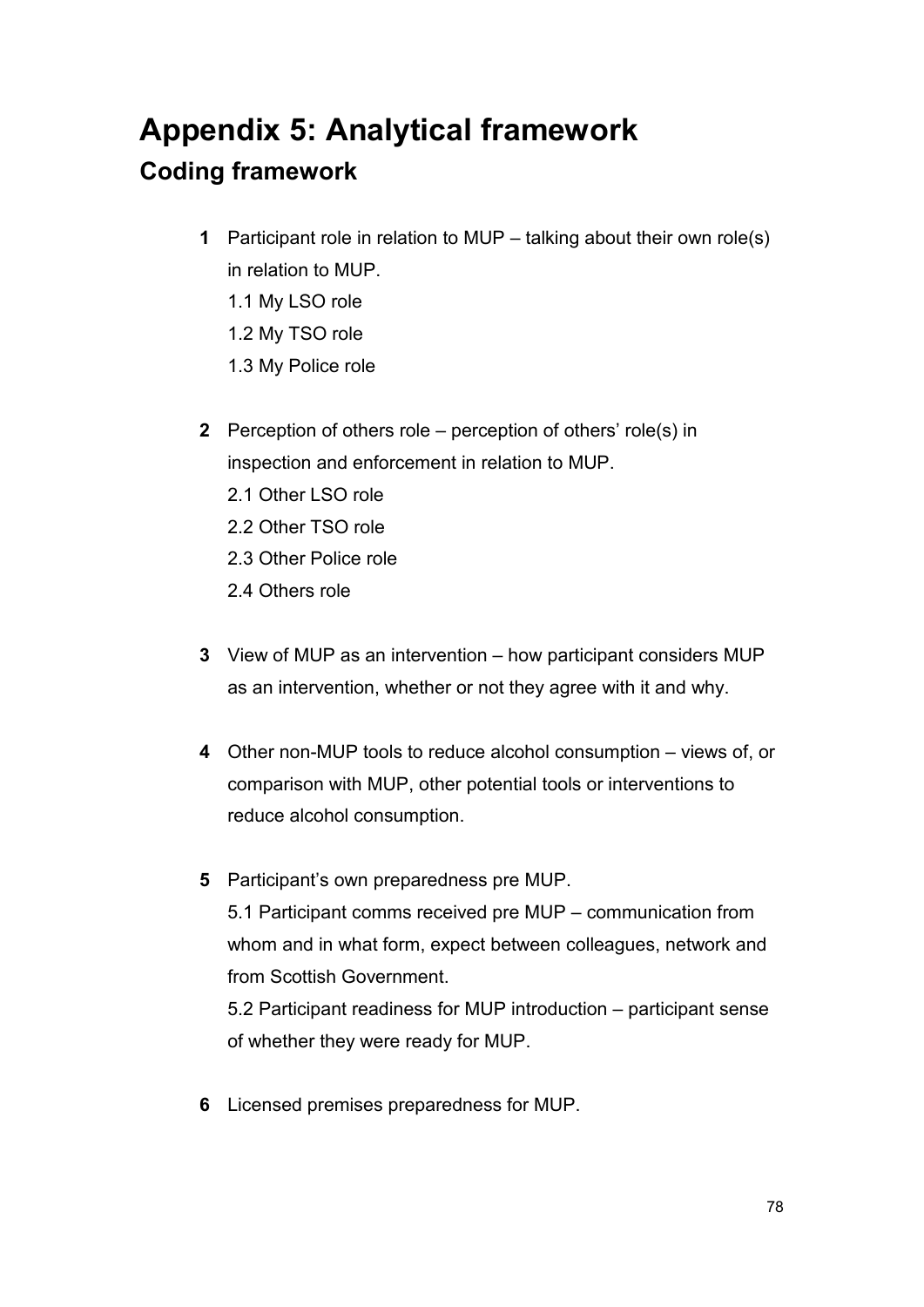# Appendix 5: Analytical framework

## Coding framework

**1** Participant role in relation to MUP – talking about their own role(s) in relation to MUP.

1.1 My LSO role

1.2 My TSO role

1.3 My Police role

**2** Perception of others role – perception of others' role(s) in inspection and enforcement in relation to MUP.

2.1 Other LSO role

2.2 Other TSO role

2.3 Other Police role

2.4 Others role

**3** View of MUP as an intervention – how participant considers MUP as an intervention, whether or not they agree with it and why.

**4** Other non-MUP tools to reduce alcohol consumption – views of, or comparison with MUP, other potential tools or interventions to reduce alcohol consumption.

**5** Participant's own preparedness pre MUP.

5.1 Participant comms received pre MUP – communication from whom and in what form, expect between colleagues, network and from Scottish Government.

5.2 Participant readiness for MUP introduction – participant sense of whether they were ready for MUP.

**6** Licensed premises preparedness for MUP.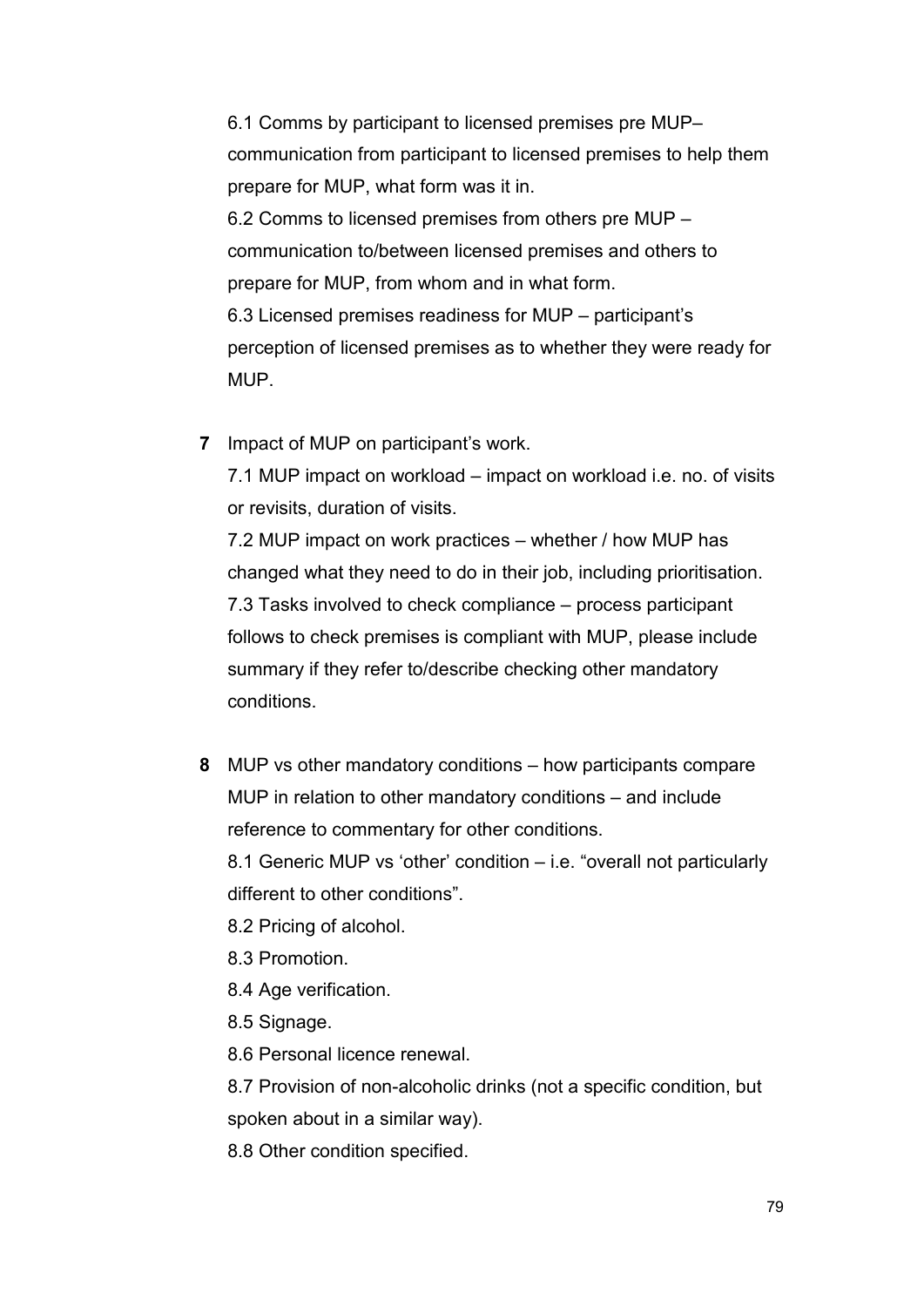6.1 Comms by participant to licensed premises pre MUP– communication from participant to licensed premises to help them prepare for MUP, what form was it in.

6.2 Comms to licensed premises from others pre MUP – communication to/between licensed premises and others to prepare for MUP, from whom and in what form.

6.3 Licensed premises readiness for MUP – participant's perception of licensed premises as to whether they were ready for MUP.

**7** Impact of MUP on participant's work.

7.1 MUP impact on workload – impact on workload i.e. no. of visits or revisits, duration of visits.

7.2 MUP impact on work practices – whether / how MUP has changed what they need to do in their job, including prioritisation.

7.3 Tasks involved to check compliance – process participant follows to check premises is compliant with MUP, please include summary if they refer to/describe checking other mandatory conditions.

**8** MUP vs other mandatory conditions – how participants compare MUP in relation to other mandatory conditions – and include reference to commentary for other conditions.

8.1 Generic MUP vs 'other' condition – i.e. "overall not particularly different to other conditions".

8.2 Pricing of alcohol.

8.3 Promotion.

8.4 Age verification.

8.5 Signage.

8.6 Personal licence renewal.

8.7 Provision of non-alcoholic drinks (not a specific condition, but spoken about in a similar way).

8.8 Other condition specified.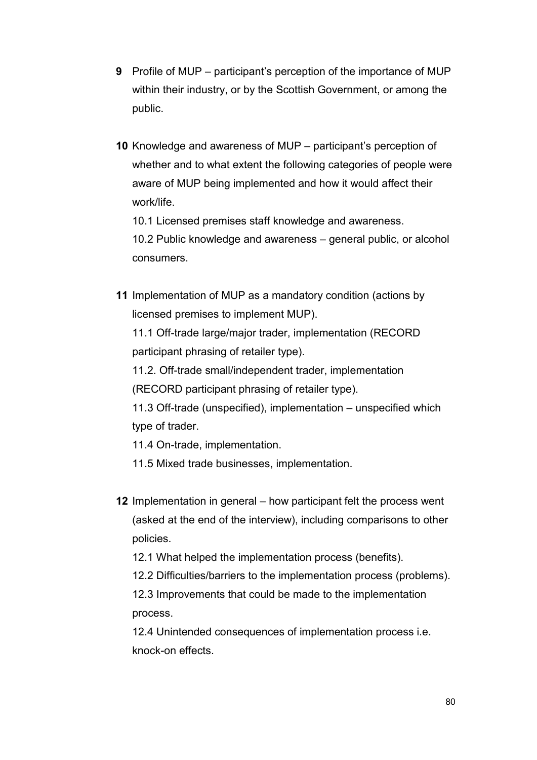**9** Profile of MUP – participant's perception of the importance of MUP within their industry, or by the Scottish Government, or among the public.

**10** Knowledge and awareness of MUP – participant's perception of whether and to what extent the following categories of people were aware of MUP being implemented and how it would affect their work/life.

10.1 Licensed premises staff knowledge and awareness.

10.2 Public knowledge and awareness – general public, or alcohol consumers.

**11** Implementation of MUP as a mandatory condition (actions by licensed premises to implement MUP).

11.1 Off-trade large/major trader, implementation (RECORD participant phrasing of retailer type).

11.2. Off-trade small/independent trader, implementation (RECORD participant phrasing of retailer type).

11.3 Off-trade (unspecified), implementation – unspecified which type of trader.

11.4 On-trade, implementation.

11.5 Mixed trade businesses, implementation.

**12** Implementation in general – how participant felt the process went (asked at the end of the interview), including comparisons to other policies.

12.1 What helped the implementation process (benefits).

12.2 Difficulties/barriers to the implementation process (problems).

12.3 Improvements that could be made to the implementation process.

12.4 Unintended consequences of implementation process i.e. knock-on effects.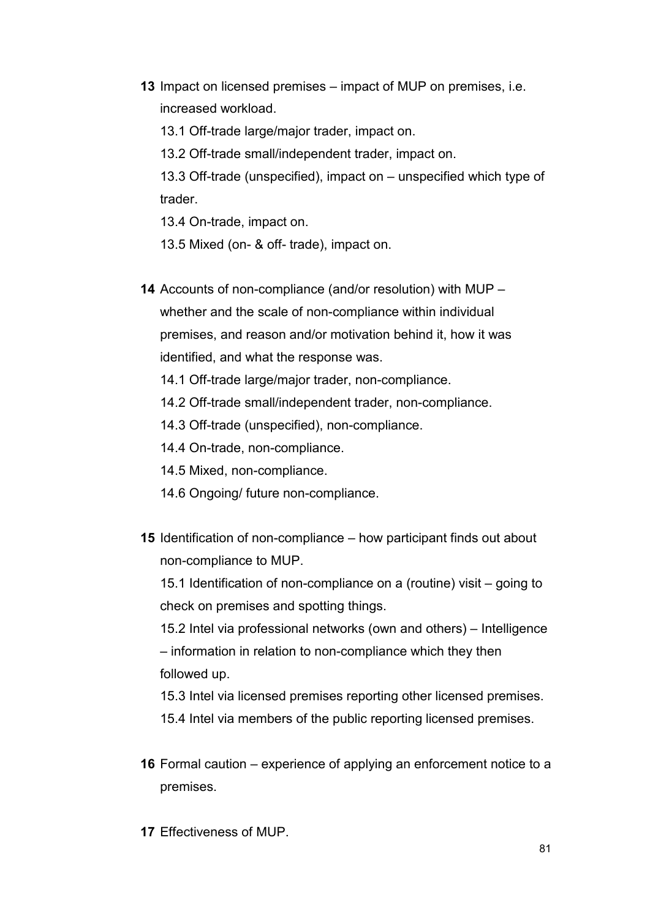**13** Impact on licensed premises – impact of MUP on premises, i.e. increased workload.

13.1 Off-trade large/major trader, impact on.

13.2 Off-trade small/independent trader, impact on.

13.3 Off-trade (unspecified), impact on – unspecified which type of trader.

13.4 On-trade, impact on.

13.5 Mixed (on- & off- trade), impact on.

**14** Accounts of non-compliance (and/or resolution) with MUP – whether and the scale of non-compliance within individual premises, and reason and/or motivation behind it, how it was identified, and what the response was.

14.1 Off-trade large/major trader, non-compliance.

14.2 Off-trade small/independent trader, non-compliance.

14.3 Off-trade (unspecified), non-compliance.

14.4 On-trade, non-compliance.

14.5 Mixed, non-compliance.

14.6 Ongoing/ future non-compliance.

**15** Identification of non-compliance – how participant finds out about non-compliance to MUP.

15.1 Identification of non-compliance on a (routine) visit – going to check on premises and spotting things.

15.2 Intel via professional networks (own and others) – Intelligence – information in relation to non-compliance which they then followed up.

15.3 Intel via licensed premises reporting other licensed premises.

15.4 Intel via members of the public reporting licensed premises.

**16** Formal caution – experience of applying an enforcement notice to a premises.

**17** Effectiveness of MUP.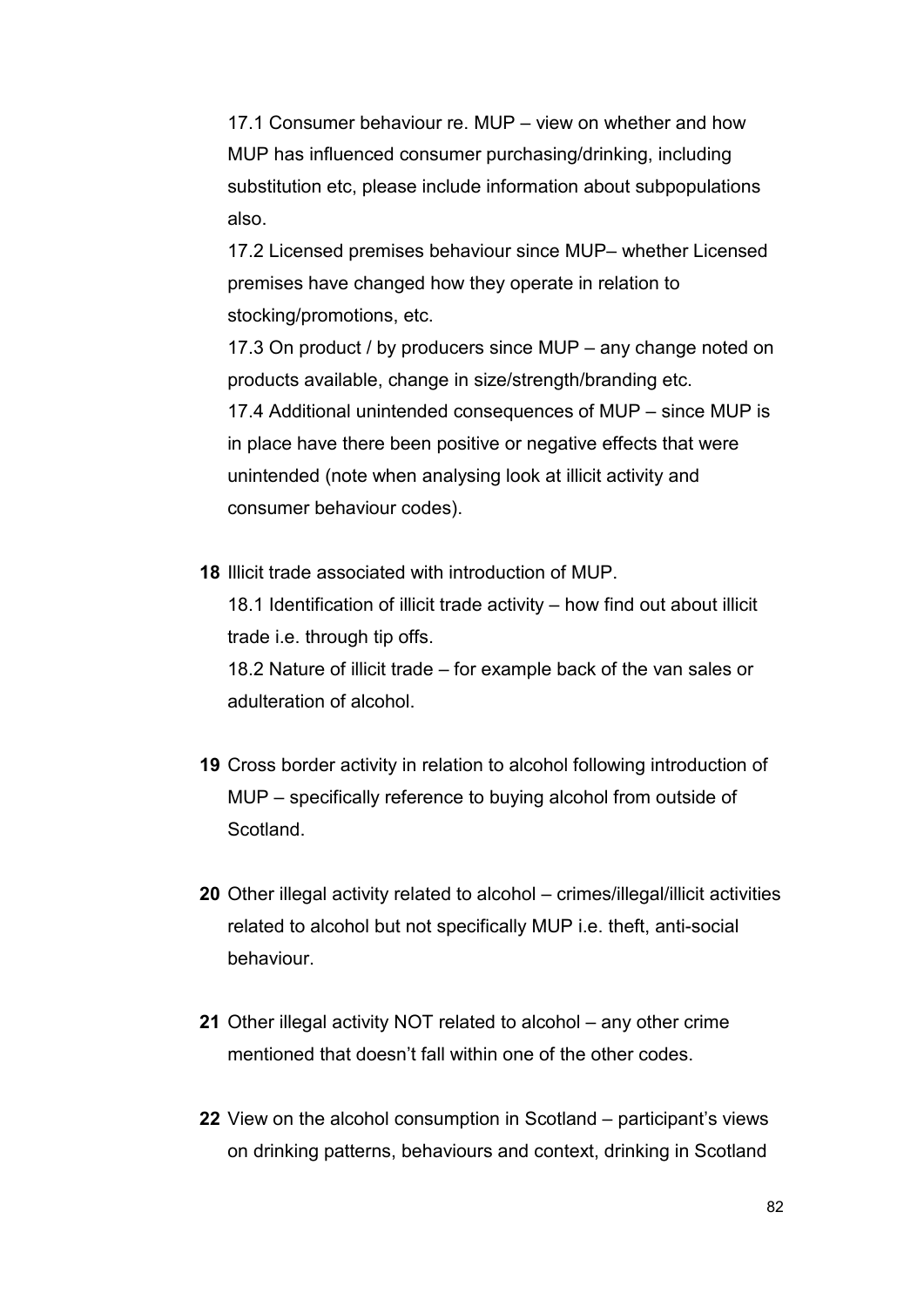17.1 Consumer behaviour re. MUP – view on whether and how MUP has influenced consumer purchasing/drinking, including substitution etc, please include information about subpopulations also.

17.2 Licensed premises behaviour since MUP– whether Licensed premises have changed how they operate in relation to stocking/promotions, etc.

17.3 On product / by producers since MUP – any change noted on products available, change in size/strength/branding etc.

17.4 Additional unintended consequences of MUP – since MUP is in place have there been positive or negative effects that were unintended (note when analysing look at illicit activity and consumer behaviour codes).

**18** Illicit trade associated with introduction of MUP.

18.1 Identification of illicit trade activity – how find out about illicit trade i.e. through tip offs.

18.2 Nature of illicit trade – for example back of the van sales or adulteration of alcohol.

**19** Cross border activity in relation to alcohol following introduction of MUP – specifically reference to buying alcohol from outside of Scotland.

**20** Other illegal activity related to alcohol – crimes/illegal/illicit activities related to alcohol but not specifically MUP i.e. theft, anti-social behaviour.

**21** Other illegal activity NOT related to alcohol – any other crime mentioned that doesn't fall within one of the other codes.

**22** View on the alcohol consumption in Scotland – participant's views on drinking patterns, behaviours and context, drinking in Scotland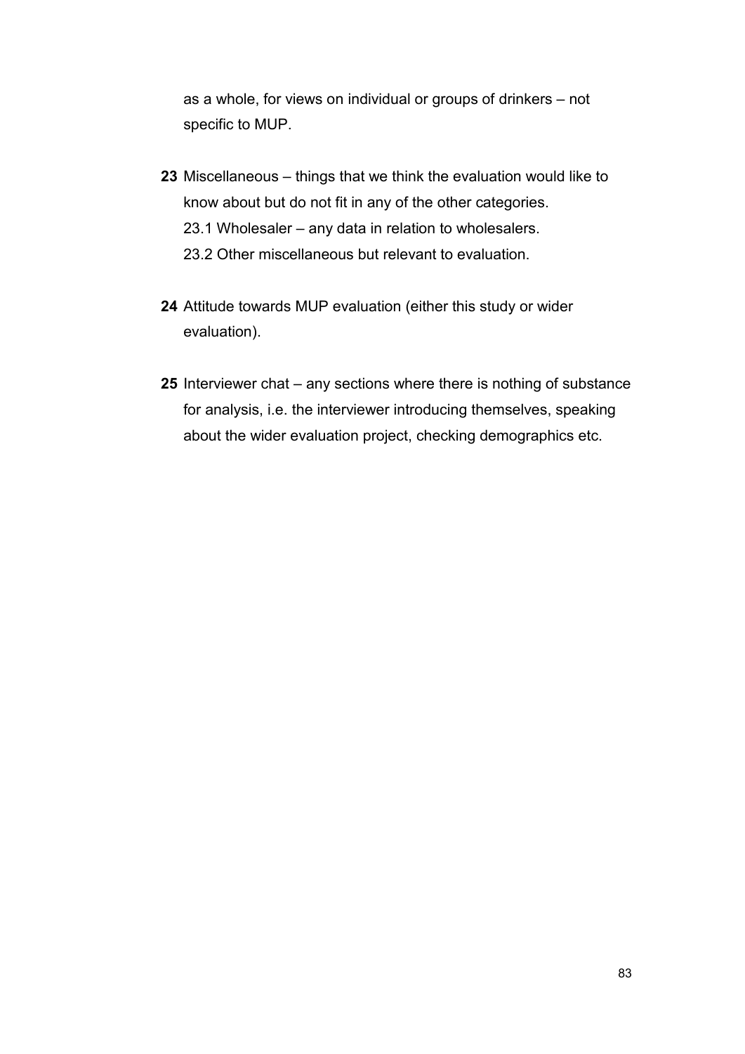as a whole, for views on individual or groups of drinkers – not specific to MUP.

**23** Miscellaneous – things that we think the evaluation would like to know about but do not fit in any of the other categories.
23.1 Wholesaler – any data in relation to wholesalers.
23.2 Other miscellaneous but relevant to evaluation.

**24** Attitude towards MUP evaluation (either this study or wider evaluation).

**25** Interviewer chat – any sections where there is nothing of substance for analysis, i.e. the interviewer introducing themselves, speaking about the wider evaluation project, checking demographics etc.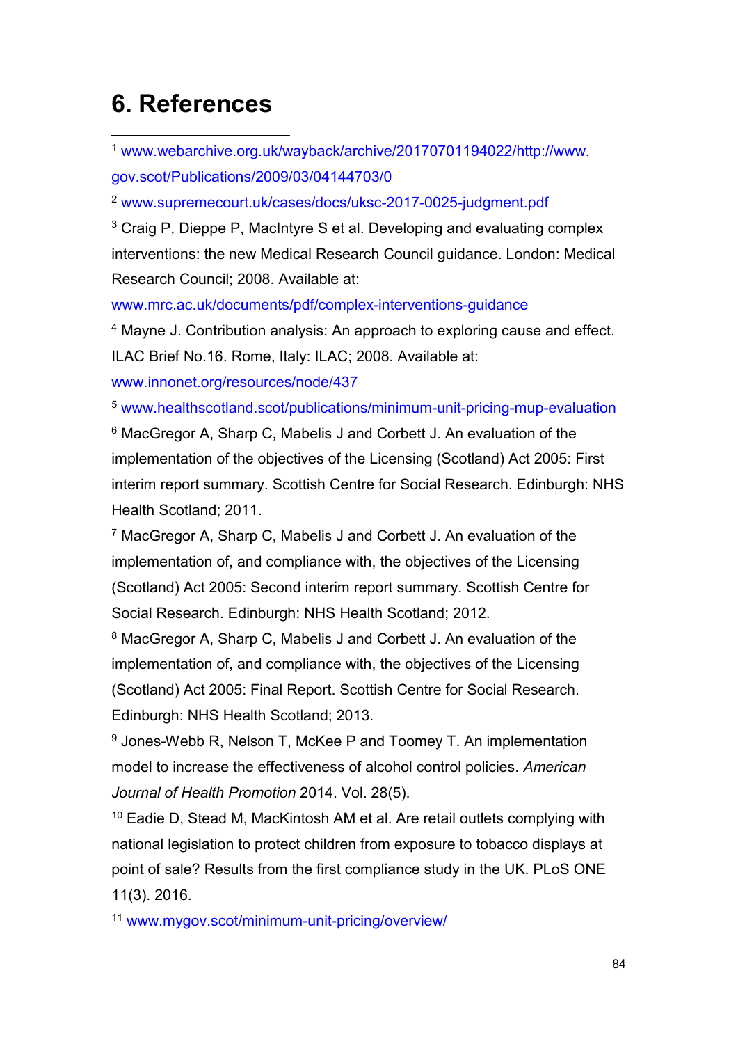# 6. References

[1] www.webarchive.org.uk/wayback/archive/20170701194022/http://www.gov.scot/Publications/2009/03/04144703/0

[2] www.supremecourt.uk/cases/docs/uksc-2017-0025-judgment.pdf

[3] Craig P, Dieppe P, MacIntyre S et al. Developing and evaluating complex interventions: the new Medical Research Council guidance. London: Medical Research Council; 2008. Available at: www.mrc.ac.uk/documents/pdf/complex-interventions-guidance

[4] Mayne J. Contribution analysis: An approach to exploring cause and effect. ILAC Brief No.16. Rome, Italy: ILAC; 2008. Available at: www.innonet.org/resources/node/437

[5] www.healthscotland.scot/publications/minimum-unit-pricing-mup-evaluation

[6] MacGregor A, Sharp C, Mabelis J and Corbett J. An evaluation of the implementation of the objectives of the Licensing (Scotland) Act 2005: First interim report summary. Scottish Centre for Social Research. Edinburgh: NHS Health Scotland; 2011.

[7] MacGregor A, Sharp C, Mabelis J and Corbett J. An evaluation of the implementation of, and compliance with, the objectives of the Licensing (Scotland) Act 2005: Second interim report summary. Scottish Centre for Social Research. Edinburgh: NHS Health Scotland; 2012.

[8] MacGregor A, Sharp C, Mabelis J and Corbett J. An evaluation of the implementation of, and compliance with, the objectives of the Licensing (Scotland) Act 2005: Final Report. Scottish Centre for Social Research. Edinburgh: NHS Health Scotland; 2013.

[9] Jones-Webb R, Nelson T, McKee P and Toomey T. An implementation model to increase the effectiveness of alcohol control policies. *American Journal of Health Promotion* 2014. Vol. 28(5).

[10] Eadie D, Stead M, MacKintosh AM et al. Are retail outlets complying with national legislation to protect children from exposure to tobacco displays at point of sale? Results from the first compliance study in the UK. PLoS ONE 11(3). 2016.

[11] www.mygov.scot/minimum-unit-pricing/overview/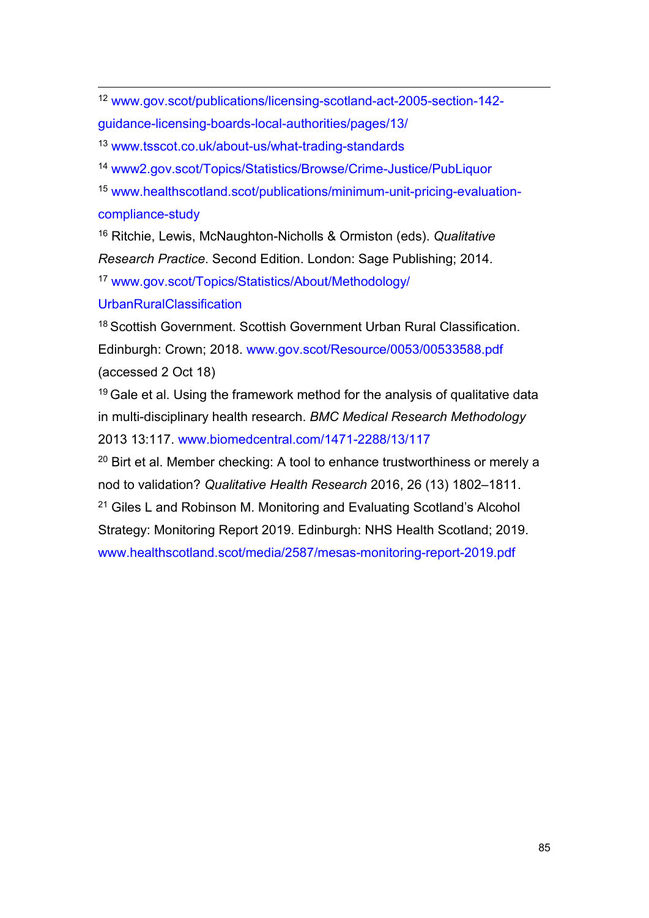---

[12] www.gov.scot/publications/licensing-scotland-act-2005-section-142-guidance-licensing-boards-local-authorities/pages/13/

[13] www.tsscot.co.uk/about-us/what-trading-standards

[14] www2.gov.scot/Topics/Statistics/Browse/Crime-Justice/PubLiquor

[15] www.healthscotland.scot/publications/minimum-unit-pricing-evaluation-compliance-study

[16] Ritchie, Lewis, McNaughton-Nicholls & Ormiston (eds). *Qualitative Research Practice*. Second Edition. London: Sage Publishing; 2014.

[17] www.gov.scot/Topics/Statistics/About/Methodology/UrbanRuralClassification

[18] Scottish Government. Scottish Government Urban Rural Classification. Edinburgh: Crown; 2018. www.gov.scot/Resource/0053/00533588.pdf (accessed 2 Oct 18)

[19] Gale et al. Using the framework method for the analysis of qualitative data in multi-disciplinary health research. *BMC Medical Research Methodology* 2013 13:117. www.biomedcentral.com/1471-2288/13/117

[20] Birt et al. Member checking: A tool to enhance trustworthiness or merely a nod to validation? *Qualitative Health Research* 2016, 26 (13) 1802–1811.

[21] Giles L and Robinson M. Monitoring and Evaluating Scotland's Alcohol Strategy: Monitoring Report 2019. Edinburgh: NHS Health Scotland; 2019. www.healthscotland.scot/media/2587/mesas-monitoring-report-2019.pdf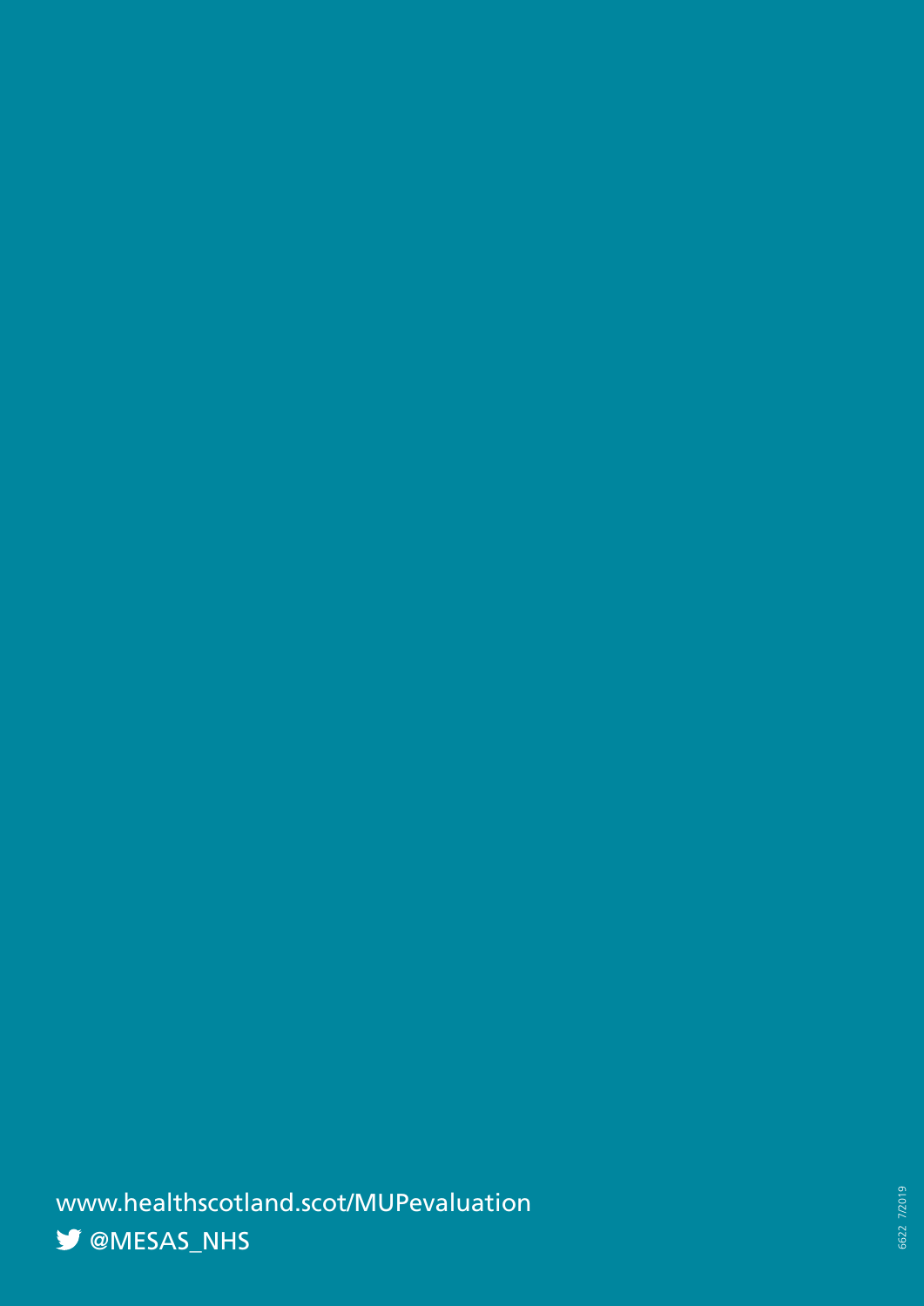www.healthscotland.scot/MUPevaluation

@MESAS_NHS

6622 7/2019